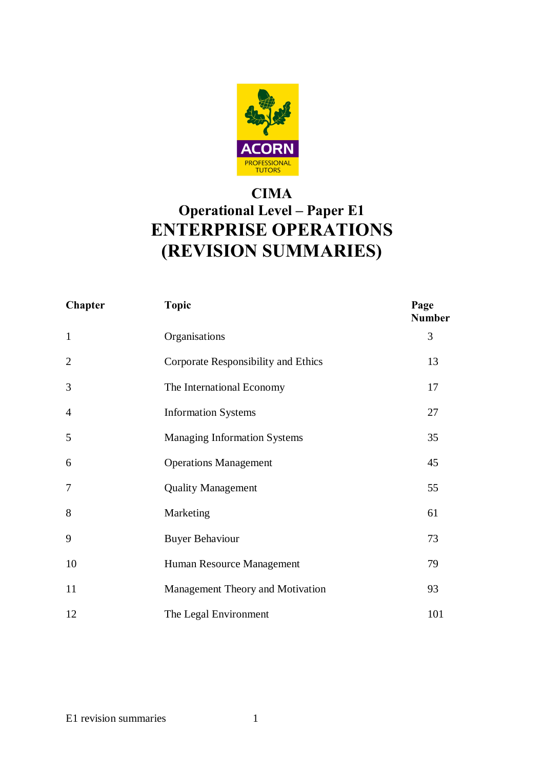ACORN PROFESSIONAL TUTORS

# CIMA
## Operational Level – Paper E1
# ENTERPRISE OPERATIONS (REVISION SUMMARIES)

| Chapter | Topic | Page Number |
|---|---|---|
| 1 | Organisations | 3 |
| 2 | Corporate Responsibility and Ethics | 13 |
| 3 | The International Economy | 17 |
| 4 | Information Systems | 27 |
| 5 | Managing Information Systems | 35 |
| 6 | Operations Management | 45 |
| 7 | Quality Management | 55 |
| 8 | Marketing | 61 |
| 9 | Buyer Behaviour | 73 |
| 10 | Human Resource Management | 79 |
| 11 | Management Theory and Motivation | 93 |
| 12 | The Legal Environment | 101 |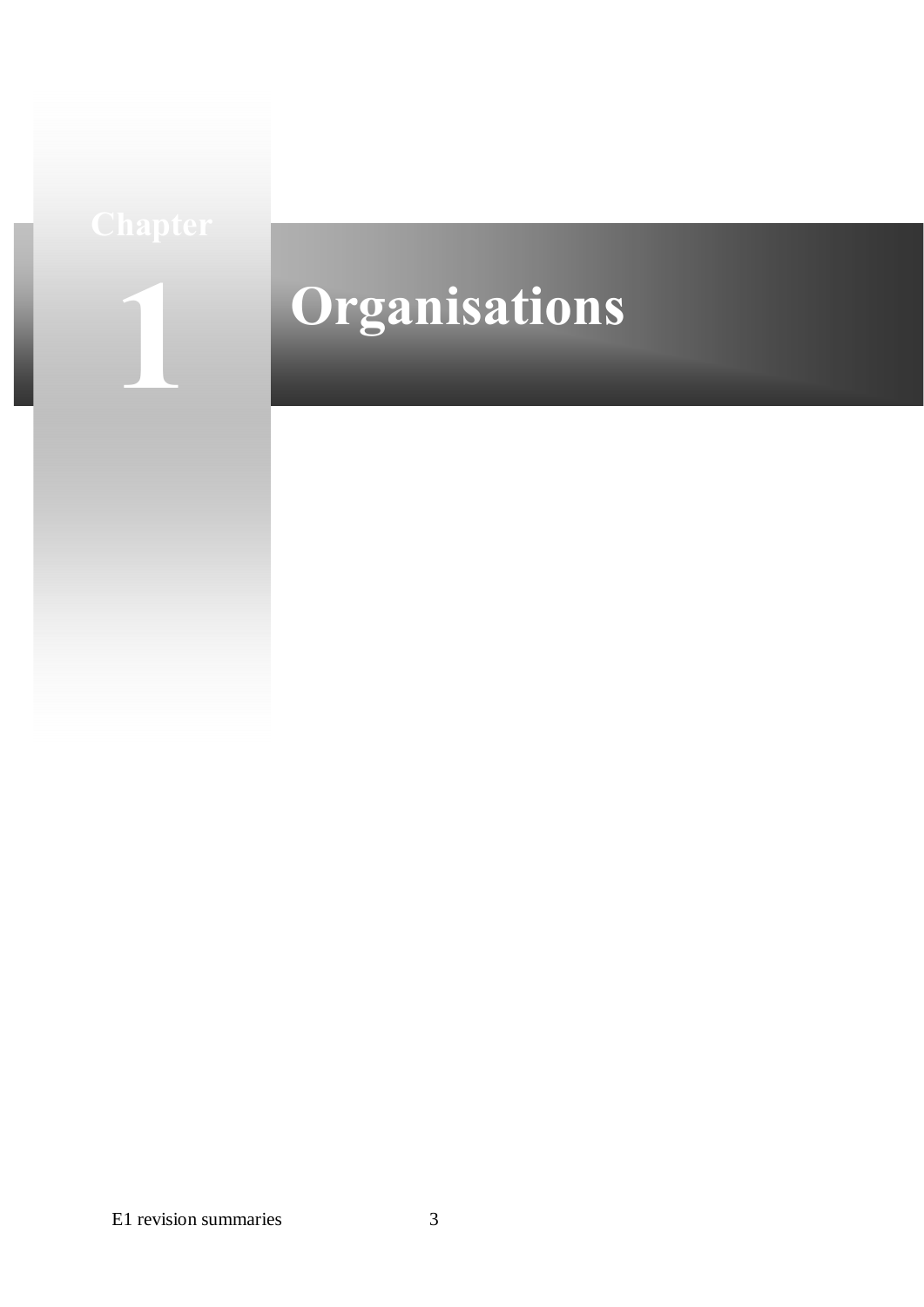# Chapter 1 Organisations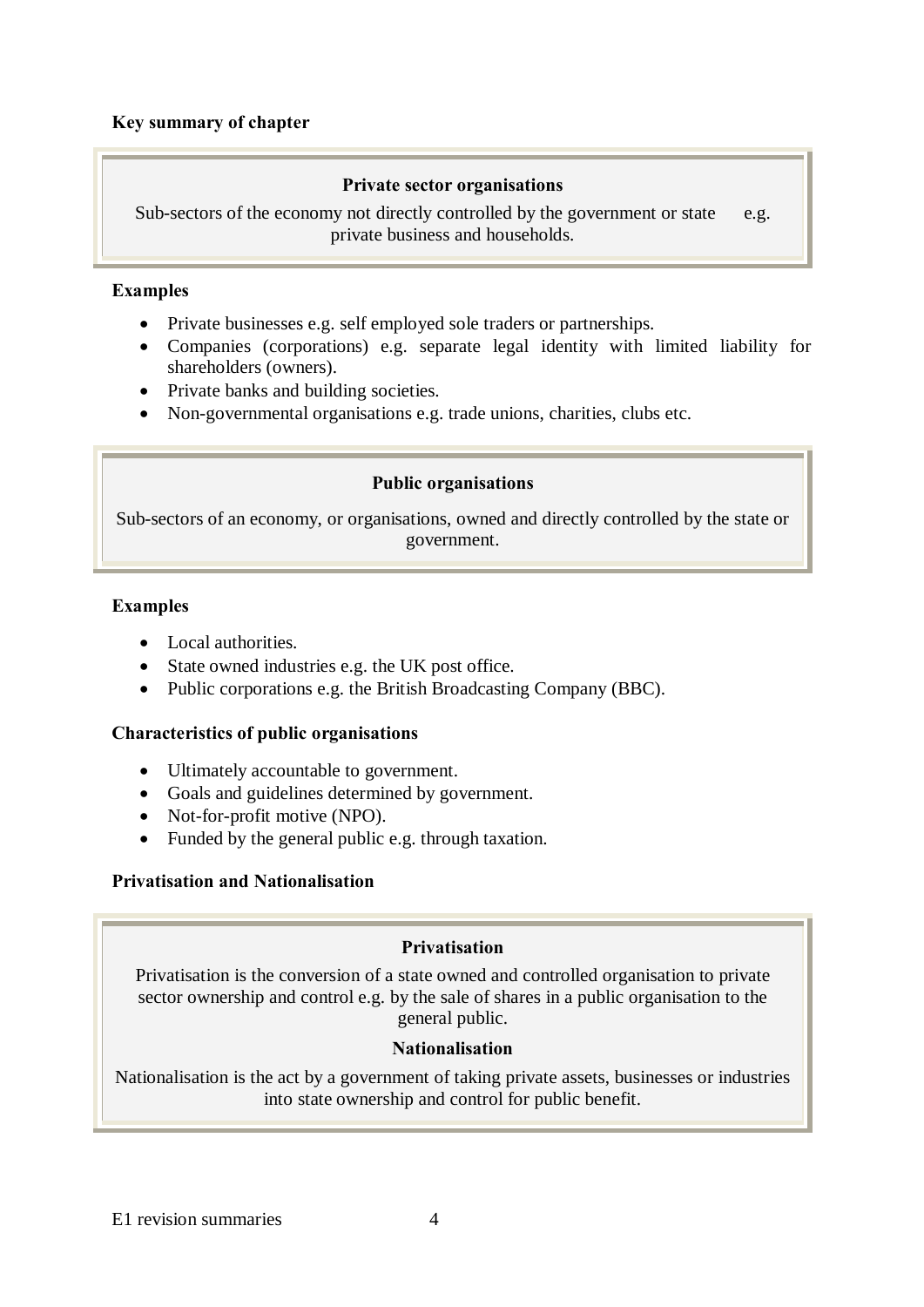**Key summary of chapter**

**Private sector organisations**

Sub-sectors of the economy not directly controlled by the government or state e.g. private business and households.

**Examples**

- Private businesses e.g. self employed sole traders or partnerships.
- Companies (corporations) e.g. separate legal identity with limited liability for shareholders (owners).
- Private banks and building societies.
- Non-governmental organisations e.g. trade unions, charities, clubs etc.

**Public organisations**

Sub-sectors of an economy, or organisations, owned and directly controlled by the state or government.

**Examples**

- Local authorities.
- State owned industries e.g. the UK post office.
- Public corporations e.g. the British Broadcasting Company (BBC).

**Characteristics of public organisations**

- Ultimately accountable to government.
- Goals and guidelines determined by government.
- Not-for-profit motive (NPO).
- Funded by the general public e.g. through taxation.

**Privatisation and Nationalisation**

**Privatisation**

Privatisation is the conversion of a state owned and controlled organisation to private sector ownership and control e.g. by the sale of shares in a public organisation to the general public.

**Nationalisation**

Nationalisation is the act by a government of taking private assets, businesses or industries into state ownership and control for public benefit.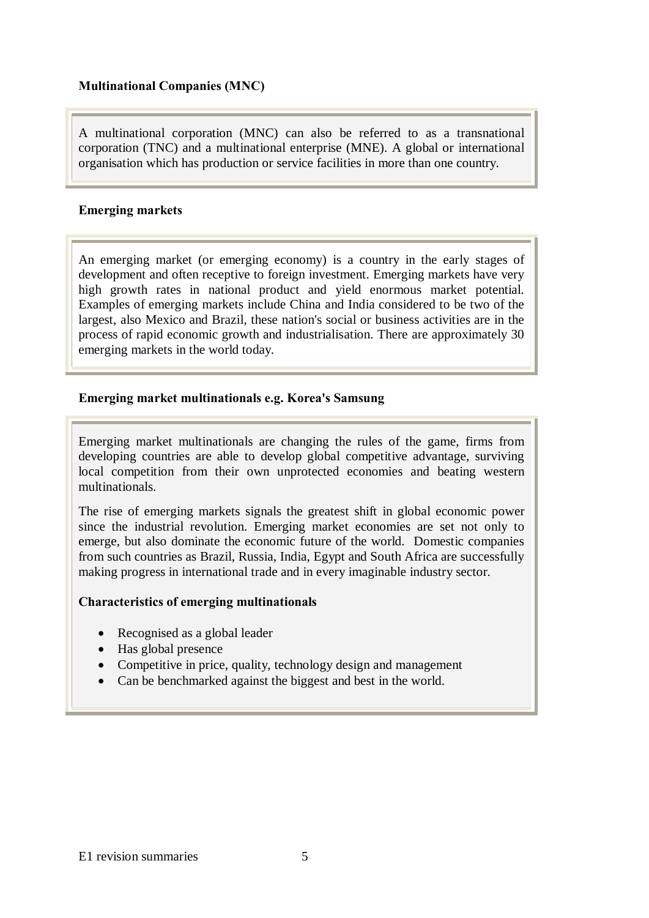**Multinational Companies (MNC)**

A multinational corporation (MNC) can also be referred to as a transnational corporation (TNC) and a multinational enterprise (MNE). A global or international organisation which has production or service facilities in more than one country.

**Emerging markets**

An emerging market (or emerging economy) is a country in the early stages of development and often receptive to foreign investment. Emerging markets have very high growth rates in national product and yield enormous market potential. Examples of emerging markets include China and India considered to be two of the largest, also Mexico and Brazil, these nation's social or business activities are in the process of rapid economic growth and industrialisation. There are approximately 30 emerging markets in the world today.

**Emerging market multinationals e.g. Korea's Samsung**

Emerging market multinationals are changing the rules of the game, firms from developing countries are able to develop global competitive advantage, surviving local competition from their own unprotected economies and beating western multinationals.

The rise of emerging markets signals the greatest shift in global economic power since the industrial revolution. Emerging market economies are set not only to emerge, but also dominate the economic future of the world. Domestic companies from such countries as Brazil, Russia, India, Egypt and South Africa are successfully making progress in international trade and in every imaginable industry sector.

**Characteristics of emerging multinationals**

- Recognised as a global leader
- Has global presence
- Competitive in price, quality, technology design and management
- Can be benchmarked against the biggest and best in the world.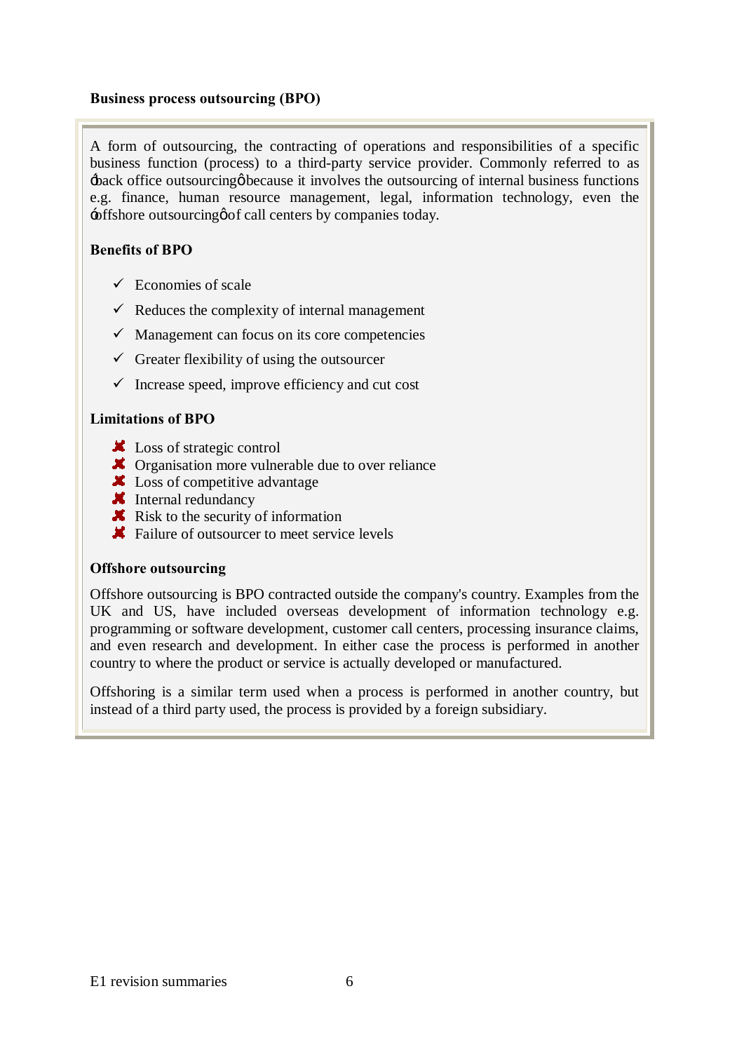**Business process outsourcing (BPO)**

A form of outsourcing, the contracting of operations and responsibilities of a specific business function (process) to a third-party service provider. Commonly referred to as 'back office outsourcing' because it involves the outsourcing of internal business functions e.g. finance, human resource management, legal, information technology, even the 'offshore outsourcing' of call centers by companies today.

**Benefits of BPO**

- ✓ Economies of scale
- ✓ Reduces the complexity of internal management
- ✓ Management can focus on its core competencies
- ✓ Greater flexibility of using the outsourcer
- ✓ Increase speed, improve efficiency and cut cost

**Limitations of BPO**

- ✗ Loss of strategic control
- ✗ Organisation more vulnerable due to over reliance
- ✗ Loss of competitive advantage
- ✗ Internal redundancy
- ✗ Risk to the security of information
- ✗ Failure of outsourcer to meet service levels

**Offshore outsourcing**

Offshore outsourcing is BPO contracted outside the company's country. Examples from the UK and US, have included overseas development of information technology e.g. programming or software development, customer call centers, processing insurance claims, and even research and development. In either case the process is performed in another country to where the product or service is actually developed or manufactured.

Offshoring is a similar term used when a process is performed in another country, but instead of a third party used, the process is provided by a foreign subsidiary.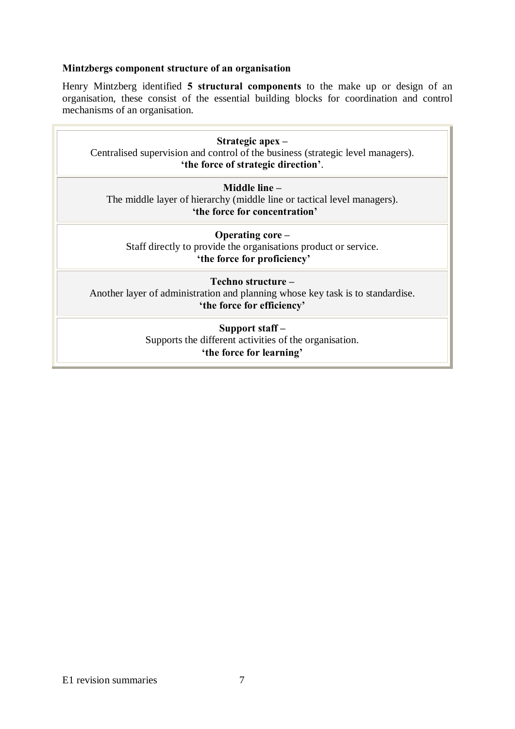**Mintzbergs component structure of an organisation**

Henry Mintzberg identified **5 structural components** to the make up or design of an organisation, these consist of the essential building blocks for coordination and control mechanisms of an organisation.

| |
|---|
| **Strategic apex –**<br>Centralised supervision and control of the business (strategic level managers).<br>**'the force of strategic direction'**. |
| **Middle line –**<br>The middle layer of hierarchy (middle line or tactical level managers).<br>**'the force for concentration'** |
| **Operating core –**<br>Staff directly to provide the organisations product or service.<br>**'the force for proficiency'** |
| **Techno structure –**<br>Another layer of administration and planning whose key task is to standardise.<br>**'the force for efficiency'** |
| **Support staff –**<br>Supports the different activities of the organisation.<br>**'the force for learning'** |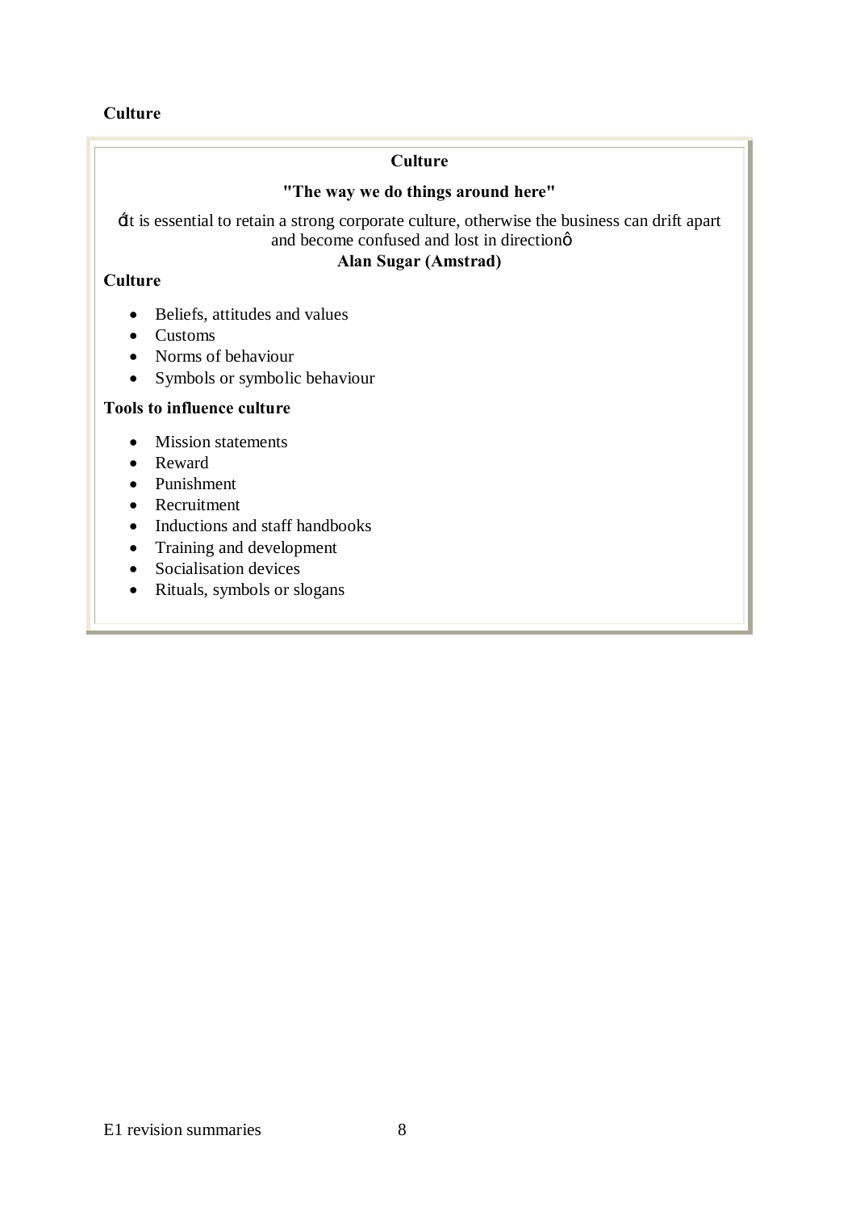**Culture**

**Culture**

**"The way we do things around here"**

ớIt is essential to retain a strong corporate culture, otherwise the business can drift apart and become confused and lost in directionộ

**Alan Sugar (Amstrad)**

**Culture**

- Beliefs, attitudes and values
- Customs
- Norms of behaviour
- Symbols or symbolic behaviour

**Tools to influence culture**

- Mission statements
- Reward
- Punishment
- Recruitment
- Inductions and staff handbooks
- Training and development
- Socialisation devices
- Rituals, symbols or slogans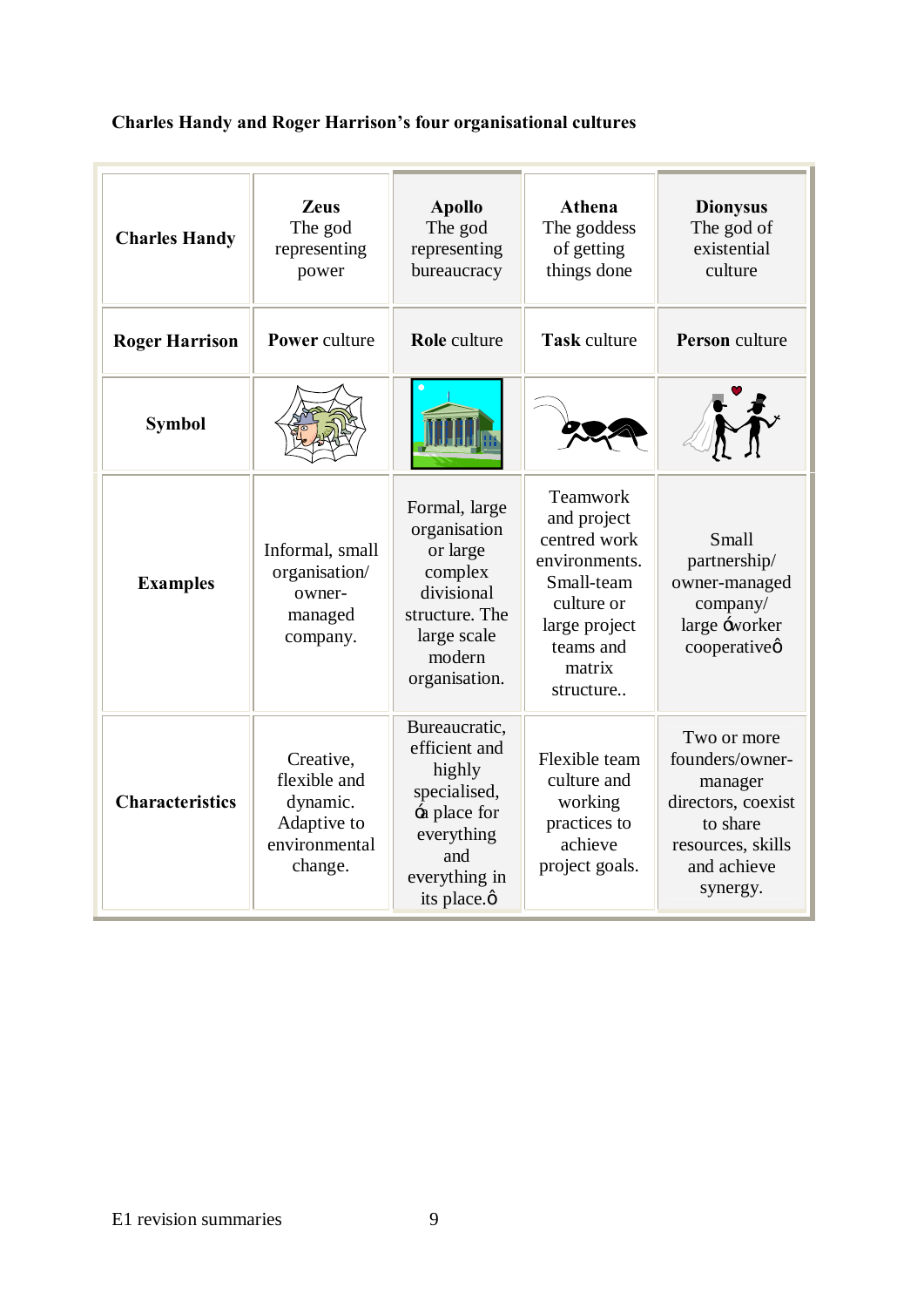**Charles Handy and Roger Harrison's four organisational cultures**

| Charles Handy | Zeus The god representing power | Apollo The god representing bureaucracy | Athena The goddess of getting things done | Dionysus The god of existential culture |
|---|---|---|---|---|
| Roger Harrison | **Power** culture | **Role** culture | **Task** culture | **Person** culture |
| **Symbol** | | | | |
| **Examples** | Informal, small organisation/ owner-managed company. | Formal, large organisation or large complex divisional structure. The large scale modern organisation. | Teamwork and project centred work environments. Small-team culture or large project teams and matrix structure.. | Small partnership/ owner-managed company/ large ‘worker cooperative’ |
| **Characteristics** | Creative, flexible and dynamic. Adaptive to environmental change. | Bureaucratic, efficient and highly specialised, ‘a place for everything and everything in its place.’ | Flexible team culture and working practices to achieve project goals. | Two or more founders/owner-manager directors, coexist to share resources, skills and achieve synergy. |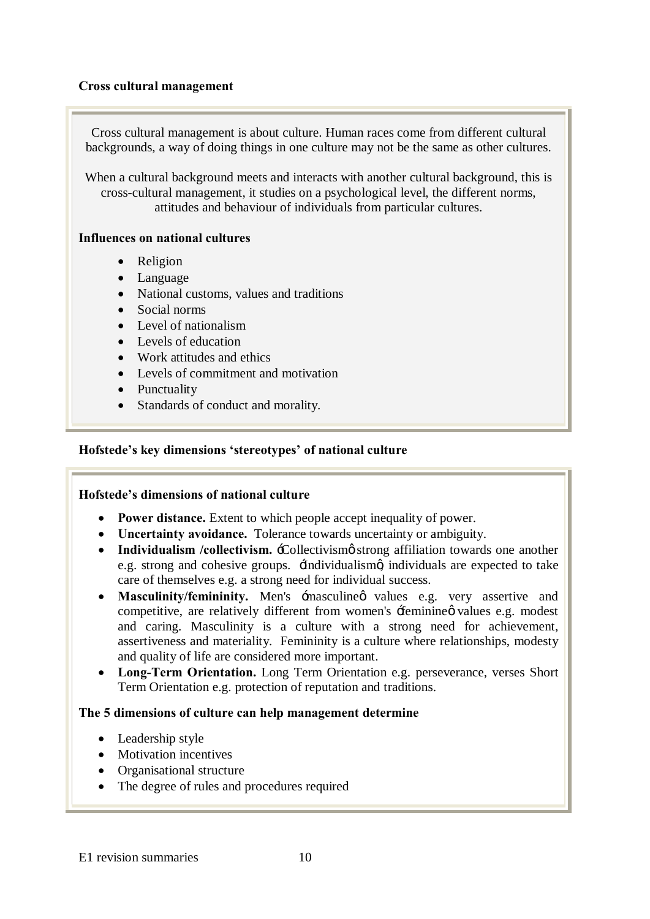**Cross cultural management**

Cross cultural management is about culture. Human races come from different cultural backgrounds, a way of doing things in one culture may not be the same as other cultures.

When a cultural background meets and interacts with another cultural background, this is cross-cultural management, it studies on a psychological level, the different norms, attitudes and behaviour of individuals from particular cultures.

**Influences on national cultures**

- Religion
- Language
- National customs, values and traditions
- Social norms
- Level of nationalism
- Levels of education
- Work attitudes and ethics
- Levels of commitment and motivation
- Punctuality
- Standards of conduct and morality.

**Hofstede's key dimensions 'stereotypes' of national culture**

**Hofstede's dimensions of national culture**

- **Power distance.** Extent to which people accept inequality of power.
- **Uncertainty avoidance.** Tolerance towards uncertainty or ambiguity.
- **Individualism /collectivism.** 'Collectivism' strong affiliation towards one another e.g. strong and cohesive groups. 'Individualism', individuals are expected to take care of themselves e.g. a strong need for individual success.
- **Masculinity/femininity.** Men's 'masculine' values e.g. very assertive and competitive, are relatively different from women's 'feminine' values e.g. modest and caring. Masculinity is a culture with a strong need for achievement, assertiveness and materiality. Femininity is a culture where relationships, modesty and quality of life are considered more important.
- **Long-Term Orientation.** Long Term Orientation e.g. perseverance, verses Short Term Orientation e.g. protection of reputation and traditions.

**The 5 dimensions of culture can help management determine**

- Leadership style
- Motivation incentives
- Organisational structure
- The degree of rules and procedures required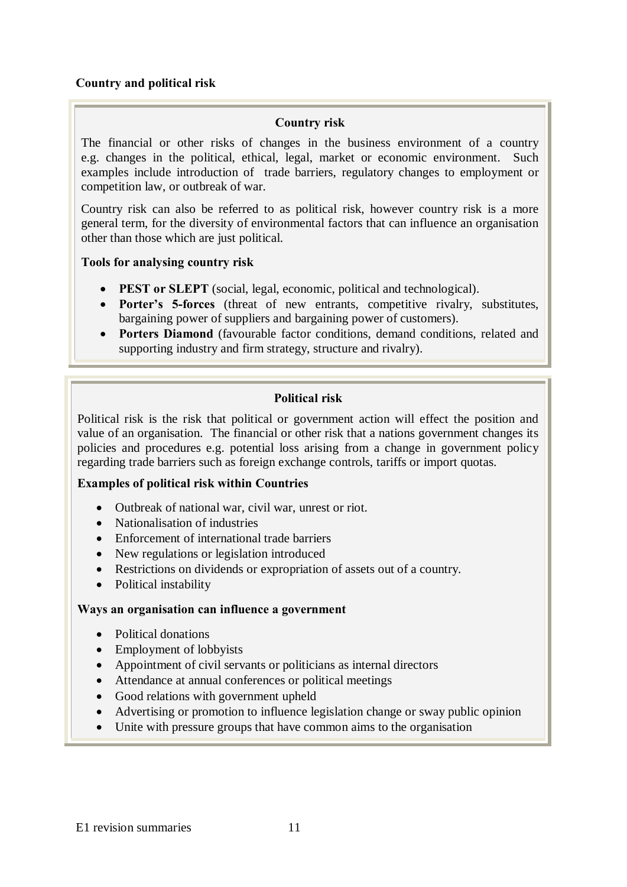**Country and political risk**

### Country risk

The financial or other risks of changes in the business environment of a country e.g. changes in the political, ethical, legal, market or economic environment. Such examples include introduction of trade barriers, regulatory changes to employment or competition law, or outbreak of war.

Country risk can also be referred to as political risk, however country risk is a more general term, for the diversity of environmental factors that can influence an organisation other than those which are just political.

**Tools for analysing country risk**

- **PEST or SLEPT** (social, legal, economic, political and technological).
- **Porter's 5-forces** (threat of new entrants, competitive rivalry, substitutes, bargaining power of suppliers and bargaining power of customers).
- **Porters Diamond** (favourable factor conditions, demand conditions, related and supporting industry and firm strategy, structure and rivalry).

### Political risk

Political risk is the risk that political or government action will effect the position and value of an organisation. The financial or other risk that a nations government changes its policies and procedures e.g. potential loss arising from a change in government policy regarding trade barriers such as foreign exchange controls, tariffs or import quotas.

**Examples of political risk within Countries**

- Outbreak of national war, civil war, unrest or riot.
- Nationalisation of industries
- Enforcement of international trade barriers
- New regulations or legislation introduced
- Restrictions on dividends or expropriation of assets out of a country.
- Political instability

**Ways an organisation can influence a government**

- Political donations
- Employment of lobbyists
- Appointment of civil servants or politicians as internal directors
- Attendance at annual conferences or political meetings
- Good relations with government upheld
- Advertising or promotion to influence legislation change or sway public opinion
- Unite with pressure groups that have common aims to the organisation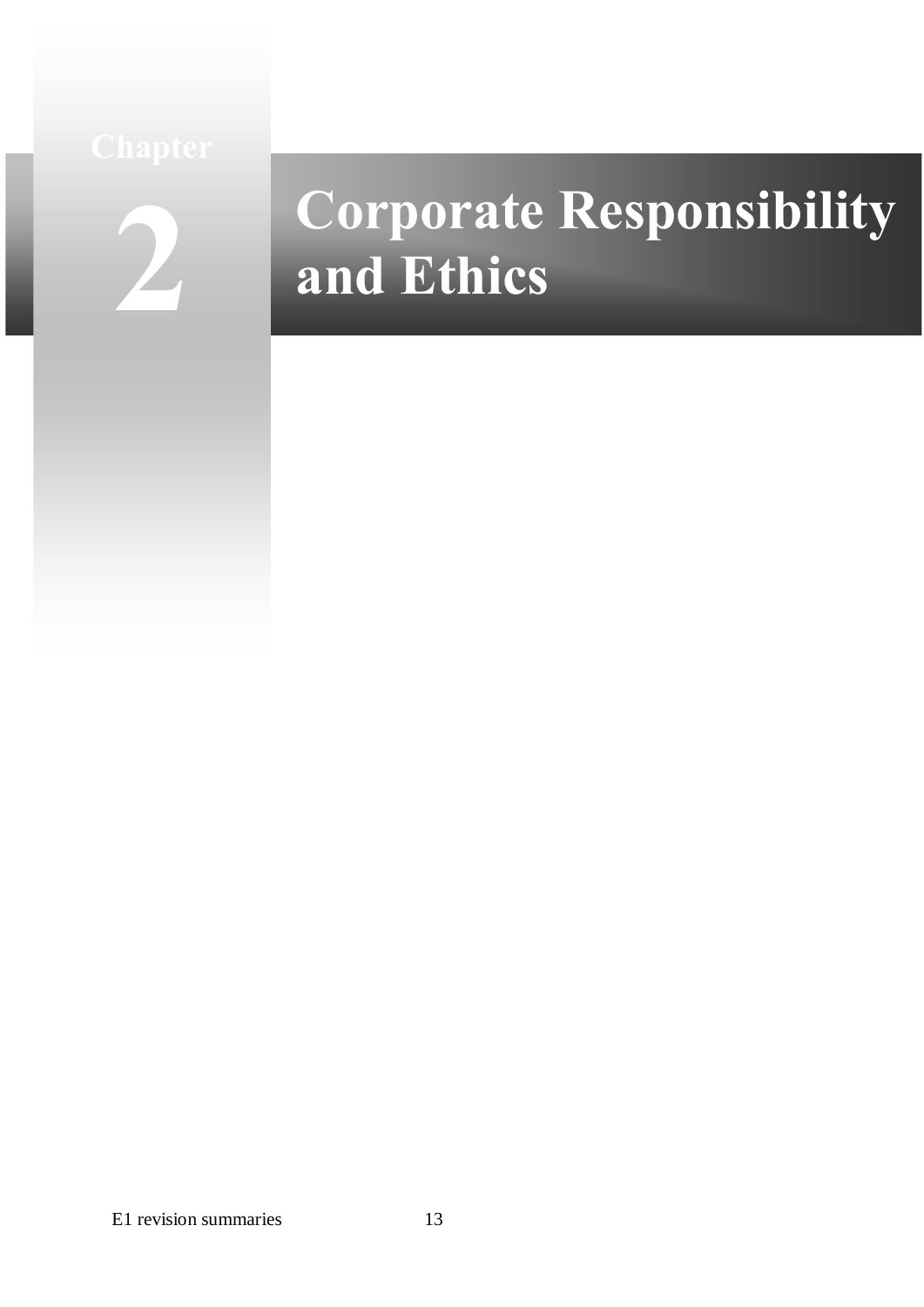# Chapter 2

# Corporate Responsibility and Ethics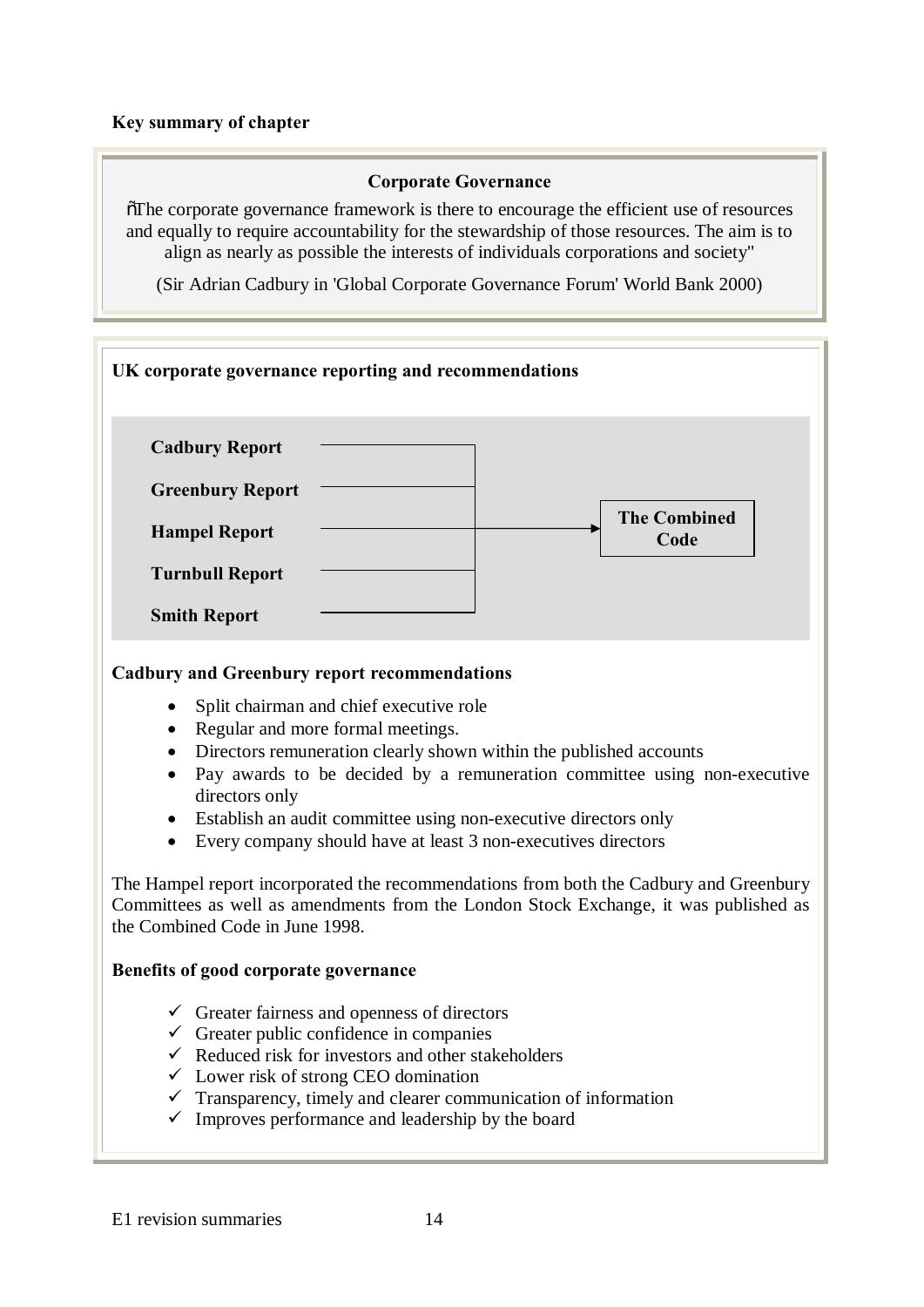**Key summary of chapter**

**Corporate Governance**

"The corporate governance framework is there to encourage the efficient use of resources and equally to require accountability for the stewardship of those resources. The aim is to align as nearly as possible the interests of individuals corporations and society"

(Sir Adrian Cadbury in 'Global Corporate Governance Forum' World Bank 2000)

**UK corporate governance reporting and recommendations**

- **Cadbury Report**
- **Greenbury Report**
- **Hampel Report**
- **Turnbull Report**
- **Smith Report**

→ **The Combined Code**

**Cadbury and Greenbury report recommendations**

- Split chairman and chief executive role
- Regular and more formal meetings.
- Directors remuneration clearly shown within the published accounts
- Pay awards to be decided by a remuneration committee using non-executive directors only
- Establish an audit committee using non-executive directors only
- Every company should have at least 3 non-executives directors

The Hampel report incorporated the recommendations from both the Cadbury and Greenbury Committees as well as amendments from the London Stock Exchange, it was published as the Combined Code in June 1998.

**Benefits of good corporate governance**

- ✓ Greater fairness and openness of directors
- ✓ Greater public confidence in companies
- ✓ Reduced risk for investors and other stakeholders
- ✓ Lower risk of strong CEO domination
- ✓ Transparency, timely and clearer communication of information
- ✓ Improves performance and leadership by the board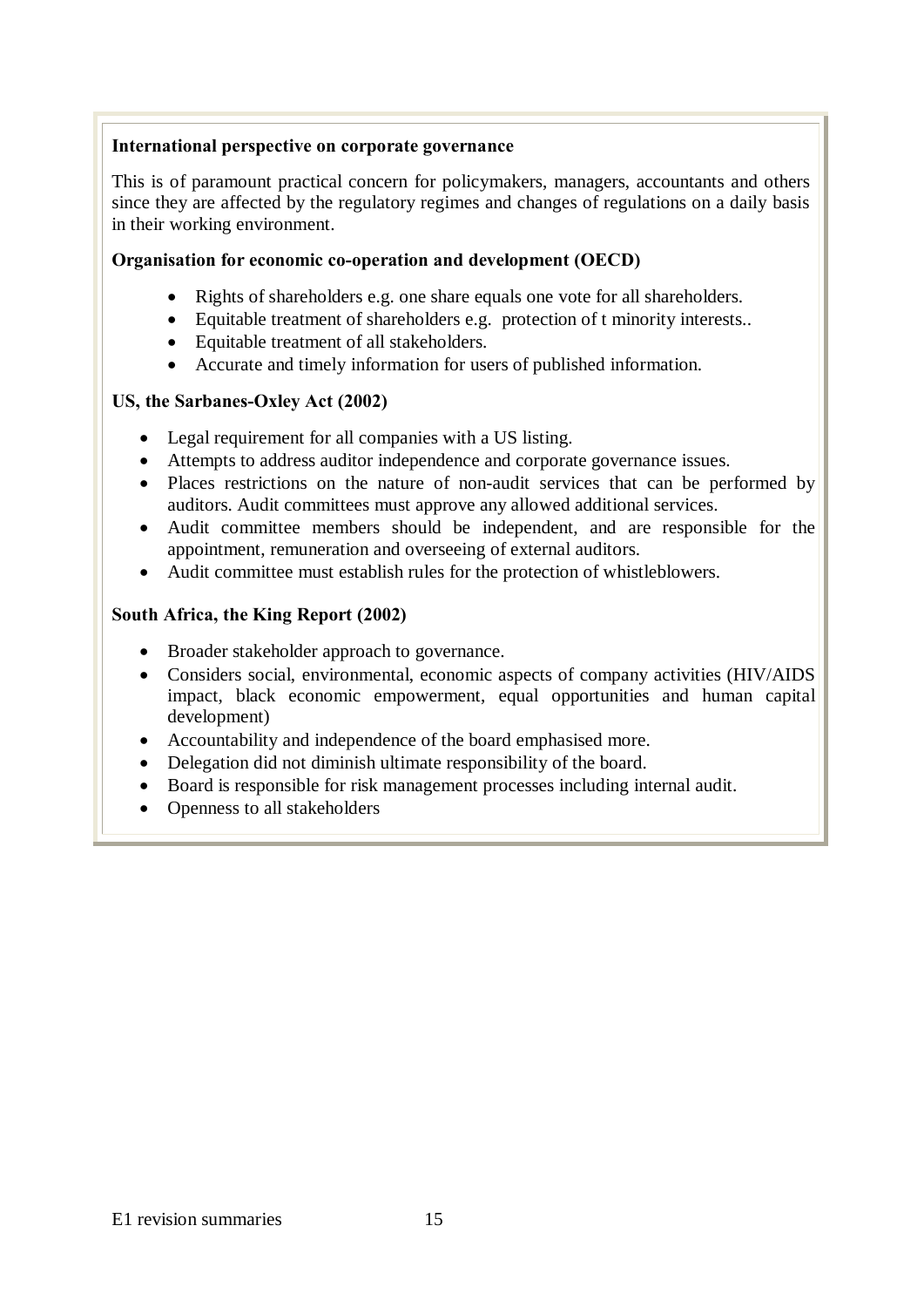**International perspective on corporate governance**

This is of paramount practical concern for policymakers, managers, accountants and others since they are affected by the regulatory regimes and changes of regulations on a daily basis in their working environment.

**Organisation for economic co-operation and development (OECD)**

- Rights of shareholders e.g. one share equals one vote for all shareholders.
- Equitable treatment of shareholders e.g. protection of t minority interests..
- Equitable treatment of all stakeholders.
- Accurate and timely information for users of published information.

**US, the Sarbanes-Oxley Act (2002)**

- Legal requirement for all companies with a US listing.
- Attempts to address auditor independence and corporate governance issues.
- Places restrictions on the nature of non-audit services that can be performed by auditors. Audit committees must approve any allowed additional services.
- Audit committee members should be independent, and are responsible for the appointment, remuneration and overseeing of external auditors.
- Audit committee must establish rules for the protection of whistleblowers.

**South Africa, the King Report (2002)**

- Broader stakeholder approach to governance.
- Considers social, environmental, economic aspects of company activities (HIV/AIDS impact, black economic empowerment, equal opportunities and human capital development)
- Accountability and independence of the board emphasised more.
- Delegation did not diminish ultimate responsibility of the board.
- Board is responsible for risk management processes including internal audit.
- Openness to all stakeholders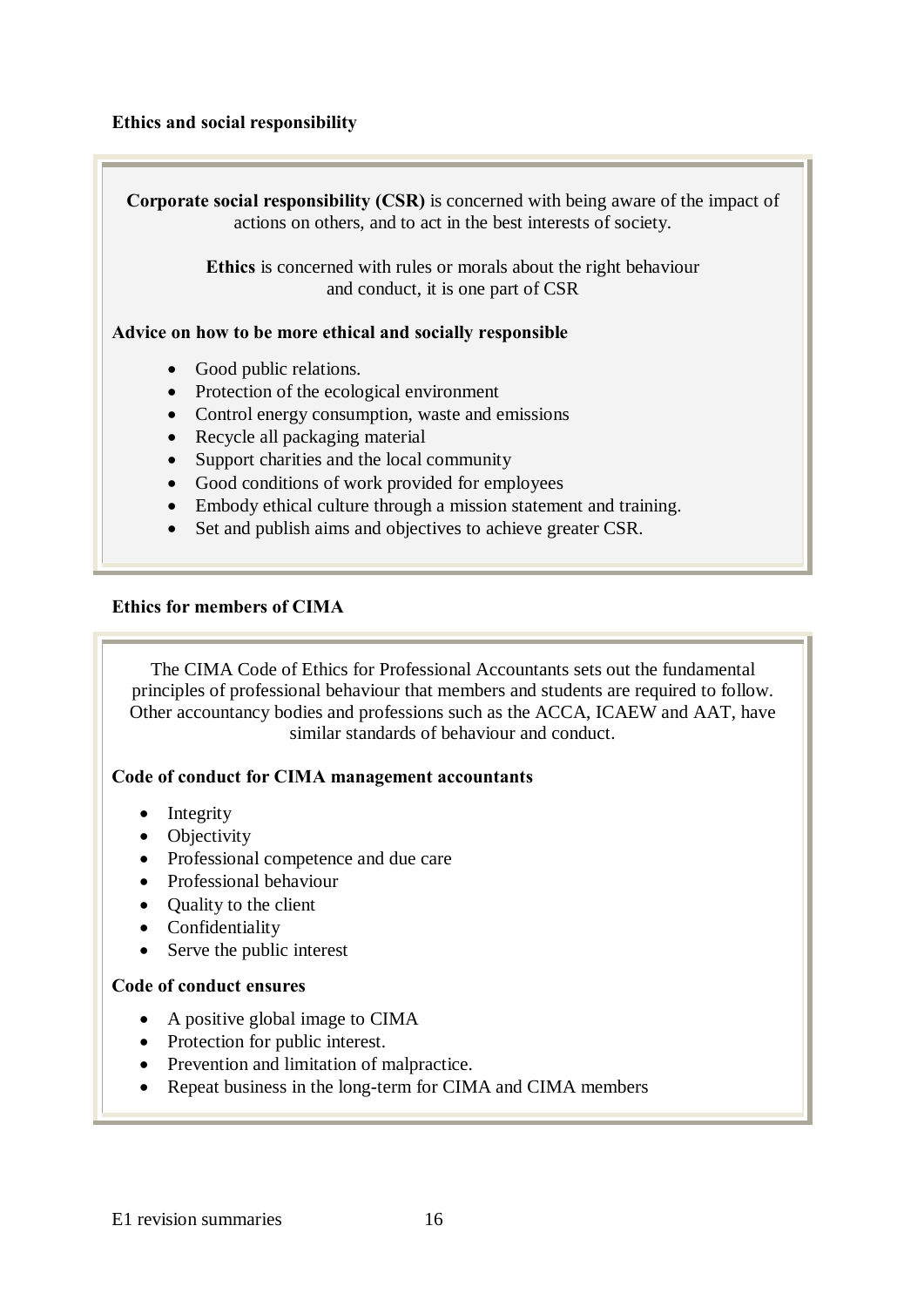### Ethics and social responsibility

**Corporate social responsibility (CSR)** is concerned with being aware of the impact of actions on others, and to act in the best interests of society.

**Ethics** is concerned with rules or morals about the right behaviour and conduct, it is one part of CSR

**Advice on how to be more ethical and socially responsible**

- Good public relations.
- Protection of the ecological environment
- Control energy consumption, waste and emissions
- Recycle all packaging material
- Support charities and the local community
- Good conditions of work provided for employees
- Embody ethical culture through a mission statement and training.
- Set and publish aims and objectives to achieve greater CSR.

### Ethics for members of CIMA

The CIMA Code of Ethics for Professional Accountants sets out the fundamental principles of professional behaviour that members and students are required to follow. Other accountancy bodies and professions such as the ACCA, ICAEW and AAT, have similar standards of behaviour and conduct.

**Code of conduct for CIMA management accountants**

- Integrity
- Objectivity
- Professional competence and due care
- Professional behaviour
- Quality to the client
- Confidentiality
- Serve the public interest

**Code of conduct ensures**

- A positive global image to CIMA
- Protection for public interest.
- Prevention and limitation of malpractice.
- Repeat business in the long-term for CIMA and CIMA members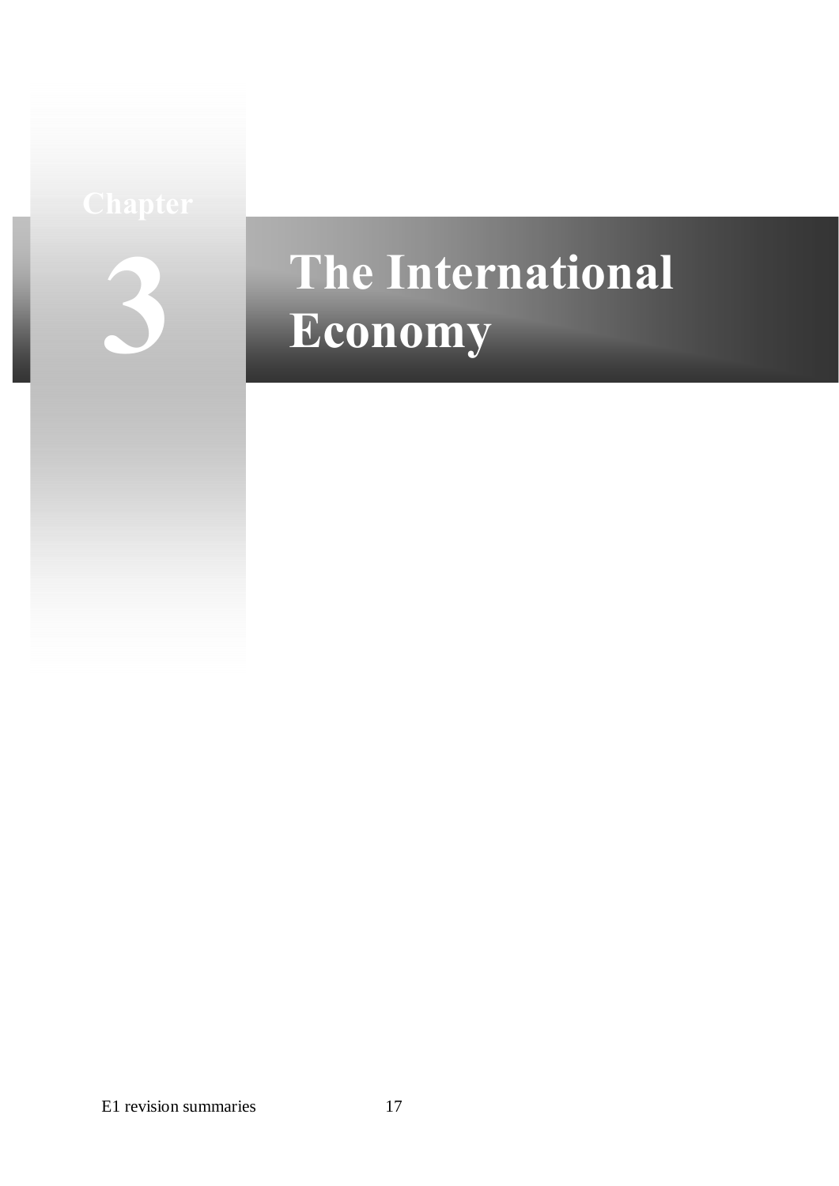Chapter

# 3 The International Economy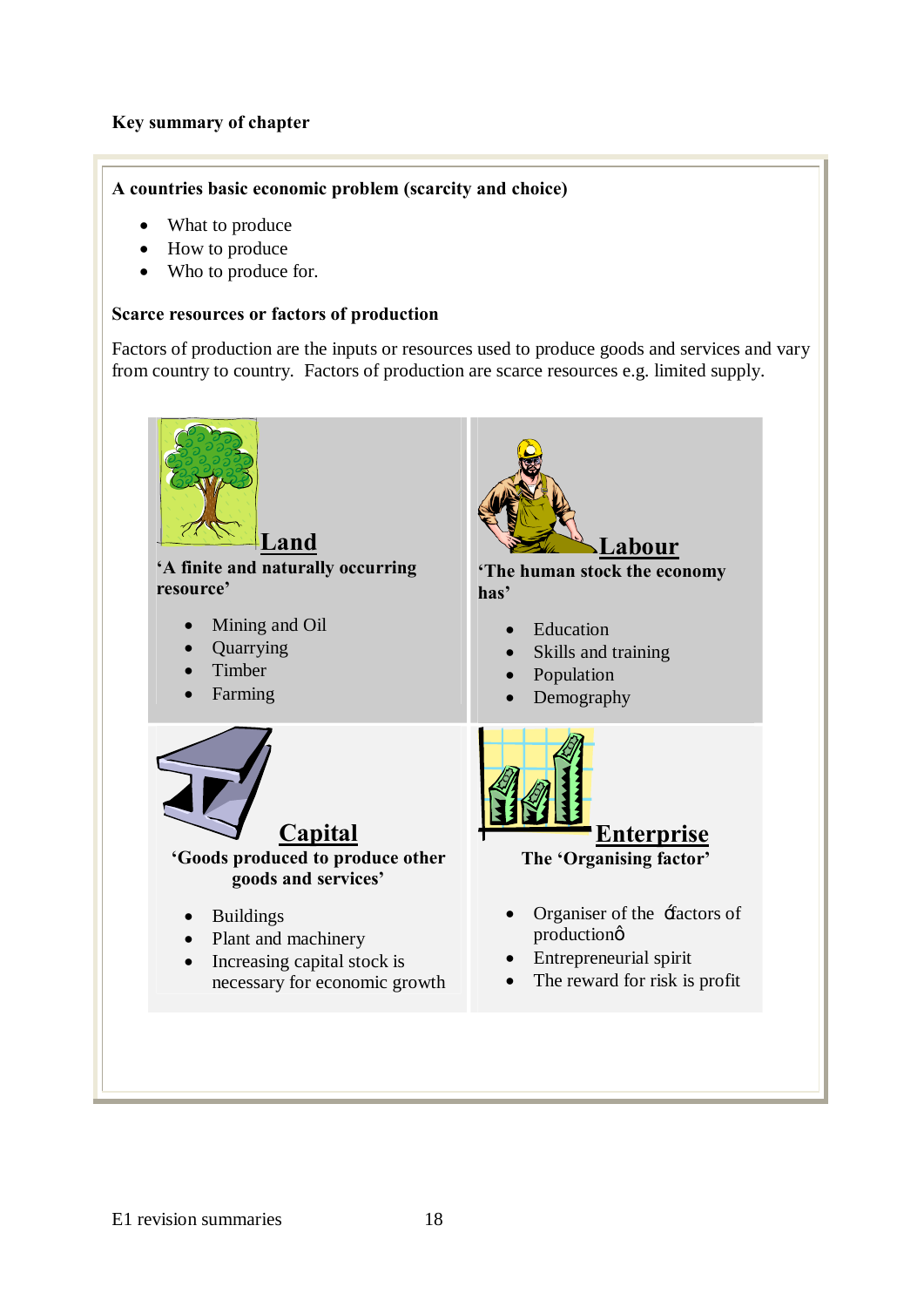**Key summary of chapter**

**A countries basic economic problem (scarcity and choice)**

- What to produce
- How to produce
- Who to produce for.

**Scarce resources or factors of production**

Factors of production are the inputs or resources used to produce goods and services and vary from country to country. Factors of production are scarce resources e.g. limited supply.

## Land

**'A finite and naturally occurring resource'**

- Mining and Oil
- Quarrying
- Timber
- Farming

## Labour

**'The human stock the economy has'**

- Education
- Skills and training
- Population
- Demography

## Capital

**'Goods produced to produce other goods and services'**

- Buildings
- Plant and machinery
- Increasing capital stock is necessary for economic growth

## Enterprise

**The 'Organising factor'**

- Organiser of the όfactors of productionô
- Entrepreneurial spirit
- The reward for risk is profit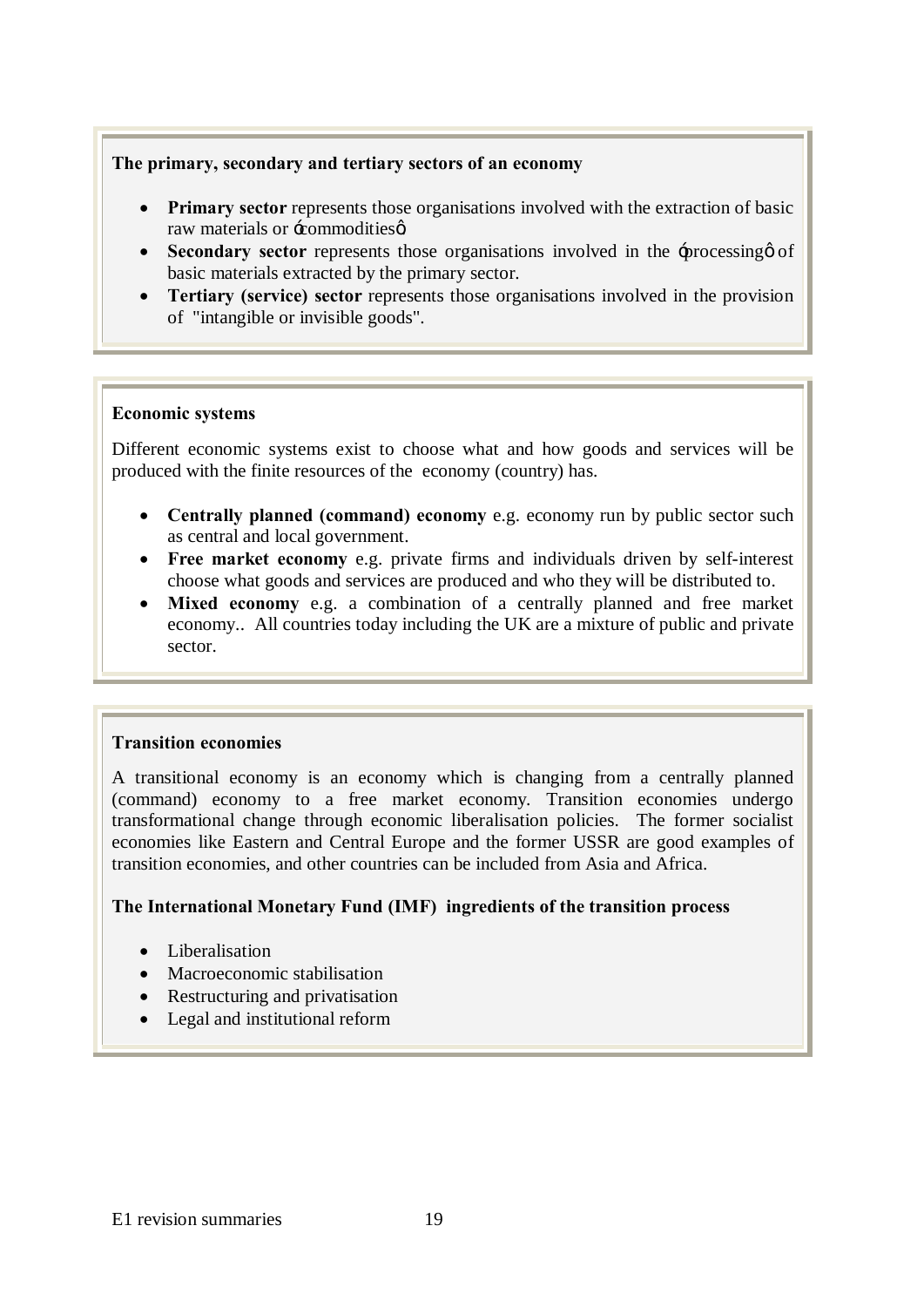**The primary, secondary and tertiary sectors of an economy**

- **Primary sector** represents those organisations involved with the extraction of basic raw materials or 'commodities'.
- **Secondary sector** represents those organisations involved in the 'processing' of basic materials extracted by the primary sector.
- **Tertiary (service) sector** represents those organisations involved in the provision of "intangible or invisible goods".

**Economic systems**

Different economic systems exist to choose what and how goods and services will be produced with the finite resources of the economy (country) has.

- **Centrally planned (command) economy** e.g. economy run by public sector such as central and local government.
- **Free market economy** e.g. private firms and individuals driven by self-interest choose what goods and services are produced and who they will be distributed to.
- **Mixed economy** e.g. a combination of a centrally planned and free market economy.. All countries today including the UK are a mixture of public and private sector.

**Transition economies**

A transitional economy is an economy which is changing from a centrally planned (command) economy to a free market economy. Transition economies undergo transformational change through economic liberalisation policies. The former socialist economies like Eastern and Central Europe and the former USSR are good examples of transition economies, and other countries can be included from Asia and Africa.

**The International Monetary Fund (IMF) ingredients of the transition process**

- Liberalisation
- Macroeconomic stabilisation
- Restructuring and privatisation
- Legal and institutional reform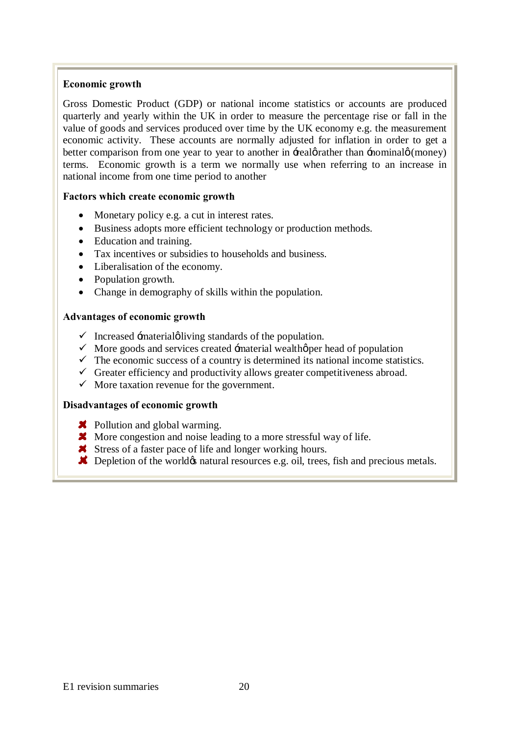## Economic growth

Gross Domestic Product (GDP) or national income statistics or accounts are produced quarterly and yearly within the UK in order to measure the percentage rise or fall in the value of goods and services produced over time by the UK economy e.g. the measurement economic activity. These accounts are normally adjusted for inflation in order to get a better comparison from one year to year to another in 'real' rather than 'nominal' (money) terms. Economic growth is a term we normally use when referring to an increase in national income from one time period to another

### Factors which create economic growth

- Monetary policy e.g. a cut in interest rates.
- Business adopts more efficient technology or production methods.
- Education and training.
- Tax incentives or subsidies to households and business.
- Liberalisation of the economy.
- Population growth.
- Change in demography of skills within the population.

### Advantages of economic growth

- ✓ Increased 'material' living standards of the population.
- ✓ More goods and services created 'material wealth' per head of population
- ✓ The economic success of a country is determined its national income statistics.
- ✓ Greater efficiency and productivity allows greater competitiveness abroad.
- ✓ More taxation revenue for the government.

### Disadvantages of economic growth

- ✗ Pollution and global warming.
- ✗ More congestion and noise leading to a more stressful way of life.
- ✗ Stress of a faster pace of life and longer working hours.
- ✗ Depletion of the world's natural resources e.g. oil, trees, fish and precious metals.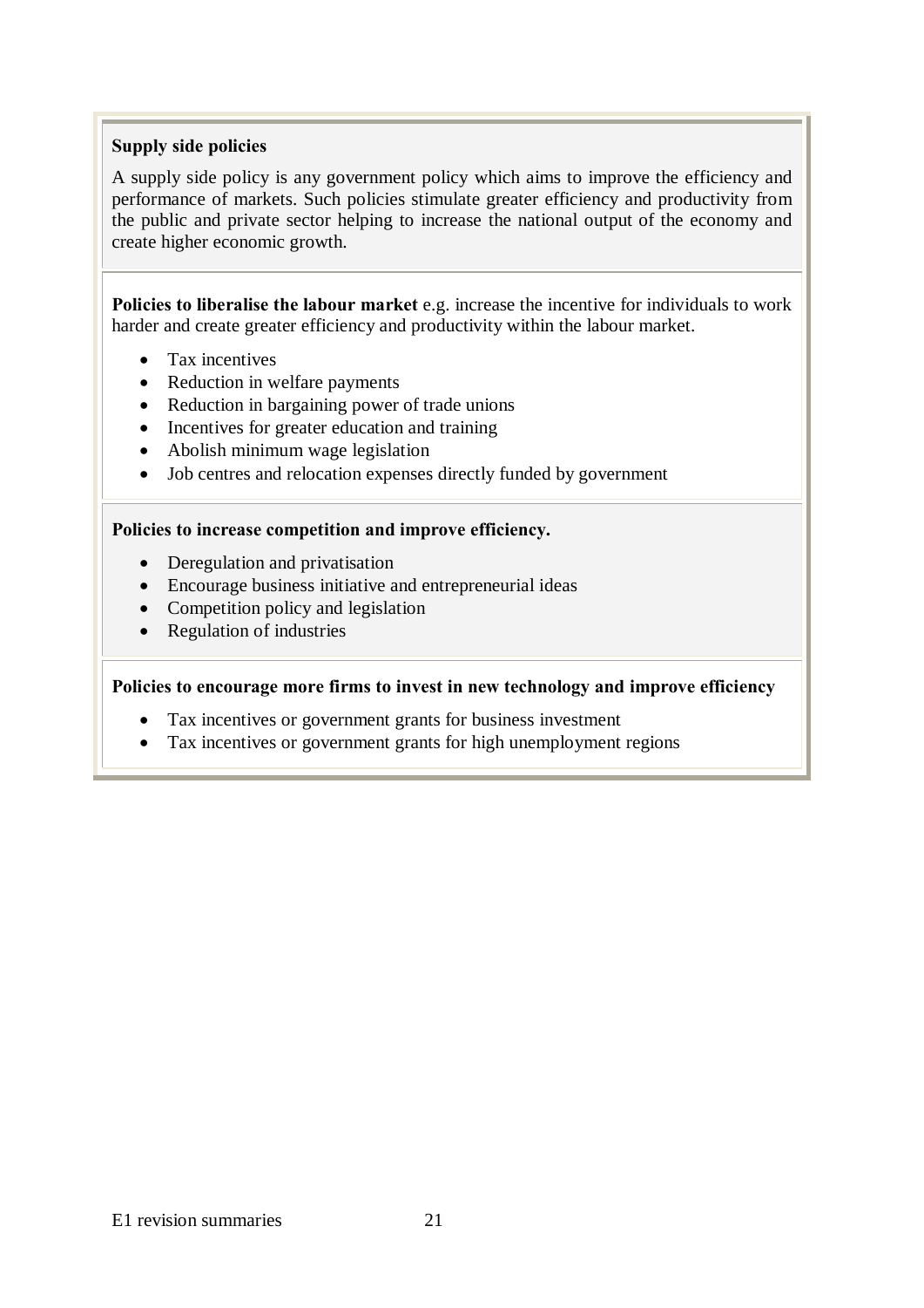**Supply side policies**

A supply side policy is any government policy which aims to improve the efficiency and performance of markets. Such policies stimulate greater efficiency and productivity from the public and private sector helping to increase the national output of the economy and create higher economic growth.

**Policies to liberalise the labour market** e.g. increase the incentive for individuals to work harder and create greater efficiency and productivity within the labour market.

- Tax incentives
- Reduction in welfare payments
- Reduction in bargaining power of trade unions
- Incentives for greater education and training
- Abolish minimum wage legislation
- Job centres and relocation expenses directly funded by government

**Policies to increase competition and improve efficiency.**

- Deregulation and privatisation
- Encourage business initiative and entrepreneurial ideas
- Competition policy and legislation
- Regulation of industries

**Policies to encourage more firms to invest in new technology and improve efficiency**

- Tax incentives or government grants for business investment
- Tax incentives or government grants for high unemployment regions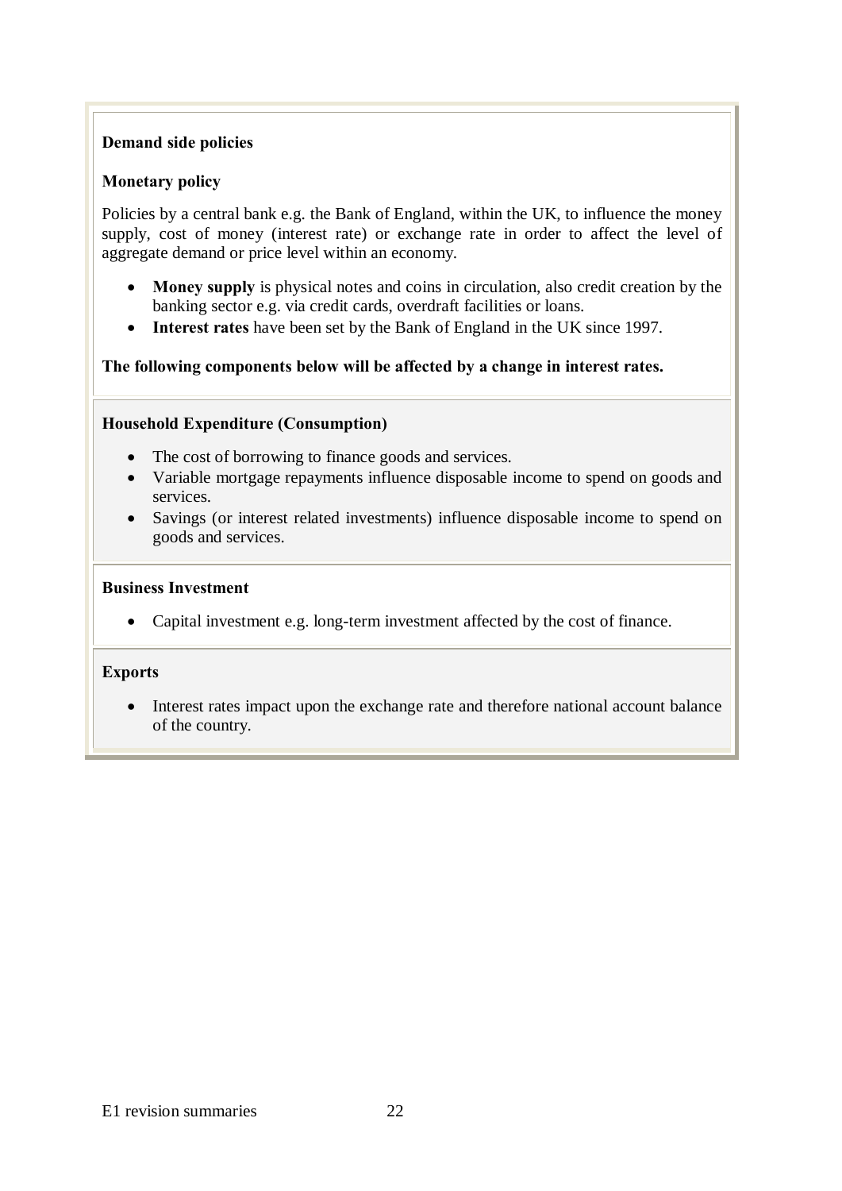**Demand side policies**

**Monetary policy**

Policies by a central bank e.g. the Bank of England, within the UK, to influence the money supply, cost of money (interest rate) or exchange rate in order to affect the level of aggregate demand or price level within an economy.

- **Money supply** is physical notes and coins in circulation, also credit creation by the banking sector e.g. via credit cards, overdraft facilities or loans.
- **Interest rates** have been set by the Bank of England in the UK since 1997.

**The following components below will be affected by a change in interest rates.**

**Household Expenditure (Consumption)**

- The cost of borrowing to finance goods and services.
- Variable mortgage repayments influence disposable income to spend on goods and services.
- Savings (or interest related investments) influence disposable income to spend on goods and services.

**Business Investment**

- Capital investment e.g. long-term investment affected by the cost of finance.

**Exports**

- Interest rates impact upon the exchange rate and therefore national account balance of the country.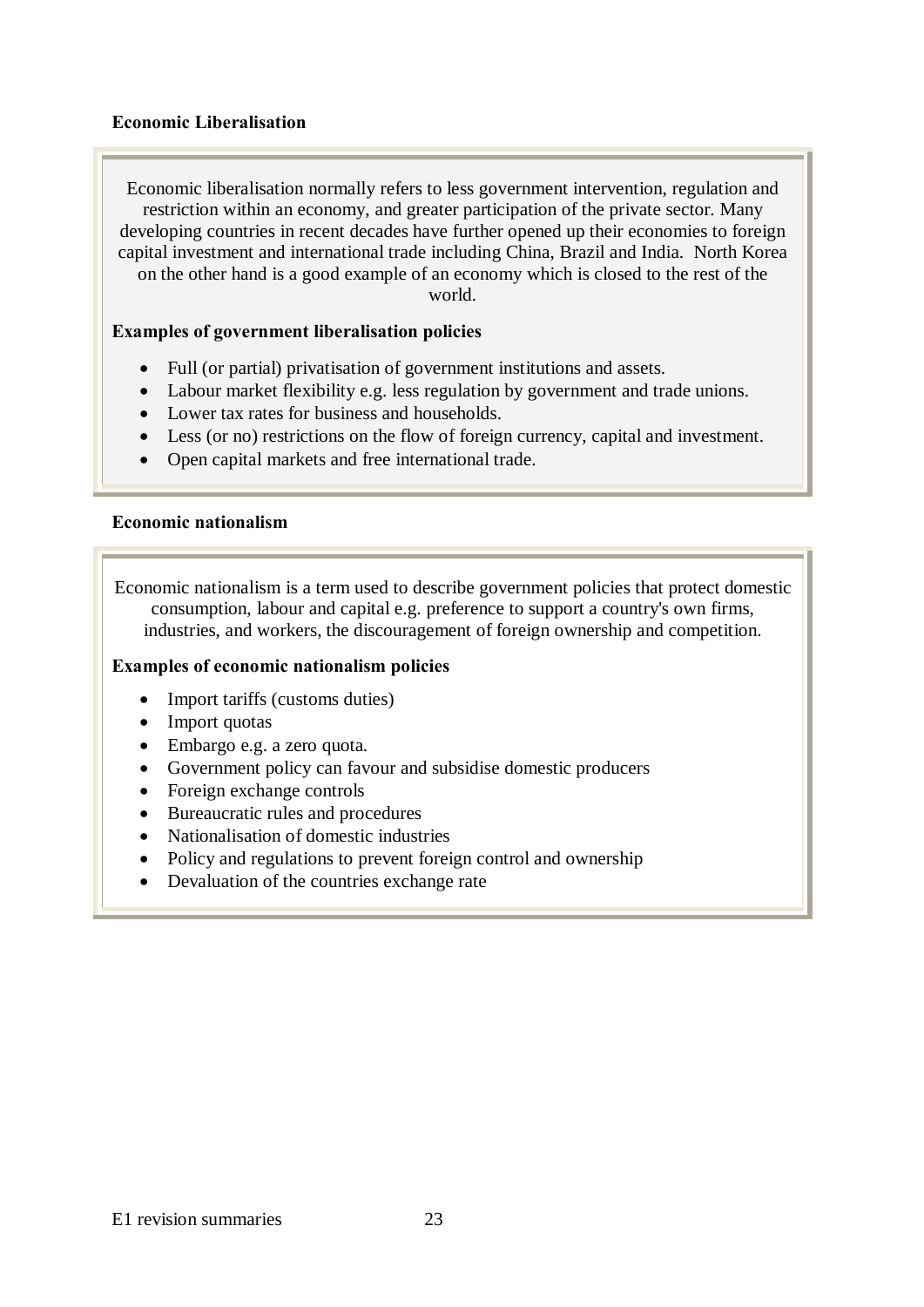## Economic Liberalisation

Economic liberalisation normally refers to less government intervention, regulation and restriction within an economy, and greater participation of the private sector. Many developing countries in recent decades have further opened up their economies to foreign capital investment and international trade including China, Brazil and India. North Korea on the other hand is a good example of an economy which is closed to the rest of the world.

**Examples of government liberalisation policies**

- Full (or partial) privatisation of government institutions and assets.
- Labour market flexibility e.g. less regulation by government and trade unions.
- Lower tax rates for business and households.
- Less (or no) restrictions on the flow of foreign currency, capital and investment.
- Open capital markets and free international trade.

## Economic nationalism

Economic nationalism is a term used to describe government policies that protect domestic consumption, labour and capital e.g. preference to support a country's own firms, industries, and workers, the discouragement of foreign ownership and competition.

**Examples of economic nationalism policies**

- Import tariffs (customs duties)
- Import quotas
- Embargo e.g. a zero quota.
- Government policy can favour and subsidise domestic producers
- Foreign exchange controls
- Bureaucratic rules and procedures
- Nationalisation of domestic industries
- Policy and regulations to prevent foreign control and ownership
- Devaluation of the countries exchange rate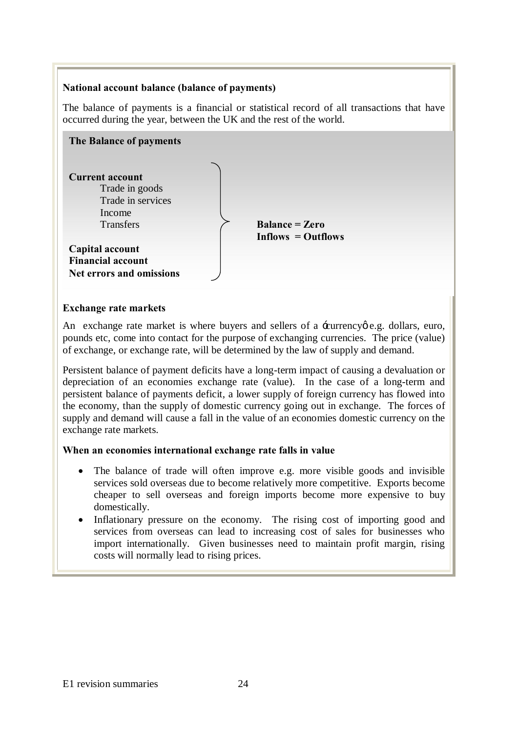**National account balance (balance of payments)**

The balance of payments is a financial or statistical record of all transactions that have occurred during the year, between the UK and the rest of the world.

**The Balance of payments**

**Current account**
- Trade in goods
- Trade in services
- Income
- Transfers

**Capital account**
**Financial account**
**Net errors and omissions**

**Balance = Zero**
**Inflows = Outflows**

**Exchange rate markets**

An exchange rate market is where buyers and sellers of a 'currency' e.g. dollars, euro, pounds etc, come into contact for the purpose of exchanging currencies. The price (value) of exchange, or exchange rate, will be determined by the law of supply and demand.

Persistent balance of payment deficits have a long-term impact of causing a devaluation or depreciation of an economies exchange rate (value). In the case of a long-term and persistent balance of payments deficit, a lower supply of foreign currency has flowed into the economy, than the supply of domestic currency going out in exchange. The forces of supply and demand will cause a fall in the value of an economies domestic currency on the exchange rate markets.

**When an economies international exchange rate falls in value**

- The balance of trade will often improve e.g. more visible goods and invisible services sold overseas due to become relatively more competitive. Exports become cheaper to sell overseas and foreign imports become more expensive to buy domestically.
- Inflationary pressure on the economy. The rising cost of importing good and services from overseas can lead to increasing cost of sales for businesses who import internationally. Given businesses need to maintain profit margin, rising costs will normally lead to rising prices.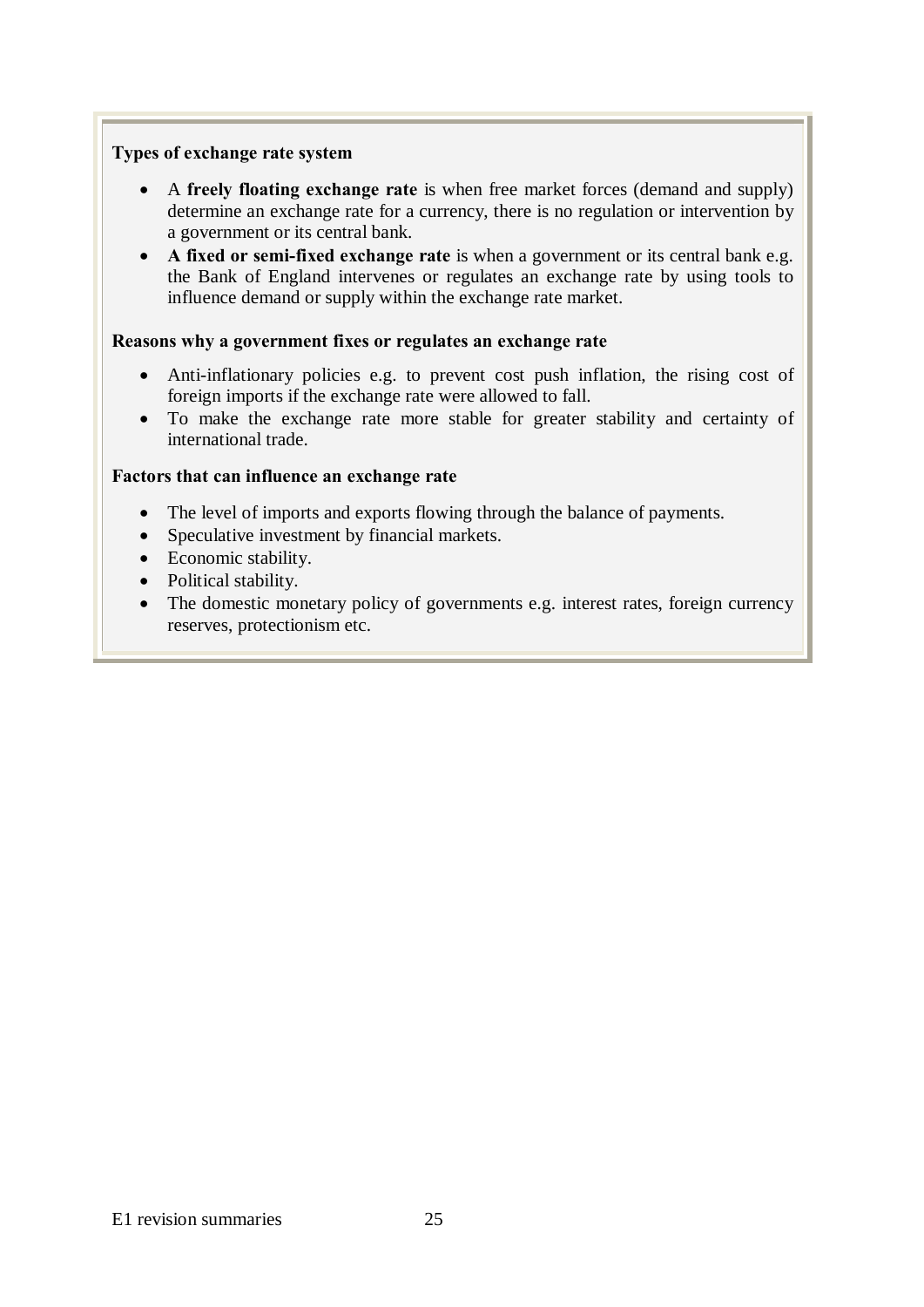**Types of exchange rate system**

- A **freely floating exchange rate** is when free market forces (demand and supply) determine an exchange rate for a currency, there is no regulation or intervention by a government or its central bank.
- **A fixed or semi-fixed exchange rate** is when a government or its central bank e.g. the Bank of England intervenes or regulates an exchange rate by using tools to influence demand or supply within the exchange rate market.

**Reasons why a government fixes or regulates an exchange rate**

- Anti-inflationary policies e.g. to prevent cost push inflation, the rising cost of foreign imports if the exchange rate were allowed to fall.
- To make the exchange rate more stable for greater stability and certainty of international trade.

**Factors that can influence an exchange rate**

- The level of imports and exports flowing through the balance of payments.
- Speculative investment by financial markets.
- Economic stability.
- Political stability.
- The domestic monetary policy of governments e.g. interest rates, foreign currency reserves, protectionism etc.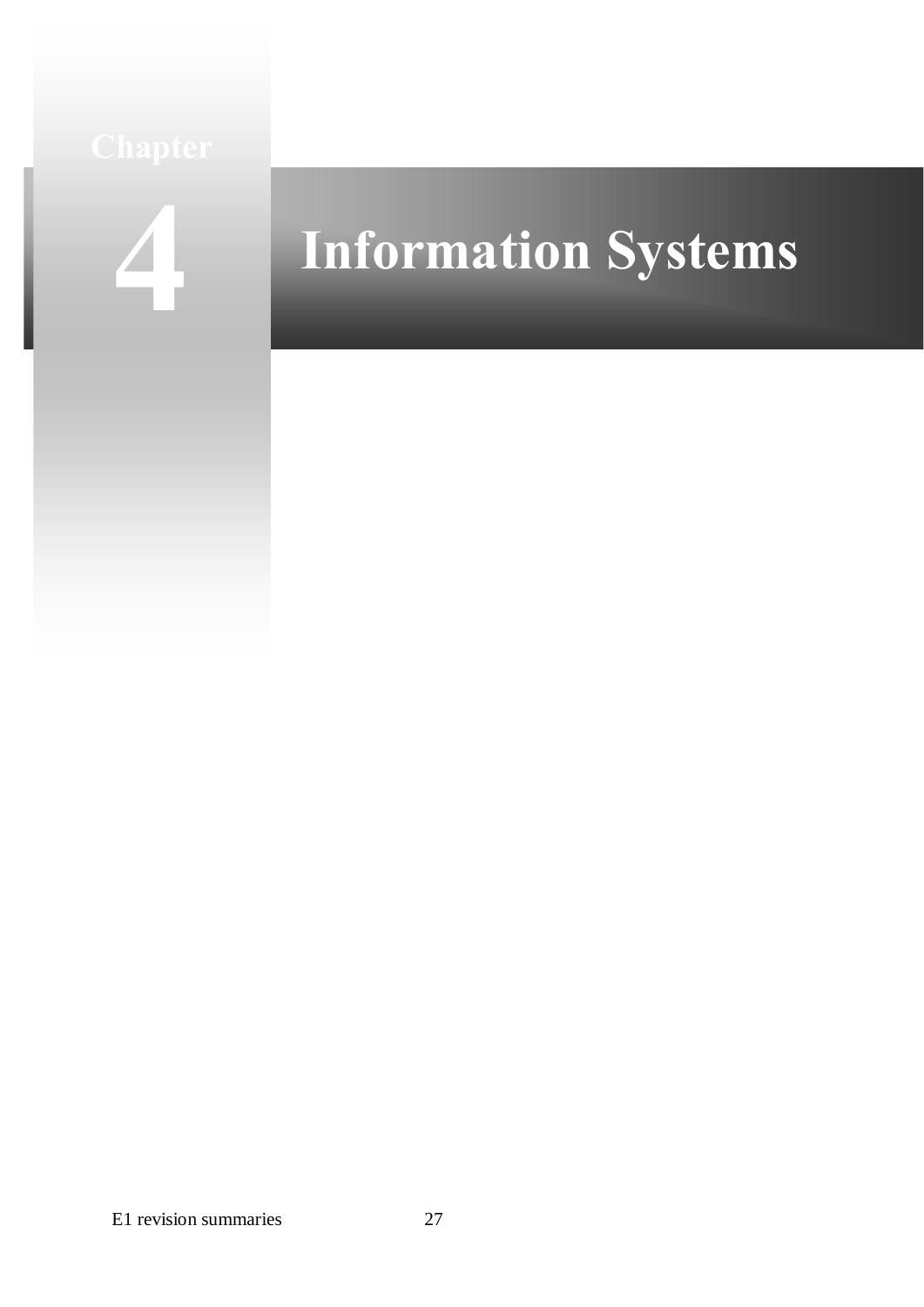# Chapter 4

# Information Systems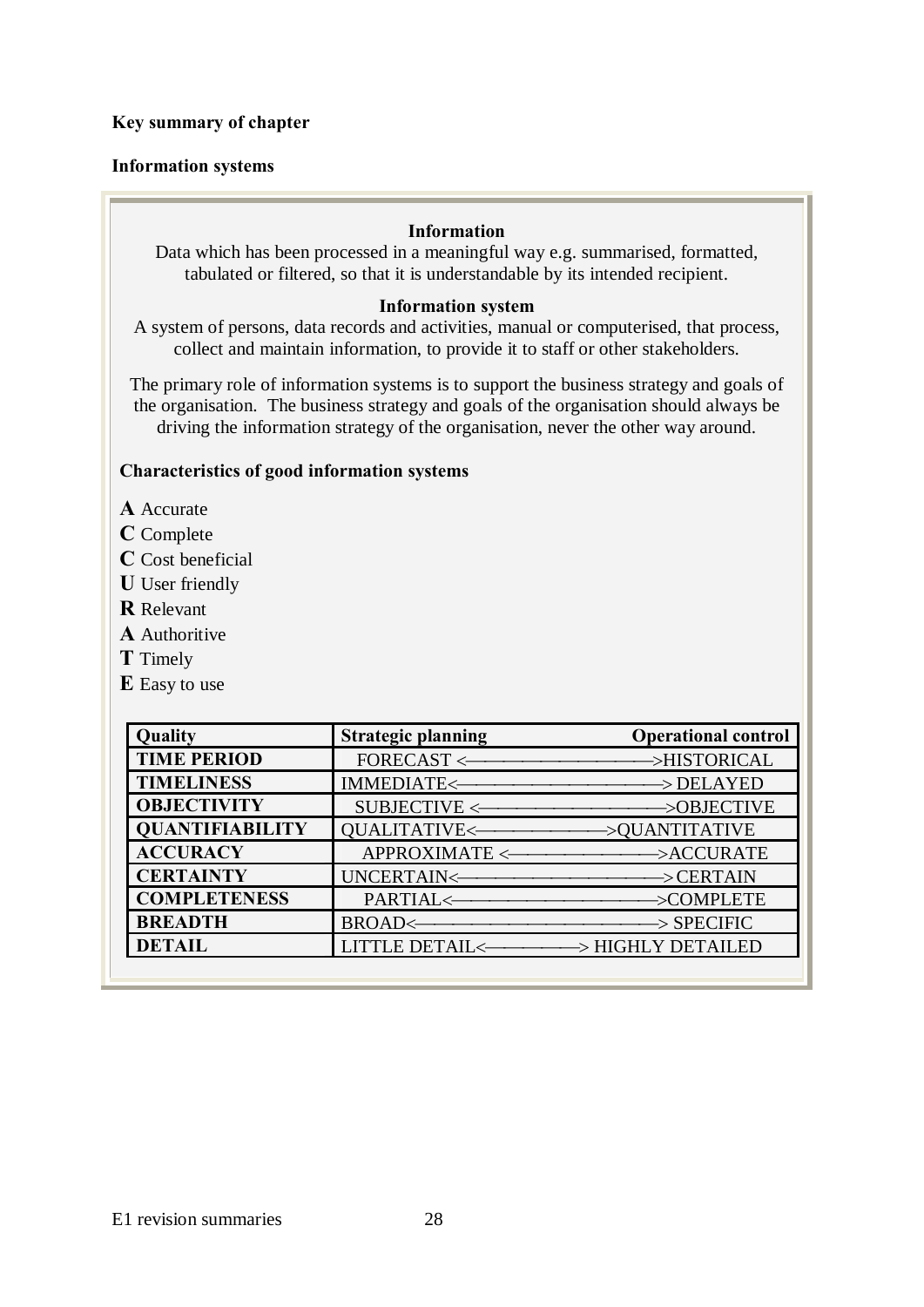**Key summary of chapter**

**Information systems**

**Information**

Data which has been processed in a meaningful way e.g. summarised, formatted, tabulated or filtered, so that it is understandable by its intended recipient.

**Information system**

A system of persons, data records and activities, manual or computerised, that process, collect and maintain information, to provide it to staff or other stakeholders.

The primary role of information systems is to support the business strategy and goals of the organisation. The business strategy and goals of the organisation should always be driving the information strategy of the organisation, never the other way around.

**Characteristics of good information systems**

**A** Accurate
**C** Complete
**C** Cost beneficial
**U** User friendly
**R** Relevant
**A** Authoritive
**T** Timely
**E** Easy to use

| Quality | Strategic planning ... Operational control |
|---|---|
| **TIME PERIOD** | FORECAST <——————> HISTORICAL |
| **TIMELINESS** | IMMEDIATE <——————> DELAYED |
| **OBJECTIVITY** | SUBJECTIVE <——————> OBJECTIVE |
| **QUANTIFIABILITY** | QUALITATIVE <——————> QUANTITATIVE |
| **ACCURACY** | APPROXIMATE <——————> ACCURATE |
| **CERTAINTY** | UNCERTAIN <——————> CERTAIN |
| **COMPLETENESS** | PARTIAL <——————> COMPLETE |
| **BREADTH** | BROAD <——————> SPECIFIC |
| **DETAIL** | LITTLE DETAIL <——————> HIGHLY DETAILED |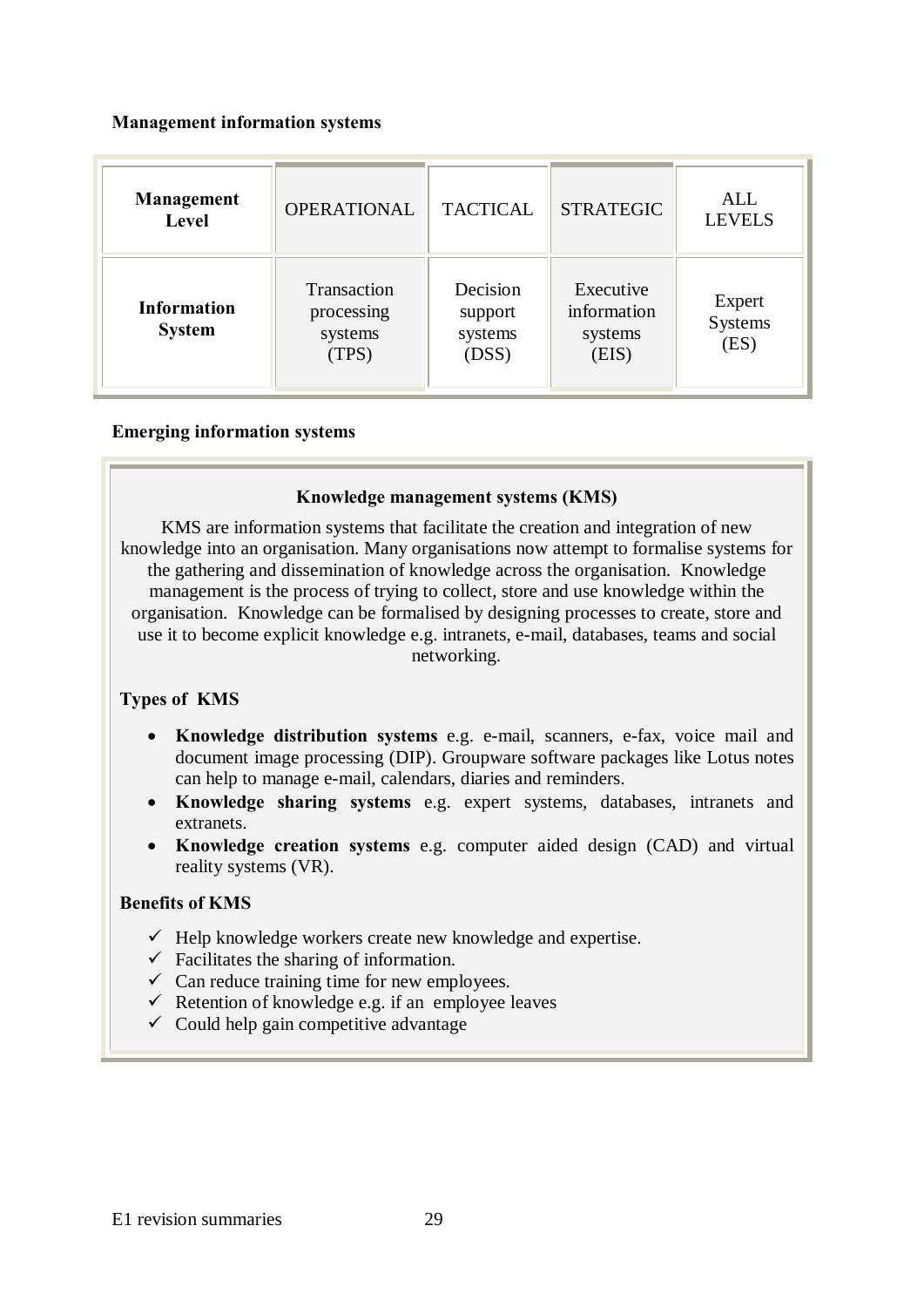### Management information systems

| **Management Level** | OPERATIONAL | TACTICAL | STRATEGIC | ALL LEVELS |
|---|---|---|---|---|
| **Information System** | Transaction processing systems (TPS) | Decision support systems (DSS) | Executive information systems (EIS) | Expert Systems (ES) |

### Emerging information systems

**Knowledge management systems (KMS)**

KMS are information systems that facilitate the creation and integration of new knowledge into an organisation. Many organisations now attempt to formalise systems for the gathering and dissemination of knowledge across the organisation. Knowledge management is the process of trying to collect, store and use knowledge within the organisation. Knowledge can be formalised by designing processes to create, store and use it to become explicit knowledge e.g. intranets, e-mail, databases, teams and social networking.

**Types of KMS**

- **Knowledge distribution systems** e.g. e-mail, scanners, e-fax, voice mail and document image processing (DIP). Groupware software packages like Lotus notes can help to manage e-mail, calendars, diaries and reminders.
- **Knowledge sharing systems** e.g. expert systems, databases, intranets and extranets.
- **Knowledge creation systems** e.g. computer aided design (CAD) and virtual reality systems (VR).

**Benefits of KMS**

- ✓ Help knowledge workers create new knowledge and expertise.
- ✓ Facilitates the sharing of information.
- ✓ Can reduce training time for new employees.
- ✓ Retention of knowledge e.g. if an employee leaves
- ✓ Could help gain competitive advantage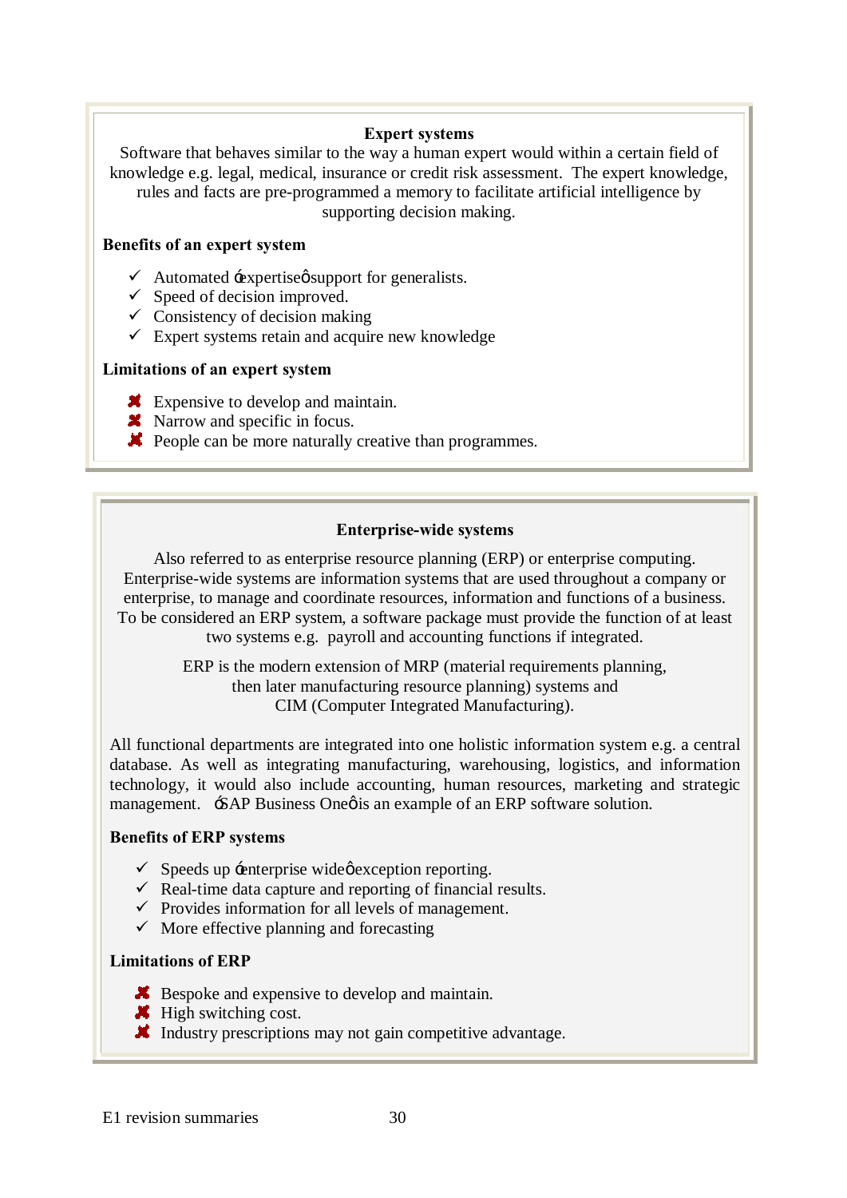## Expert systems

Software that behaves similar to the way a human expert would within a certain field of knowledge e.g. legal, medical, insurance or credit risk assessment. The expert knowledge, rules and facts are pre-programmed a memory to facilitate artificial intelligence by supporting decision making.

**Benefits of an expert system**

- ✓ Automated 'expertise' support for generalists.
- ✓ Speed of decision improved.
- ✓ Consistency of decision making
- ✓ Expert systems retain and acquire new knowledge

**Limitations of an expert system**

- ✗ Expensive to develop and maintain.
- ✗ Narrow and specific in focus.
- ✗ People can be more naturally creative than programmes.

## Enterprise-wide systems

Also referred to as enterprise resource planning (ERP) or enterprise computing. Enterprise-wide systems are information systems that are used throughout a company or enterprise, to manage and coordinate resources, information and functions of a business. To be considered an ERP system, a software package must provide the function of at least two systems e.g. payroll and accounting functions if integrated.

ERP is the modern extension of MRP (material requirements planning, then later manufacturing resource planning) systems and CIM (Computer Integrated Manufacturing).

All functional departments are integrated into one holistic information system e.g. a central database. As well as integrating manufacturing, warehousing, logistics, and information technology, it would also include accounting, human resources, marketing and strategic management. 'SAP Business One' is an example of an ERP software solution.

**Benefits of ERP systems**

- ✓ Speeds up 'enterprise wide' exception reporting.
- ✓ Real-time data capture and reporting of financial results.
- ✓ Provides information for all levels of management.
- ✓ More effective planning and forecasting

**Limitations of ERP**

- ✗ Bespoke and expensive to develop and maintain.
- ✗ High switching cost.
- ✗ Industry prescriptions may not gain competitive advantage.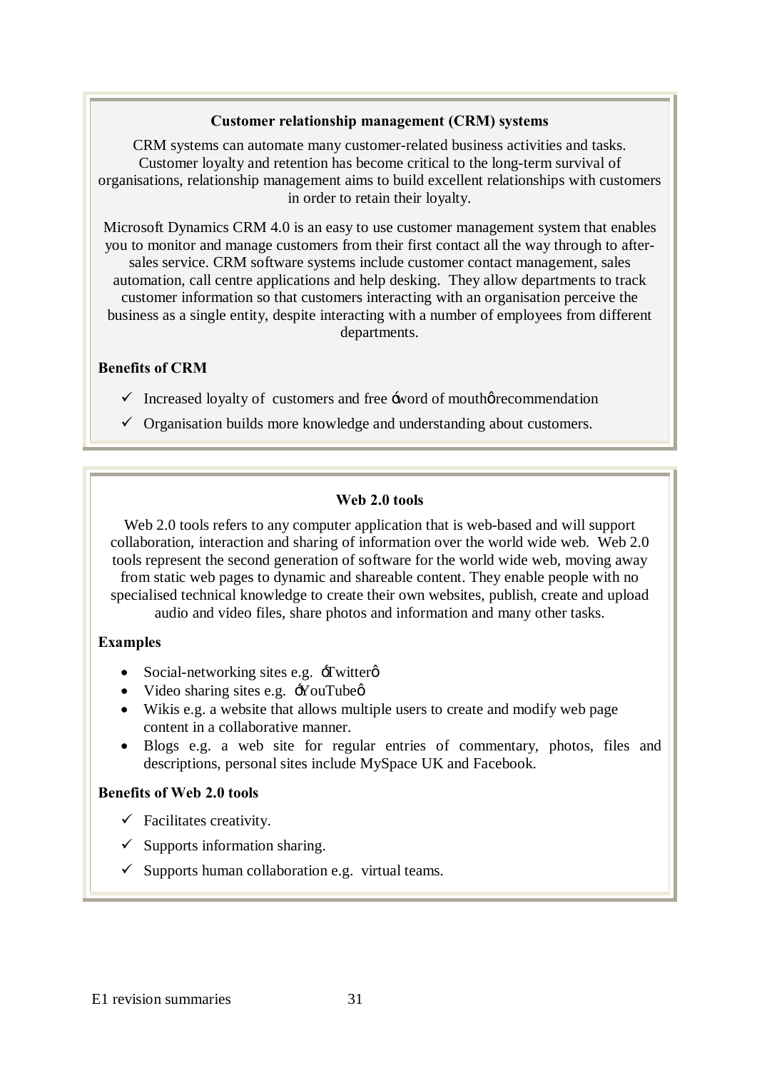### Customer relationship management (CRM) systems

CRM systems can automate many customer-related business activities and tasks. Customer loyalty and retention has become critical to the long-term survival of organisations, relationship management aims to build excellent relationships with customers in order to retain their loyalty.

Microsoft Dynamics CRM 4.0 is an easy to use customer management system that enables you to monitor and manage customers from their first contact all the way through to after-sales service. CRM software systems include customer contact management, sales automation, call centre applications and help desking. They allow departments to track customer information so that customers interacting with an organisation perceive the business as a single entity, despite interacting with a number of employees from different departments.

**Benefits of CRM**

- ✓ Increased loyalty of customers and free 'word of mouth' recommendation
- ✓ Organisation builds more knowledge and understanding about customers.

### Web 2.0 tools

Web 2.0 tools refers to any computer application that is web-based and will support collaboration, interaction and sharing of information over the world wide web. Web 2.0 tools represent the second generation of software for the world wide web, moving away from static web pages to dynamic and shareable content. They enable people with no specialised technical knowledge to create their own websites, publish, create and upload audio and video files, share photos and information and many other tasks.

**Examples**

- Social-networking sites e.g. 'Twitter'
- Video sharing sites e.g. 'YouTube'
- Wikis e.g. a website that allows multiple users to create and modify web page content in a collaborative manner.
- Blogs e.g. a web site for regular entries of commentary, photos, files and descriptions, personal sites include MySpace UK and Facebook.

**Benefits of Web 2.0 tools**

- ✓ Facilitates creativity.
- ✓ Supports information sharing.
- ✓ Supports human collaboration e.g. virtual teams.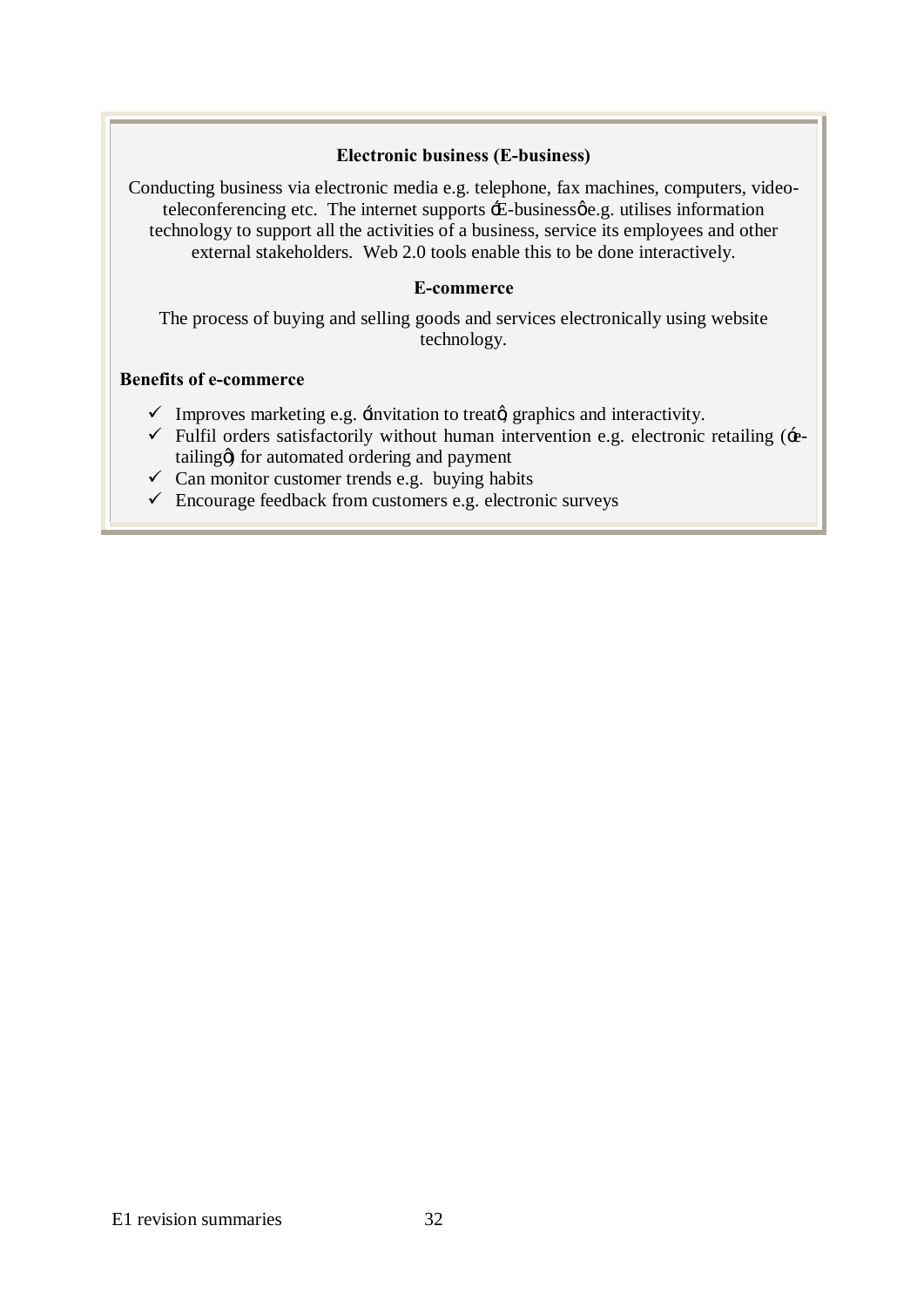**Electronic business (E-business)**

Conducting business via electronic media e.g. telephone, fax machines, computers, video-teleconferencing etc. The internet supports 'E-business' e.g. utilises information technology to support all the activities of a business, service its employees and other external stakeholders. Web 2.0 tools enable this to be done interactively.

**E-commerce**

The process of buying and selling goods and services electronically using website technology.

**Benefits of e-commerce**

- ✓ Improves marketing e.g. 'invitation to treat', graphics and interactivity.
- ✓ Fulfil orders satisfactorily without human intervention e.g. electronic retailing ('e-tailing') for automated ordering and payment
- ✓ Can monitor customer trends e.g. buying habits
- ✓ Encourage feedback from customers e.g. electronic surveys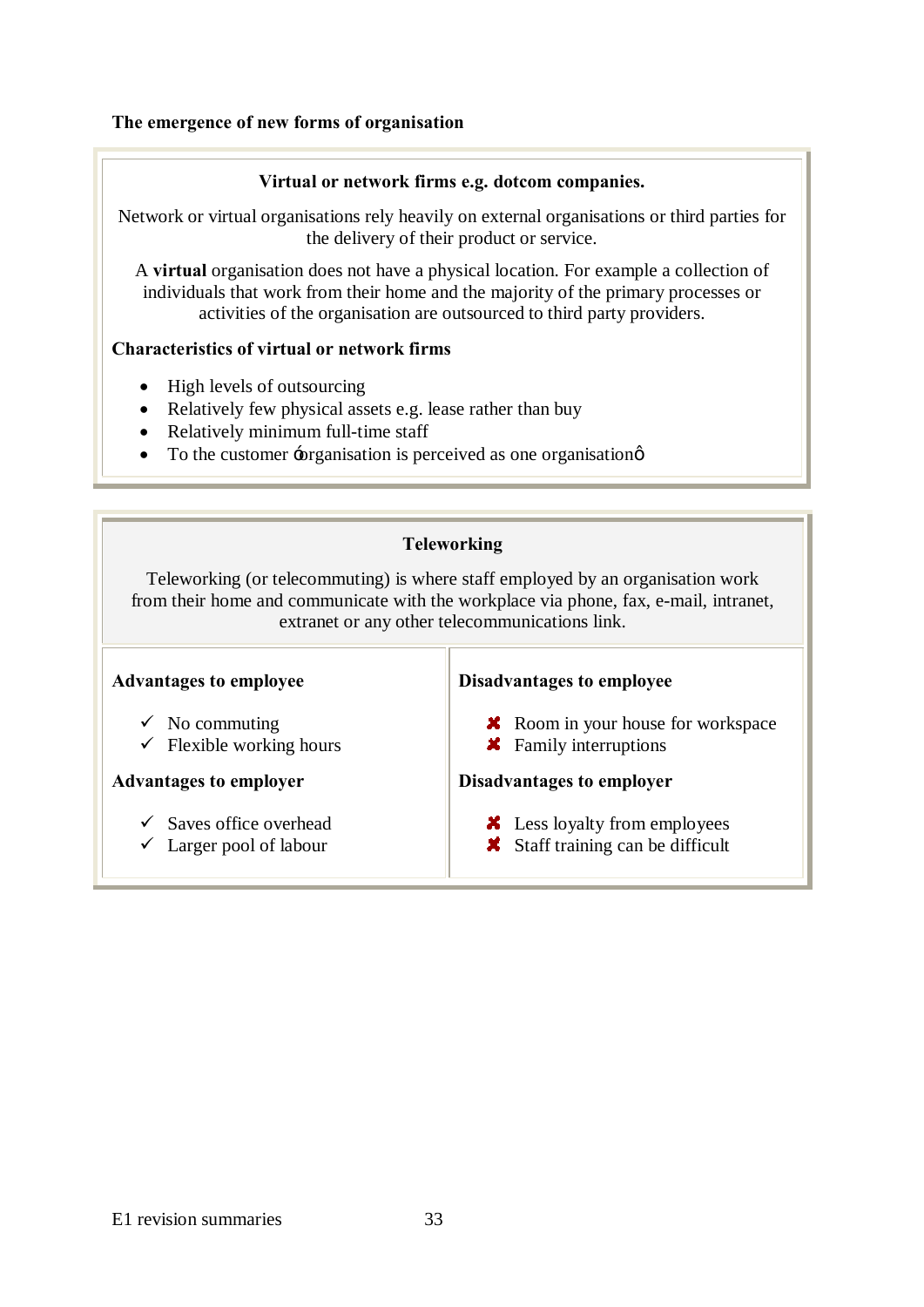**The emergence of new forms of organisation**

**Virtual or network firms e.g. dotcom companies.**

Network or virtual organisations rely heavily on external organisations or third parties for the delivery of their product or service.

A **virtual** organisation does not have a physical location. For example a collection of individuals that work from their home and the majority of the primary processes or activities of the organisation are outsourced to third party providers.

**Characteristics of virtual or network firms**

- High levels of outsourcing
- Relatively few physical assets e.g. lease rather than buy
- Relatively minimum full-time staff
- To the customer 'organisation is perceived as one organisation'

**Teleworking**

Teleworking (or telecommuting) is where staff employed by an organisation work from their home and communicate with the workplace via phone, fax, e-mail, intranet, extranet or any other telecommunications link.

**Advantages to employee**

- ✓ No commuting
- ✓ Flexible working hours

**Advantages to employer**

- ✓ Saves office overhead
- ✓ Larger pool of labour

**Disadvantages to employee**

- ✗ Room in your house for workspace
- ✗ Family interruptions

**Disadvantages to employer**

- ✗ Less loyalty from employees
- ✗ Staff training can be difficult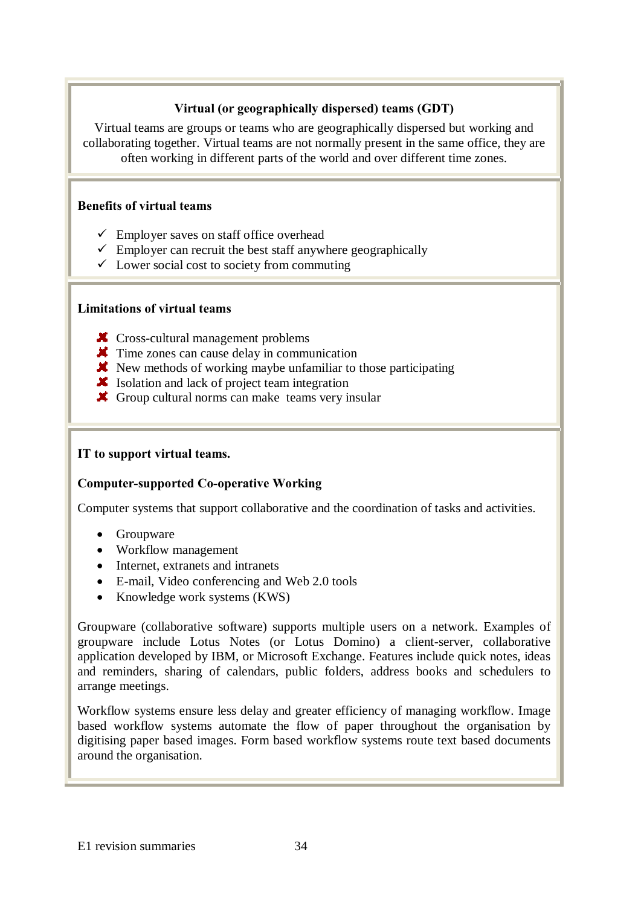**Virtual (or geographically dispersed) teams (GDT)**

Virtual teams are groups or teams who are geographically dispersed but working and collaborating together. Virtual teams are not normally present in the same office, they are often working in different parts of the world and over different time zones.

**Benefits of virtual teams**

- ✓ Employer saves on staff office overhead
- ✓ Employer can recruit the best staff anywhere geographically
- ✓ Lower social cost to society from commuting

**Limitations of virtual teams**

- ✗ Cross-cultural management problems
- ✗ Time zones can cause delay in communication
- ✗ New methods of working maybe unfamiliar to those participating
- ✗ Isolation and lack of project team integration
- ✗ Group cultural norms can make teams very insular

**IT to support virtual teams.**

**Computer-supported Co-operative Working**

Computer systems that support collaborative and the coordination of tasks and activities.

- Groupware
- Workflow management
- Internet, extranets and intranets
- E-mail, Video conferencing and Web 2.0 tools
- Knowledge work systems (KWS)

Groupware (collaborative software) supports multiple users on a network. Examples of groupware include Lotus Notes (or Lotus Domino) a client-server, collaborative application developed by IBM, or Microsoft Exchange. Features include quick notes, ideas and reminders, sharing of calendars, public folders, address books and schedulers to arrange meetings.

Workflow systems ensure less delay and greater efficiency of managing workflow. Image based workflow systems automate the flow of paper throughout the organisation by digitising paper based images. Form based workflow systems route text based documents around the organisation.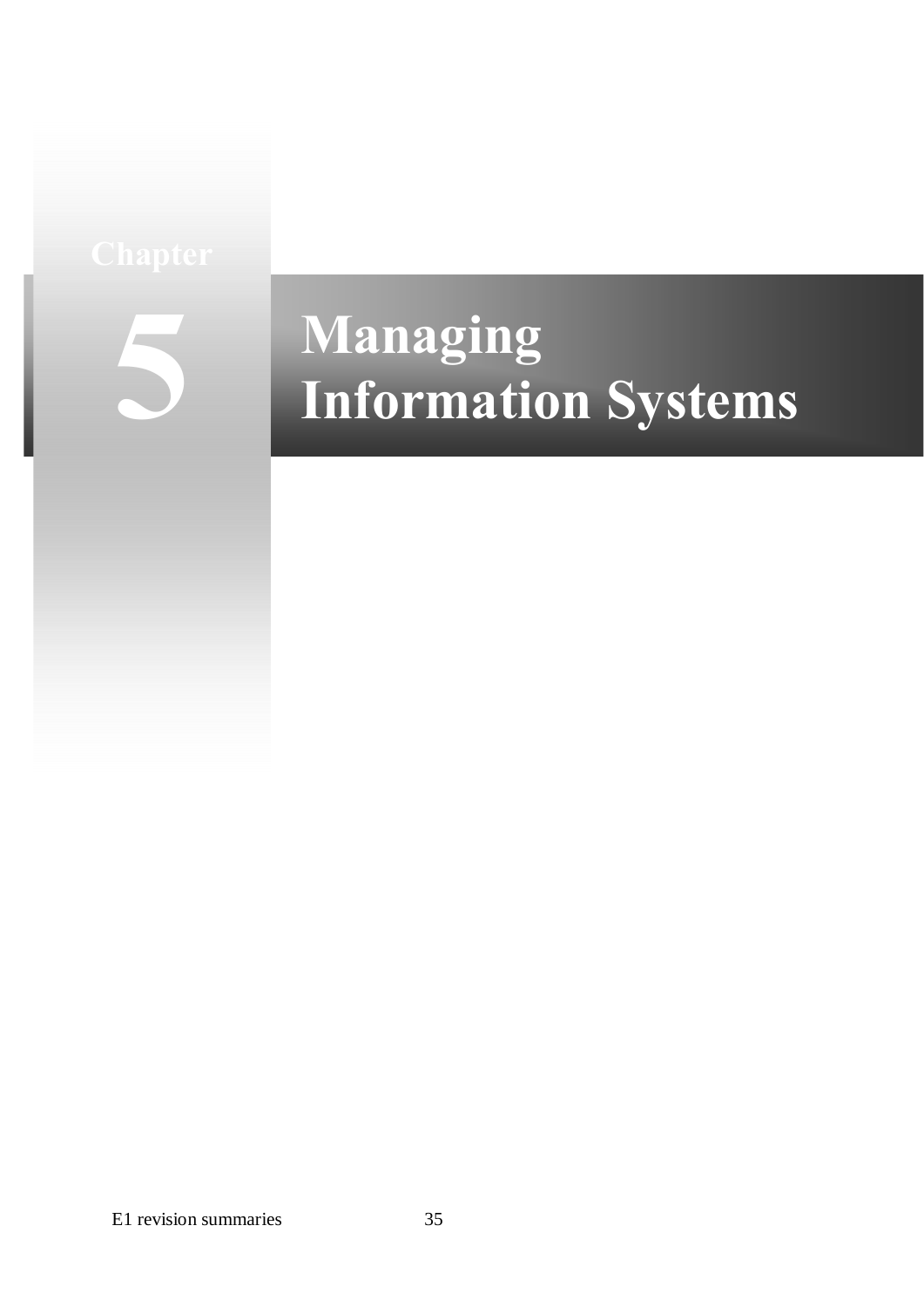Chapter

# 5 Managing Information Systems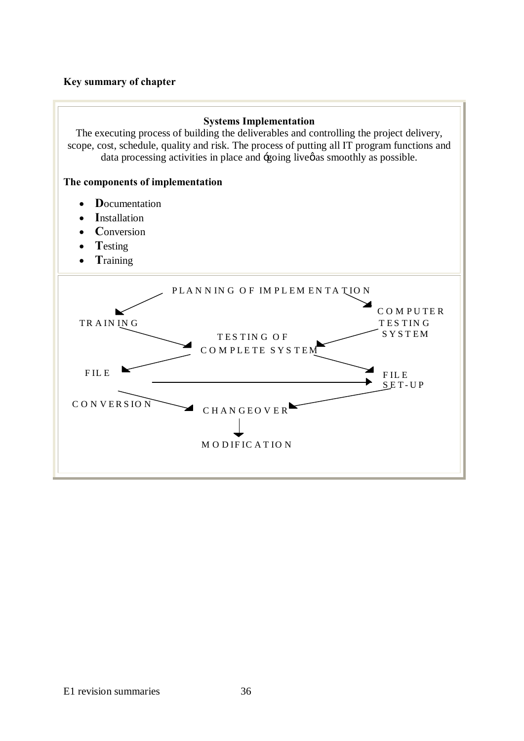**Key summary of chapter**

**Systems Implementation**

The executing process of building the deliverables and controlling the project delivery, scope, cost, schedule, quality and risk. The process of putting all IT program functions and data processing activities in place and 'going live' as smoothly as possible.

**The components of implementation**

- **D**ocumentation
- **I**nstallation
- **C**onversion
- **T**esting
- **T**raining

PLANNING OF IMPLEMENTATION

TRAINING

COMPUTER TESTING SYSTEM

TESTING OF COMPLETE SYSTEM

FILE CONVERSION

FILE SET-UP

CHANGEOVER

MODIFICATION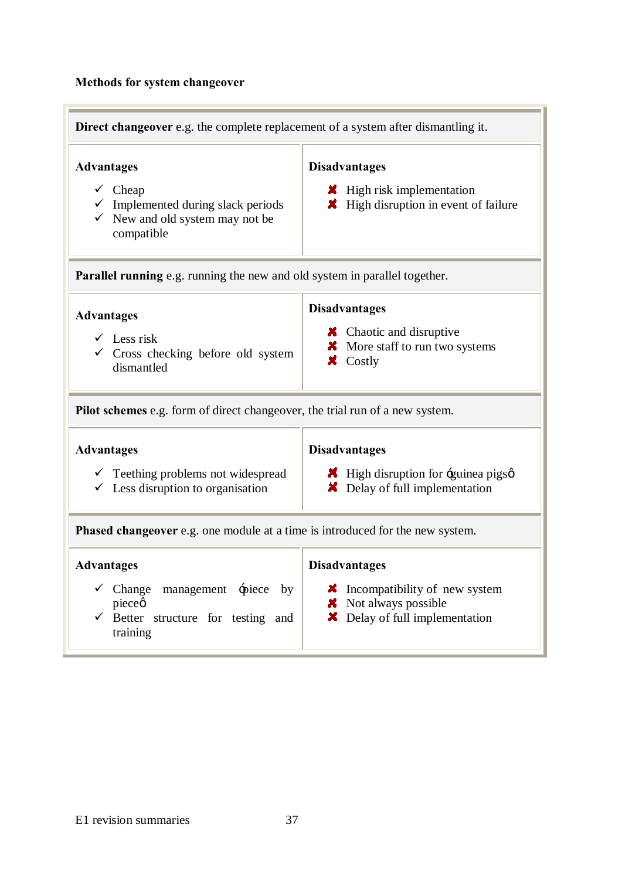**Methods for system changeover**

| **Direct changeover** e.g. the complete replacement of a system after dismantling it. | |
|---|---|
| **Advantages**<br>✓ Cheap<br>✓ Implemented during slack periods<br>✓ New and old system may not be compatible | **Disadvantages**<br>✗ High risk implementation<br>✗ High disruption in event of failure |
| **Parallel running** e.g. running the new and old system in parallel together. | |
| **Advantages**<br>✓ Less risk<br>✓ Cross checking before old system dismantled | **Disadvantages**<br>✗ Chaotic and disruptive<br>✗ More staff to run two systems<br>✗ Costly |
| **Pilot schemes** e.g. form of direct changeover, the trial run of a new system. | |
| **Advantages**<br>✓ Teething problems not widespread<br>✓ Less disruption to organisation | **Disadvantages**<br>✗ High disruption for ‘guinea pigs’<br>✗ Delay of full implementation |
| **Phased changeover** e.g. one module at a time is introduced for the new system. | |
| **Advantages**<br>✓ Change management ‘piece by piece’<br>✓ Better structure for testing and training | **Disadvantages**<br>✗ Incompatibility of new system<br>✗ Not always possible<br>✗ Delay of full implementation |

E1 revision summaries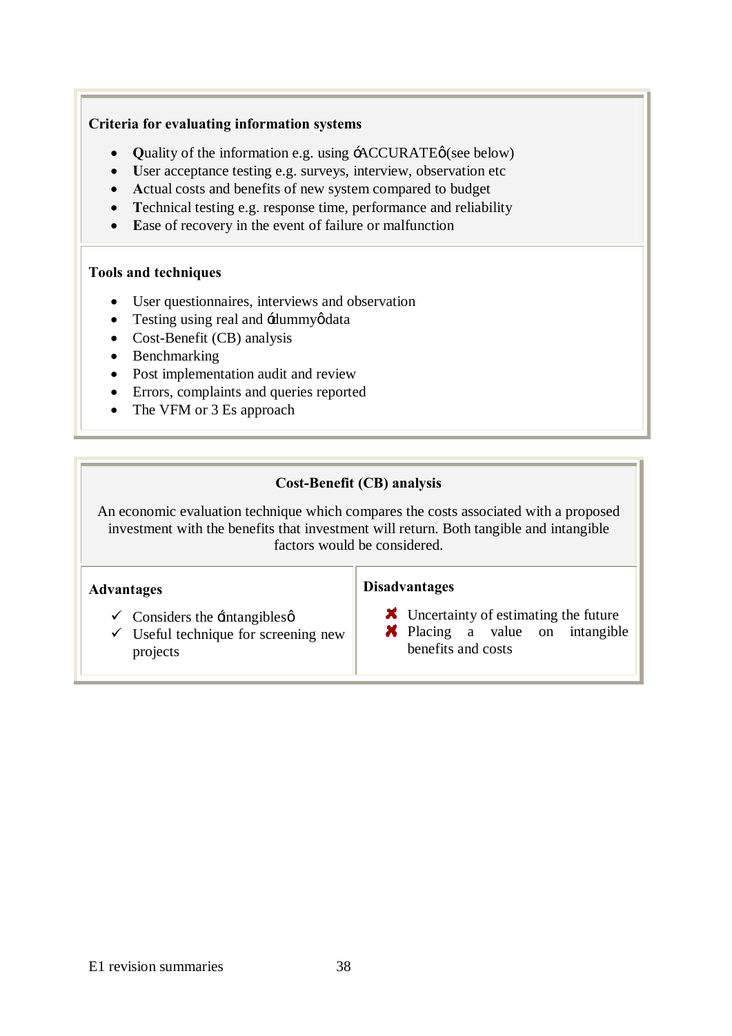### Criteria for evaluating information systems

- **Q**uality of the information e.g. using 'ACCURATE' (see below)
- **U**ser acceptance testing e.g. surveys, interview, observation etc
- **A**ctual costs and benefits of new system compared to budget
- **T**echnical testing e.g. response time, performance and reliability
- **E**ase of recovery in the event of failure or malfunction

### Tools and techniques

- User questionnaires, interviews and observation
- Testing using real and 'dummy' data
- Cost-Benefit (CB) analysis
- Benchmarking
- Post implementation audit and review
- Errors, complaints and queries reported
- The VFM or 3 Es approach

### Cost-Benefit (CB) analysis

An economic evaluation technique which compares the costs associated with a proposed investment with the benefits that investment will return. Both tangible and intangible factors would be considered.

| Advantages | Disadvantages |
| --- | --- |
| ✓ Considers the 'intangibles'<br>✓ Useful technique for screening new projects | ✘ Uncertainty of estimating the future<br>✘ Placing a value on intangible benefits and costs |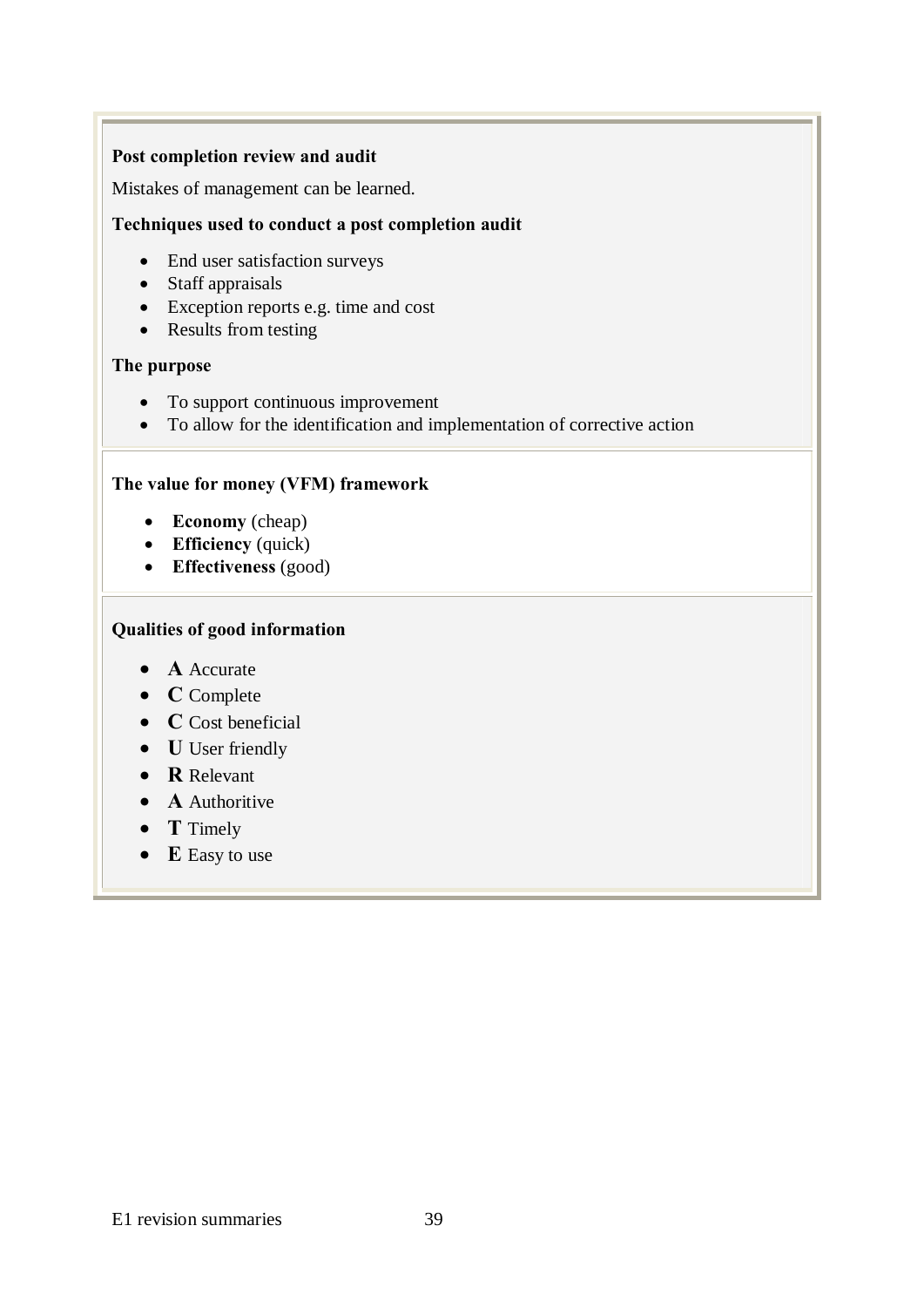**Post completion review and audit**

Mistakes of management can be learned.

**Techniques used to conduct a post completion audit**

- End user satisfaction surveys
- Staff appraisals
- Exception reports e.g. time and cost
- Results from testing

**The purpose**

- To support continuous improvement
- To allow for the identification and implementation of corrective action

**The value for money (VFM) framework**

- **Economy** (cheap)
- **Efficiency** (quick)
- **Effectiveness** (good)

**Qualities of good information**

- **A** Accurate
- **C** Complete
- **C** Cost beneficial
- **U** User friendly
- **R** Relevant
- **A** Authoritive
- **T** Timely
- **E** Easy to use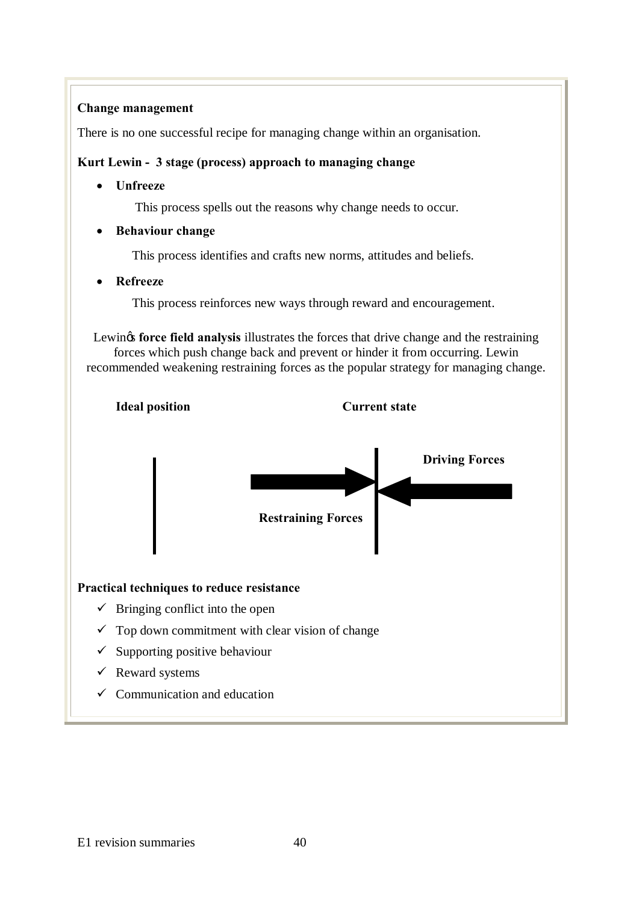**Change management**

There is no one successful recipe for managing change within an organisation.

**Kurt Lewin - 3 stage (process) approach to managing change**

- **Unfreeze**

  This process spells out the reasons why change needs to occur.

- **Behaviour change**

  This process identifies and crafts new norms, attitudes and beliefs.

- **Refreeze**

  This process reinforces new ways through reward and encouragement.

Lewin's **force field analysis** illustrates the forces that drive change and the restraining forces which push change back and prevent or hinder it from occurring. Lewin recommended weakening restraining forces as the popular strategy for managing change.

**Ideal position** **Current state**

**Driving Forces**

**Restraining Forces**

**Practical techniques to reduce resistance**

- ✓ Bringing conflict into the open
- ✓ Top down commitment with clear vision of change
- ✓ Supporting positive behaviour
- ✓ Reward systems
- ✓ Communication and education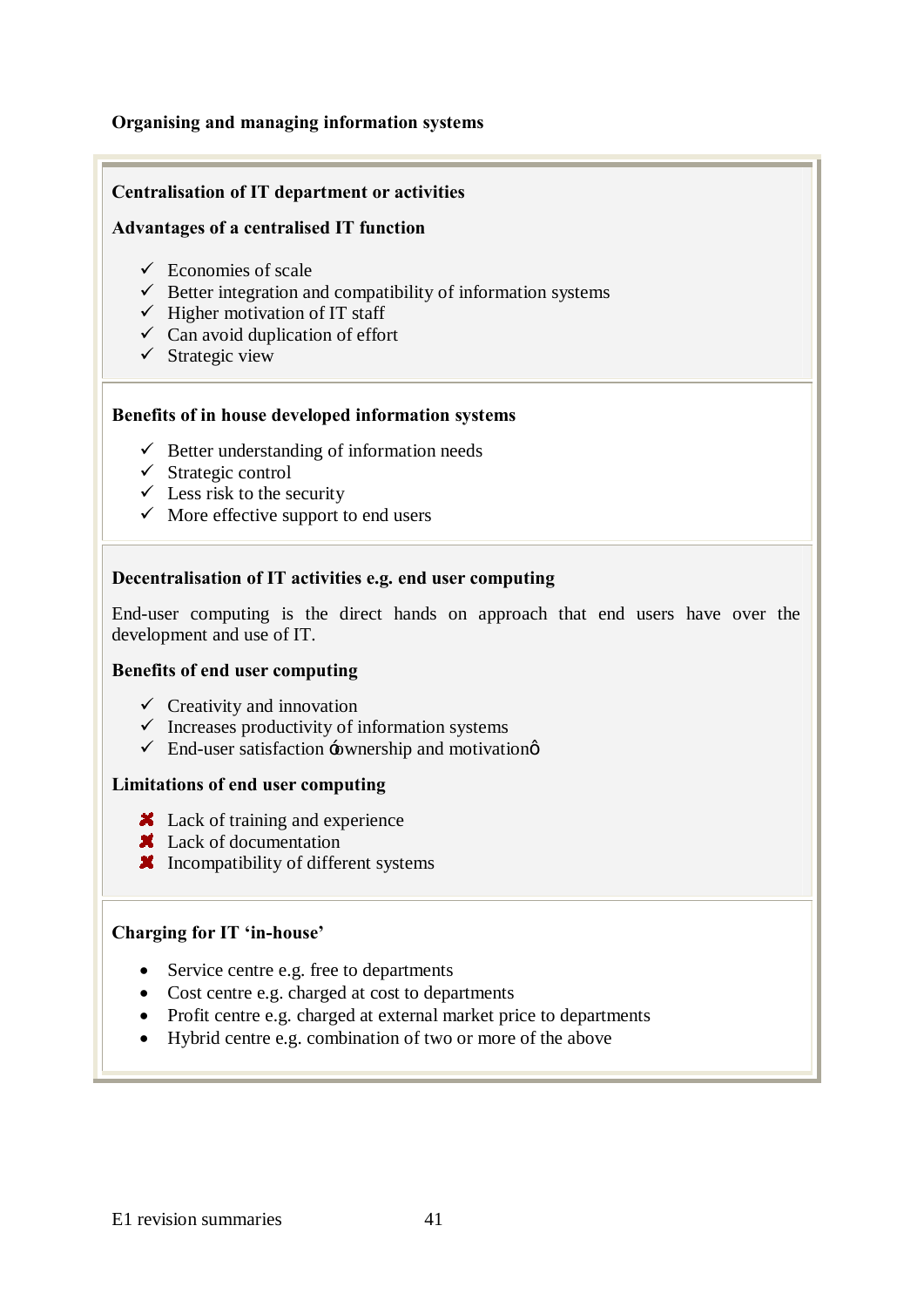**Organising and managing information systems**

**Centralisation of IT department or activities**

**Advantages of a centralised IT function**

- ✓ Economies of scale
- ✓ Better integration and compatibility of information systems
- ✓ Higher motivation of IT staff
- ✓ Can avoid duplication of effort
- ✓ Strategic view

**Benefits of in house developed information systems**

- ✓ Better understanding of information needs
- ✓ Strategic control
- ✓ Less risk to the security
- ✓ More effective support to end users

**Decentralisation of IT activities e.g. end user computing**

End-user computing is the direct hands on approach that end users have over the development and use of IT.

**Benefits of end user computing**

- ✓ Creativity and innovation
- ✓ Increases productivity of information systems
- ✓ End-user satisfaction 'ownership and motivation'

**Limitations of end user computing**

- ✗ Lack of training and experience
- ✗ Lack of documentation
- ✗ Incompatibility of different systems

**Charging for IT 'in-house'**

- Service centre e.g. free to departments
- Cost centre e.g. charged at cost to departments
- Profit centre e.g. charged at external market price to departments
- Hybrid centre e.g. combination of two or more of the above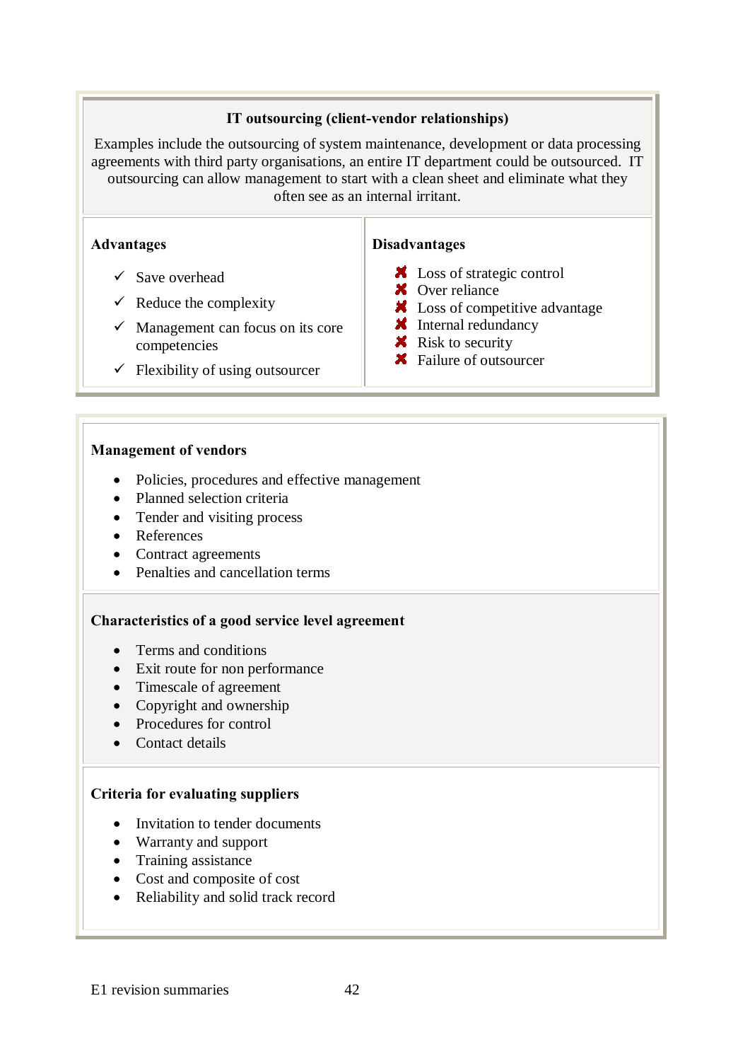## IT outsourcing (client-vendor relationships)

Examples include the outsourcing of system maintenance, development or data processing agreements with third party organisations, an entire IT department could be outsourced. IT outsourcing can allow management to start with a clean sheet and eliminate what they often see as an internal irritant.

| Advantages | Disadvantages |
| --- | --- |
| ✓ Save overhead<br>✓ Reduce the complexity<br>✓ Management can focus on its core competencies<br>✓ Flexibility of using outsourcer | ✗ Loss of strategic control<br>✗ Over reliance<br>✗ Loss of competitive advantage<br>✗ Internal redundancy<br>✗ Risk to security<br>✗ Failure of outsourcer |

### Management of vendors

- Policies, procedures and effective management
- Planned selection criteria
- Tender and visiting process
- References
- Contract agreements
- Penalties and cancellation terms

### Characteristics of a good service level agreement

- Terms and conditions
- Exit route for non performance
- Timescale of agreement
- Copyright and ownership
- Procedures for control
- Contact details

### Criteria for evaluating suppliers

- Invitation to tender documents
- Warranty and support
- Training assistance
- Cost and composite of cost
- Reliability and solid track record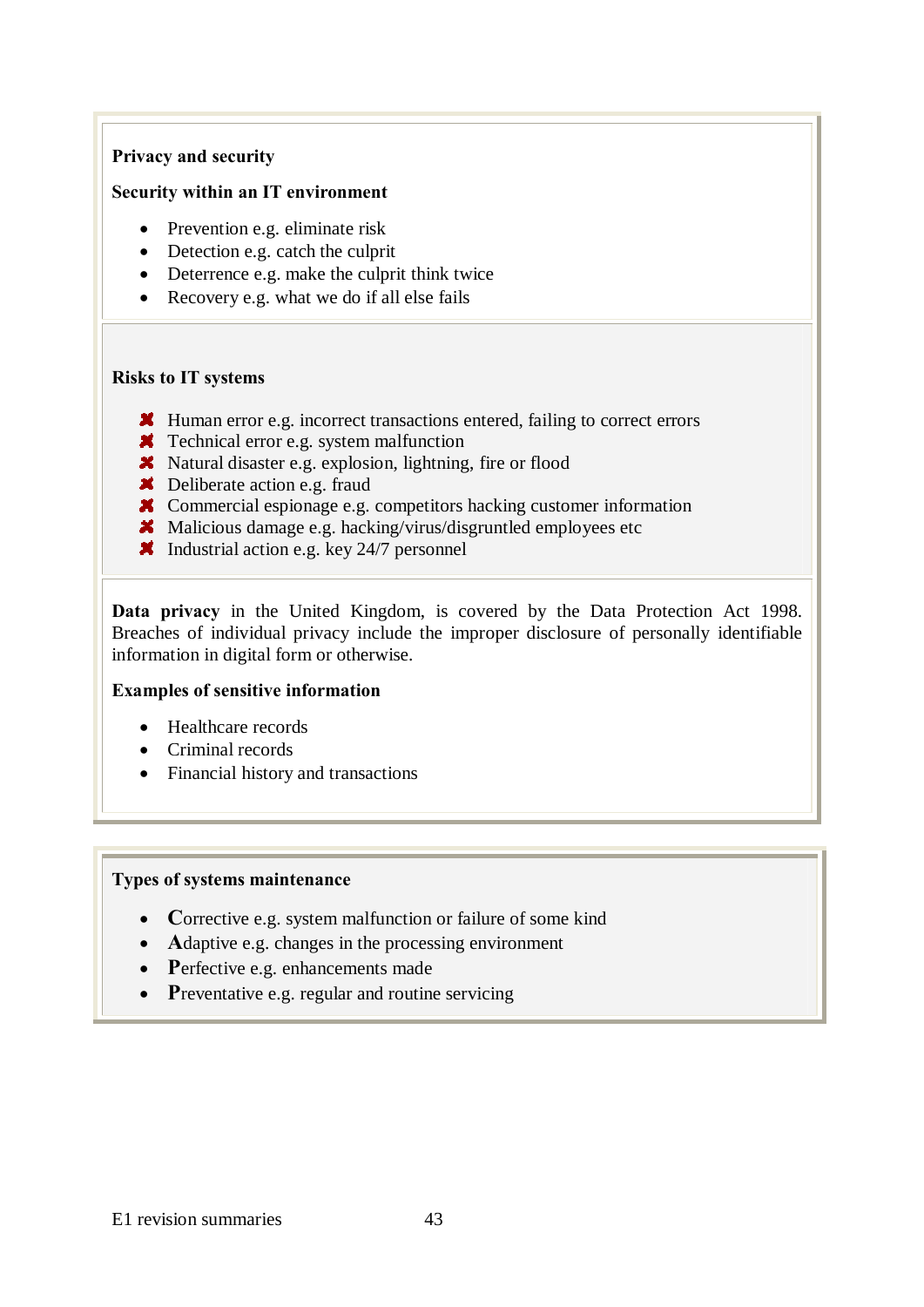**Privacy and security**

**Security within an IT environment**

- Prevention e.g. eliminate risk
- Detection e.g. catch the culprit
- Deterrence e.g. make the culprit think twice
- Recovery e.g. what we do if all else fails

**Risks to IT systems**

- Human error e.g. incorrect transactions entered, failing to correct errors
- Technical error e.g. system malfunction
- Natural disaster e.g. explosion, lightning, fire or flood
- Deliberate action e.g. fraud
- Commercial espionage e.g. competitors hacking customer information
- Malicious damage e.g. hacking/virus/disgruntled employees etc
- Industrial action e.g. key 24/7 personnel

**Data privacy** in the United Kingdom, is covered by the Data Protection Act 1998. Breaches of individual privacy include the improper disclosure of personally identifiable information in digital form or otherwise.

**Examples of sensitive information**

- Healthcare records
- Criminal records
- Financial history and transactions

**Types of systems maintenance**

- **C**orrective e.g. system malfunction or failure of some kind
- **A**daptive e.g. changes in the processing environment
- **P**erfective e.g. enhancements made
- **P**reventative e.g. regular and routine servicing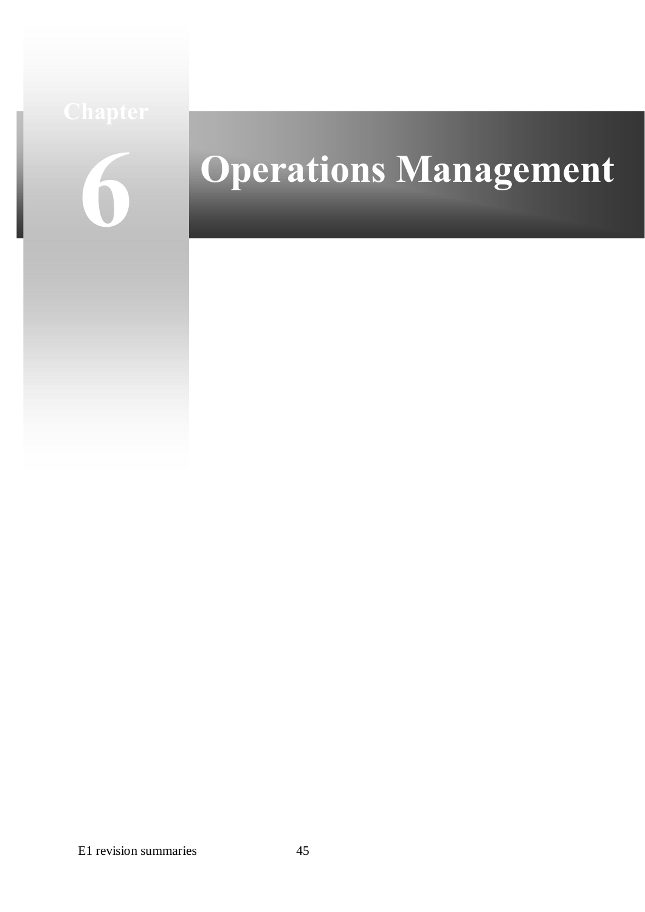# Chapter 6 Operations Management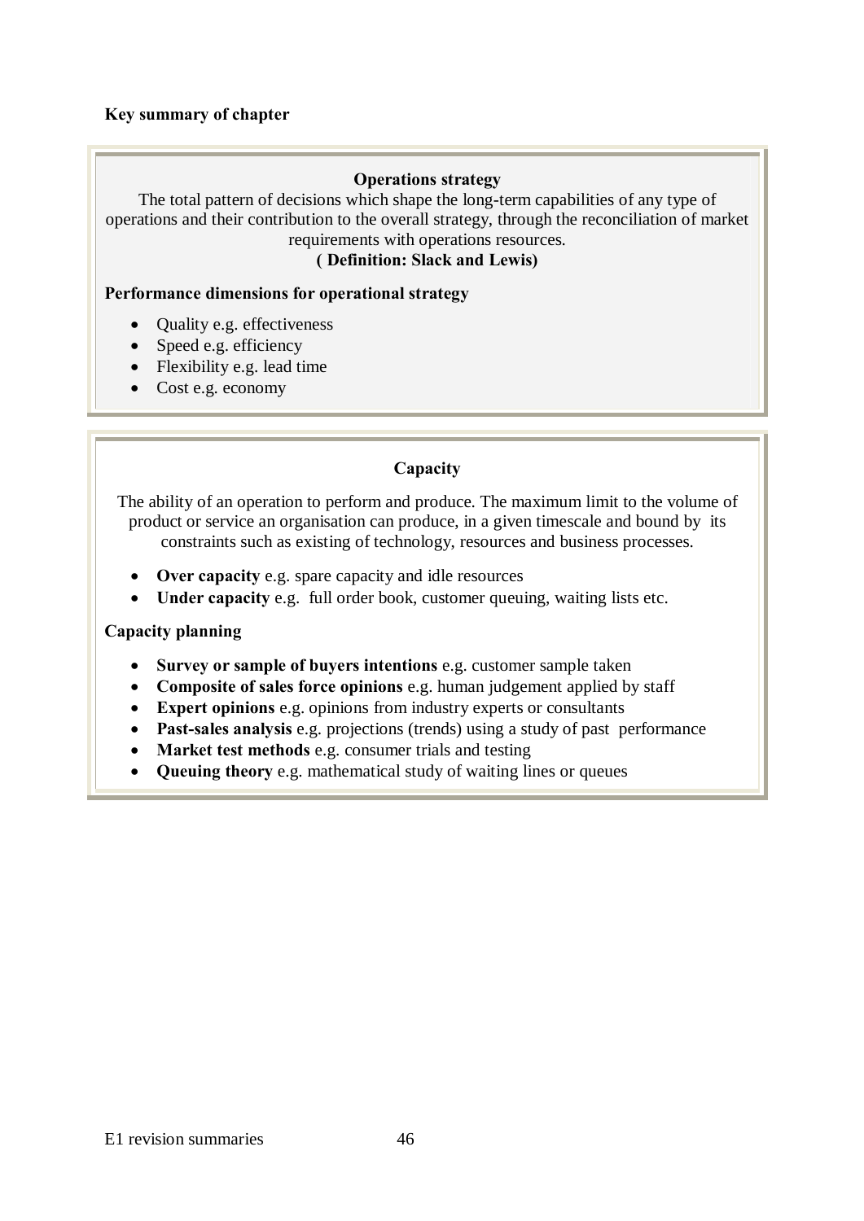**Key summary of chapter**

### Operations strategy

The total pattern of decisions which shape the long-term capabilities of any type of operations and their contribution to the overall strategy, through the reconciliation of market requirements with operations resources.

**( Definition: Slack and Lewis)**

**Performance dimensions for operational strategy**

- Quality e.g. effectiveness
- Speed e.g. efficiency
- Flexibility e.g. lead time
- Cost e.g. economy

### Capacity

The ability of an operation to perform and produce. The maximum limit to the volume of product or service an organisation can produce, in a given timescale and bound by its constraints such as existing of technology, resources and business processes.

- **Over capacity** e.g. spare capacity and idle resources
- **Under capacity** e.g. full order book, customer queuing, waiting lists etc.

**Capacity planning**

- **Survey or sample of buyers intentions** e.g. customer sample taken
- **Composite of sales force opinions** e.g. human judgement applied by staff
- **Expert opinions** e.g. opinions from industry experts or consultants
- **Past-sales analysis** e.g. projections (trends) using a study of past performance
- **Market test methods** e.g. consumer trials and testing
- **Queuing theory** e.g. mathematical study of waiting lines or queues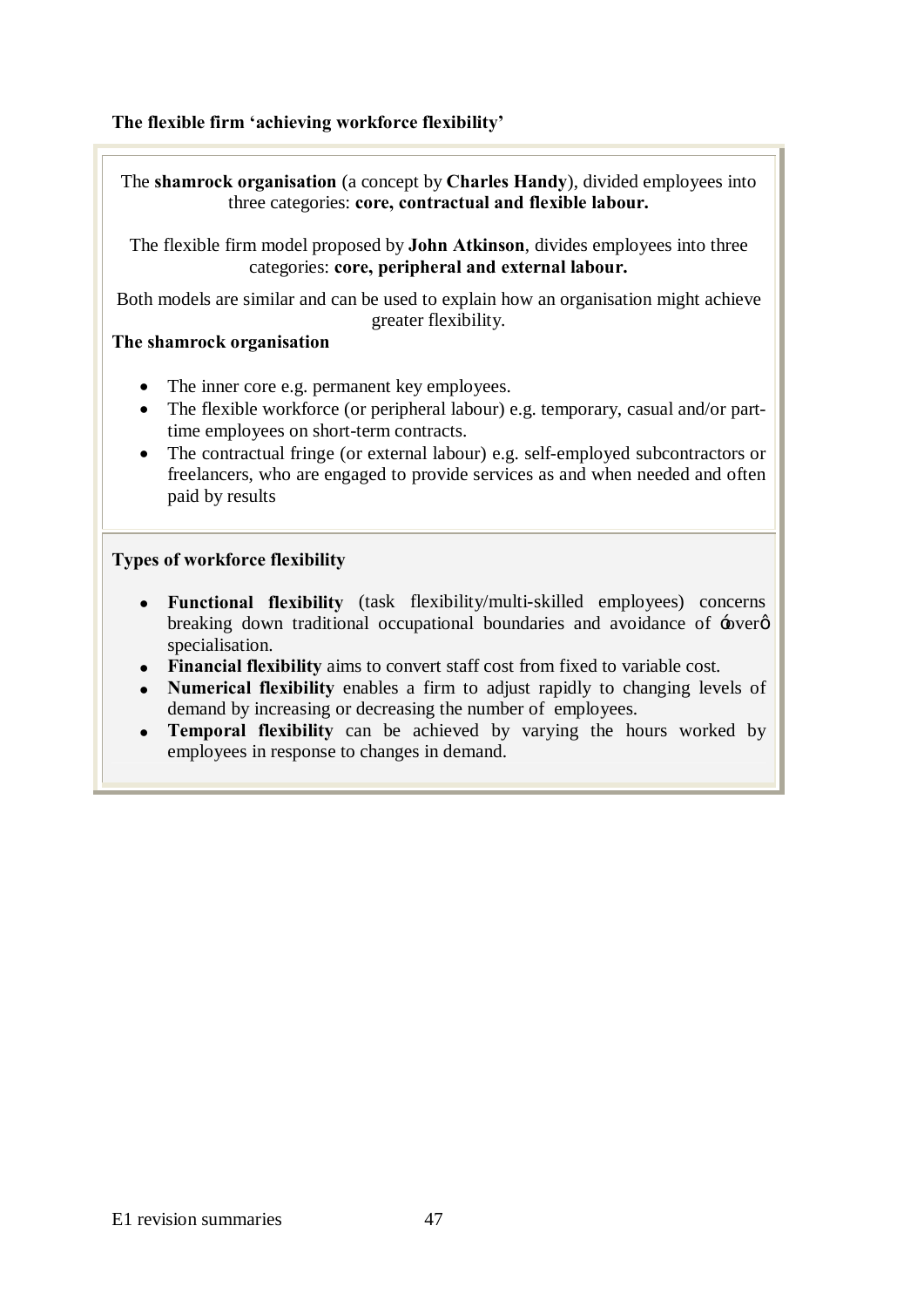**The flexible firm 'achieving workforce flexibility'**

The **shamrock organisation** (a concept by **Charles Handy**), divided employees into three categories: **core, contractual and flexible labour.**

The flexible firm model proposed by **John Atkinson**, divides employees into three categories: **core, peripheral and external labour.**

Both models are similar and can be used to explain how an organisation might achieve greater flexibility.

**The shamrock organisation**

- The inner core e.g. permanent key employees.
- The flexible workforce (or peripheral labour) e.g. temporary, casual and/or part-time employees on short-term contracts.
- The contractual fringe (or external labour) e.g. self-employed subcontractors or freelancers, who are engaged to provide services as and when needed and often paid by results

**Types of workforce flexibility**

- **Functional flexibility** (task flexibility/multi-skilled employees) concerns breaking down traditional occupational boundaries and avoidance of ‘over’ specialisation.
- **Financial flexibility** aims to convert staff cost from fixed to variable cost.
- **Numerical flexibility** enables a firm to adjust rapidly to changing levels of demand by increasing or decreasing the number of employees.
- **Temporal flexibility** can be achieved by varying the hours worked by employees in response to changes in demand.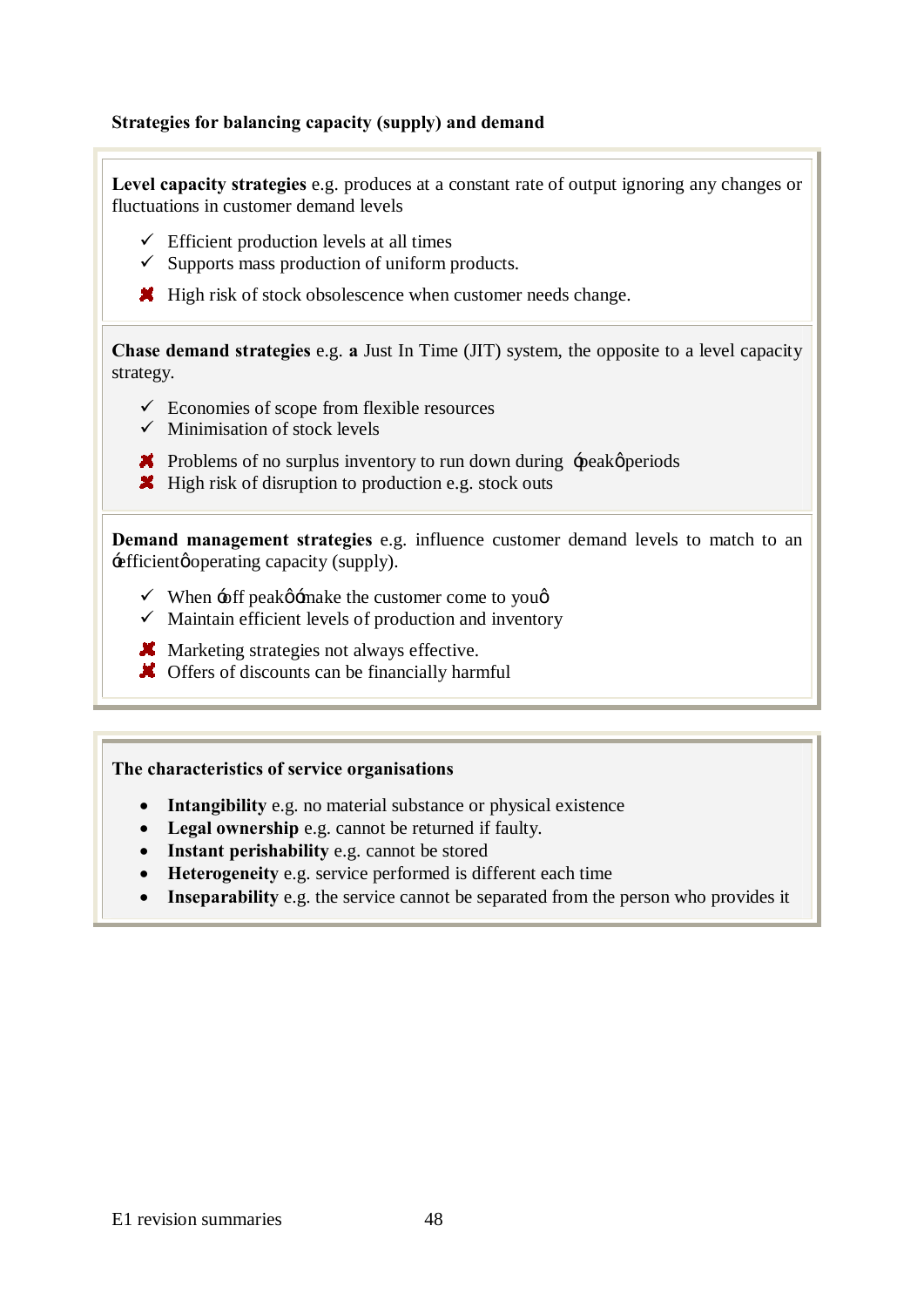**Strategies for balancing capacity (supply) and demand**

**Level capacity strategies** e.g. produces at a constant rate of output ignoring any changes or fluctuations in customer demand levels

- ✓ Efficient production levels at all times
- ✓ Supports mass production of uniform products.
- ✗ High risk of stock obsolescence when customer needs change.

**Chase demand strategies** e.g. **a** Just In Time (JIT) system, the opposite to a level capacity strategy.

- ✓ Economies of scope from flexible resources
- ✓ Minimisation of stock levels
- ✗ Problems of no surplus inventory to run down during 'peak' periods
- ✗ High risk of disruption to production e.g. stock outs

**Demand management strategies** e.g. influence customer demand levels to match to an 'efficient' operating capacity (supply).

- ✓ When 'off peak' 'make the customer come to you'
- ✓ Maintain efficient levels of production and inventory
- ✗ Marketing strategies not always effective.
- ✗ Offers of discounts can be financially harmful

**The characteristics of service organisations**

- **Intangibility** e.g. no material substance or physical existence
- **Legal ownership** e.g. cannot be returned if faulty.
- **Instant perishability** e.g. cannot be stored
- **Heterogeneity** e.g. service performed is different each time
- **Inseparability** e.g. the service cannot be separated from the person who provides it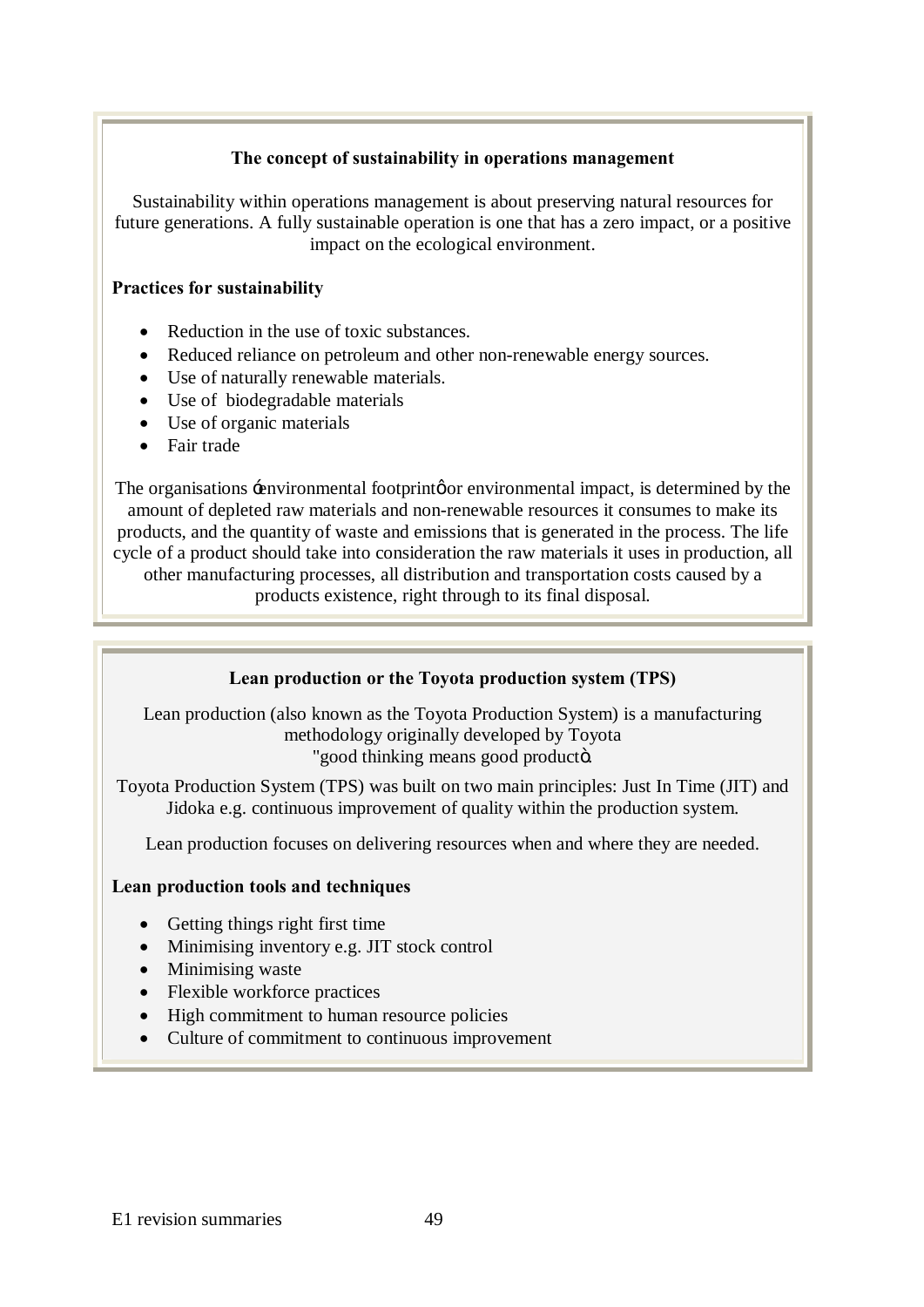### The concept of sustainability in operations management

Sustainability within operations management is about preserving natural resources for future generations. A fully sustainable operation is one that has a zero impact, or a positive impact on the ecological environment.

**Practices for sustainability**

- Reduction in the use of toxic substances.
- Reduced reliance on petroleum and other non-renewable energy sources.
- Use of naturally renewable materials.
- Use of biodegradable materials
- Use of organic materials
- Fair trade

The organisations 'environmental footprint' or environmental impact, is determined by the amount of depleted raw materials and non-renewable resources it consumes to make its products, and the quantity of waste and emissions that is generated in the process. The life cycle of a product should take into consideration the raw materials it uses in production, all other manufacturing processes, all distribution and transportation costs caused by a products existence, right through to its final disposal.

### Lean production or the Toyota production system (TPS)

Lean production (also known as the Toyota Production System) is a manufacturing methodology originally developed by Toyota "good thinking means good product".

Toyota Production System (TPS) was built on two main principles: Just In Time (JIT) and Jidoka e.g. continuous improvement of quality within the production system.

Lean production focuses on delivering resources when and where they are needed.

**Lean production tools and techniques**

- Getting things right first time
- Minimising inventory e.g. JIT stock control
- Minimising waste
- Flexible workforce practices
- High commitment to human resource policies
- Culture of commitment to continuous improvement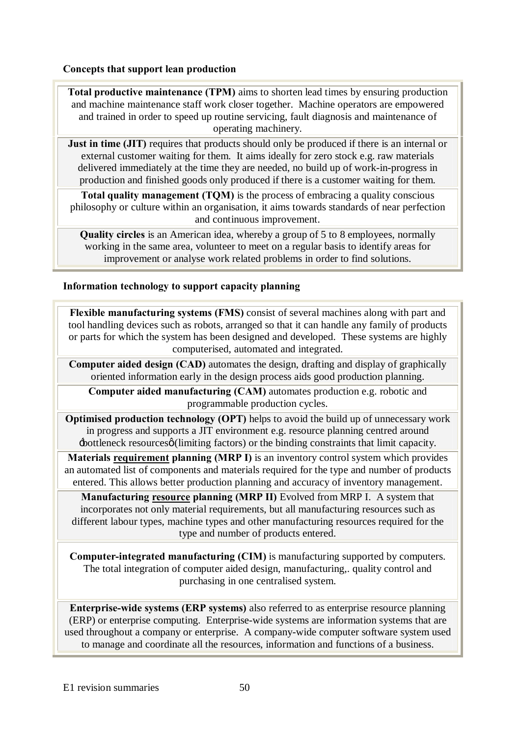### Concepts that support lean production

**Total productive maintenance (TPM)** aims to shorten lead times by ensuring production and machine maintenance staff work closer together. Machine operators are empowered and trained in order to speed up routine servicing, fault diagnosis and maintenance of operating machinery.

**Just in time (JIT)** requires that products should only be produced if there is an internal or external customer waiting for them. It aims ideally for zero stock e.g. raw materials delivered immediately at the time they are needed, no build up of work-in-progress in production and finished goods only produced if there is a customer waiting for them.

**Total quality management (TQM)** is the process of embracing a quality conscious philosophy or culture within an organisation, it aims towards standards of near perfection and continuous improvement.

**Quality circles** is an American idea, whereby a group of 5 to 8 employees, normally working in the same area, volunteer to meet on a regular basis to identify areas for improvement or analyse work related problems in order to find solutions.

### Information technology to support capacity planning

**Flexible manufacturing systems (FMS)** consist of several machines along with part and tool handling devices such as robots, arranged so that it can handle any family of products or parts for which the system has been designed and developed. These systems are highly computerised, automated and integrated.

**Computer aided design (CAD)** automates the design, drafting and display of graphically oriented information early in the design process aids good production planning.

**Computer aided manufacturing (CAM)** automates production e.g. robotic and programmable production cycles.

**Optimised production technology (OPT)** helps to avoid the build up of unnecessary work in progress and supports a JIT environment e.g. resource planning centred around 'bottleneck resources' (limiting factors) or the binding constraints that limit capacity.

**Materials <u>requirement</u> planning (MRP I)** is an inventory control system which provides an automated list of components and materials required for the type and number of products entered. This allows better production planning and accuracy of inventory management.

**Manufacturing <u>resource</u> planning (MRP II)** Evolved from MRP I. A system that incorporates not only material requirements, but all manufacturing resources such as different labour types, machine types and other manufacturing resources required for the type and number of products entered.

**Computer-integrated manufacturing (CIM)** is manufacturing supported by computers. The total integration of computer aided design, manufacturing,. quality control and purchasing in one centralised system.

**Enterprise-wide systems (ERP systems)** also referred to as enterprise resource planning (ERP) or enterprise computing. Enterprise-wide systems are information systems that are used throughout a company or enterprise. A company-wide computer software system used to manage and coordinate all the resources, information and functions of a business.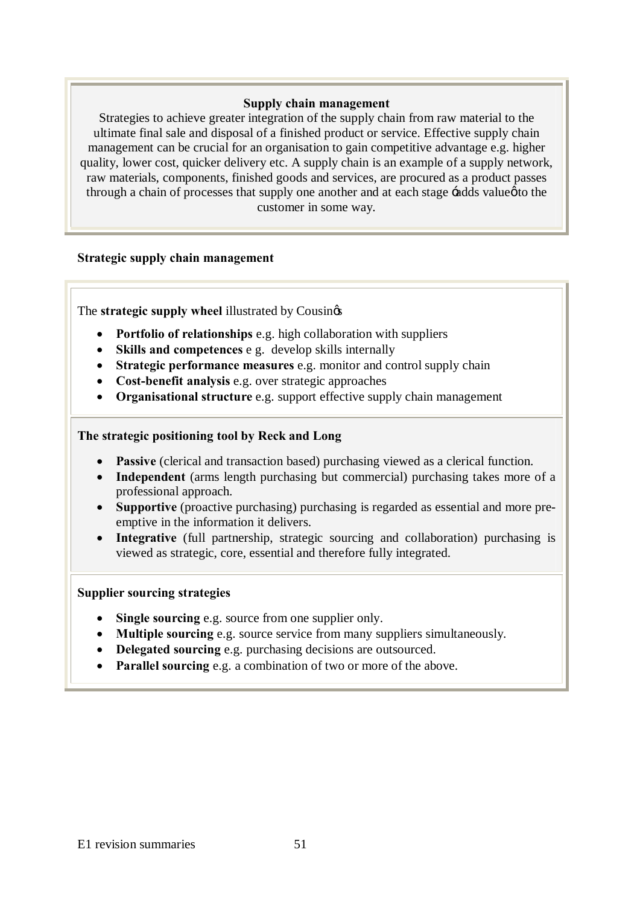**Supply chain management**

Strategies to achieve greater integration of the supply chain from raw material to the ultimate final sale and disposal of a finished product or service. Effective supply chain management can be crucial for an organisation to gain competitive advantage e.g. higher quality, lower cost, quicker delivery etc. A supply chain is an example of a supply network, raw materials, components, finished goods and services, are procured as a product passes through a chain of processes that supply one another and at each stage 'adds value' to the customer in some way.

**Strategic supply chain management**

The **strategic supply wheel** illustrated by Cousin's

- **Portfolio of relationships** e.g. high collaboration with suppliers
- **Skills and competences** e g. develop skills internally
- **Strategic performance measures** e.g. monitor and control supply chain
- **Cost-benefit analysis** e.g. over strategic approaches
- **Organisational structure** e.g. support effective supply chain management

**The strategic positioning tool by Reck and Long**

- **Passive** (clerical and transaction based) purchasing viewed as a clerical function.
- **Independent** (arms length purchasing but commercial) purchasing takes more of a professional approach.
- **Supportive** (proactive purchasing) purchasing is regarded as essential and more pre-emptive in the information it delivers.
- **Integrative** (full partnership, strategic sourcing and collaboration) purchasing is viewed as strategic, core, essential and therefore fully integrated.

**Supplier sourcing strategies**

- **Single sourcing** e.g. source from one supplier only.
- **Multiple sourcing** e.g. source service from many suppliers simultaneously.
- **Delegated sourcing** e.g. purchasing decisions are outsourced.
- **Parallel sourcing** e.g. a combination of two or more of the above.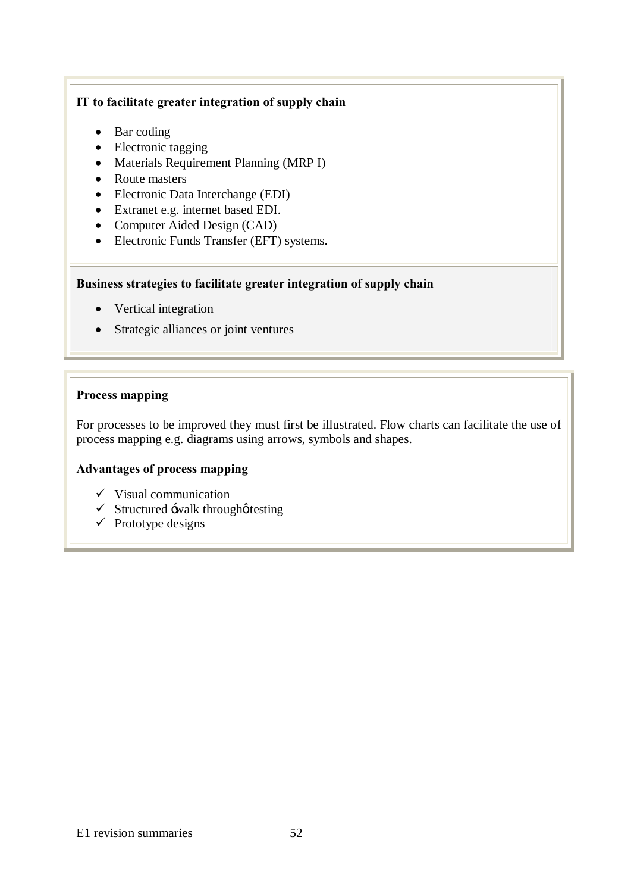**IT to facilitate greater integration of supply chain**

- Bar coding
- Electronic tagging
- Materials Requirement Planning (MRP I)
- Route masters
- Electronic Data Interchange (EDI)
- Extranet e.g. internet based EDI.
- Computer Aided Design (CAD)
- Electronic Funds Transfer (EFT) systems.

**Business strategies to facilitate greater integration of supply chain**

- Vertical integration
- Strategic alliances or joint ventures

**Process mapping**

For processes to be improved they must first be illustrated. Flow charts can facilitate the use of process mapping e.g. diagrams using arrows, symbols and shapes.

**Advantages of process mapping**

- ✓ Visual communication
- ✓ Structured 'walk through' testing
- ✓ Prototype designs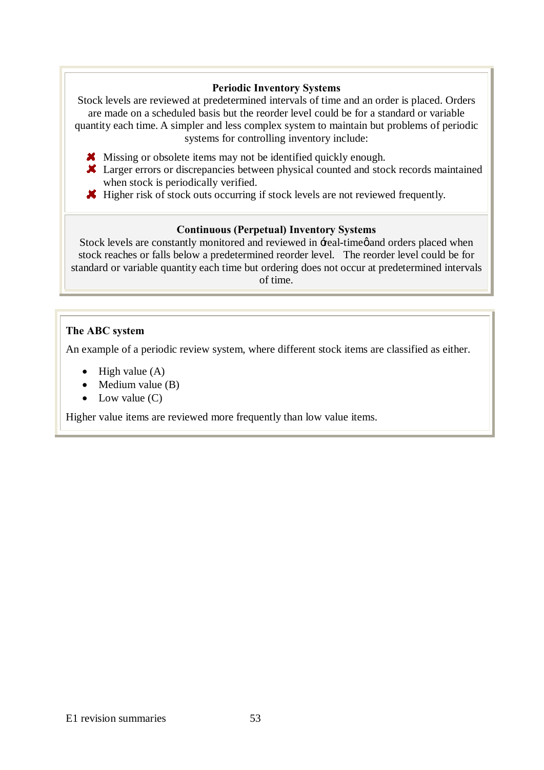**Periodic Inventory Systems**

Stock levels are reviewed at predetermined intervals of time and an order is placed. Orders are made on a scheduled basis but the reorder level could be for a standard or variable quantity each time. A simpler and less complex system to maintain but problems of periodic systems for controlling inventory include:

- Missing or obsolete items may not be identified quickly enough.
- Larger errors or discrepancies between physical counted and stock records maintained when stock is periodically verified.
- Higher risk of stock outs occurring if stock levels are not reviewed frequently.

**Continuous (Perpetual) Inventory Systems**

Stock levels are constantly monitored and reviewed in ɗreal-time�german and orders placed when stock reaches or falls below a predetermined reorder level. The reorder level could be for standard or variable quantity each time but ordering does not occur at predetermined intervals of time.

**The ABC system**

An example of a periodic review system, where different stock items are classified as either.

- High value (A)
- Medium value (B)
- Low value (C)

Higher value items are reviewed more frequently than low value items.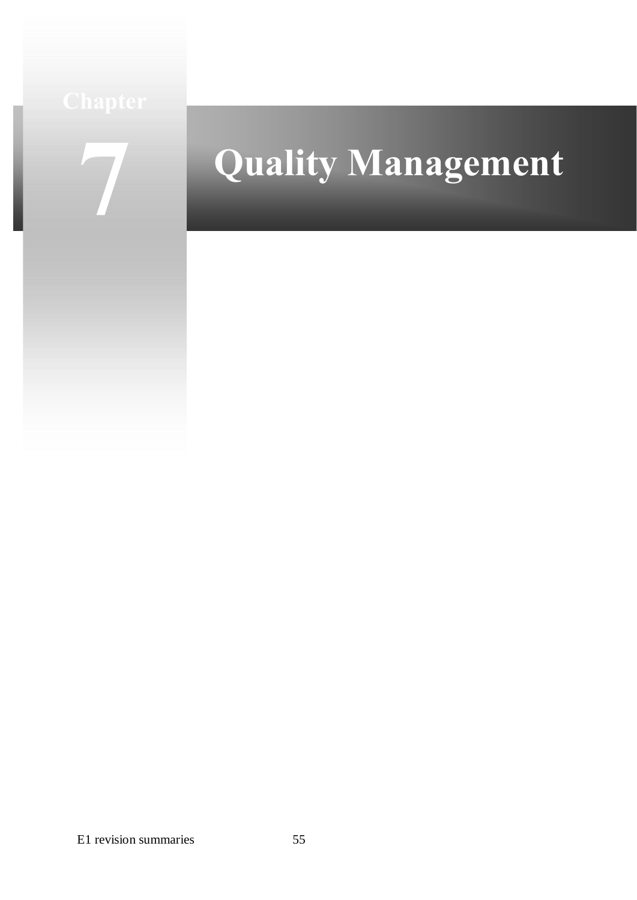# Chapter 7 Quality Management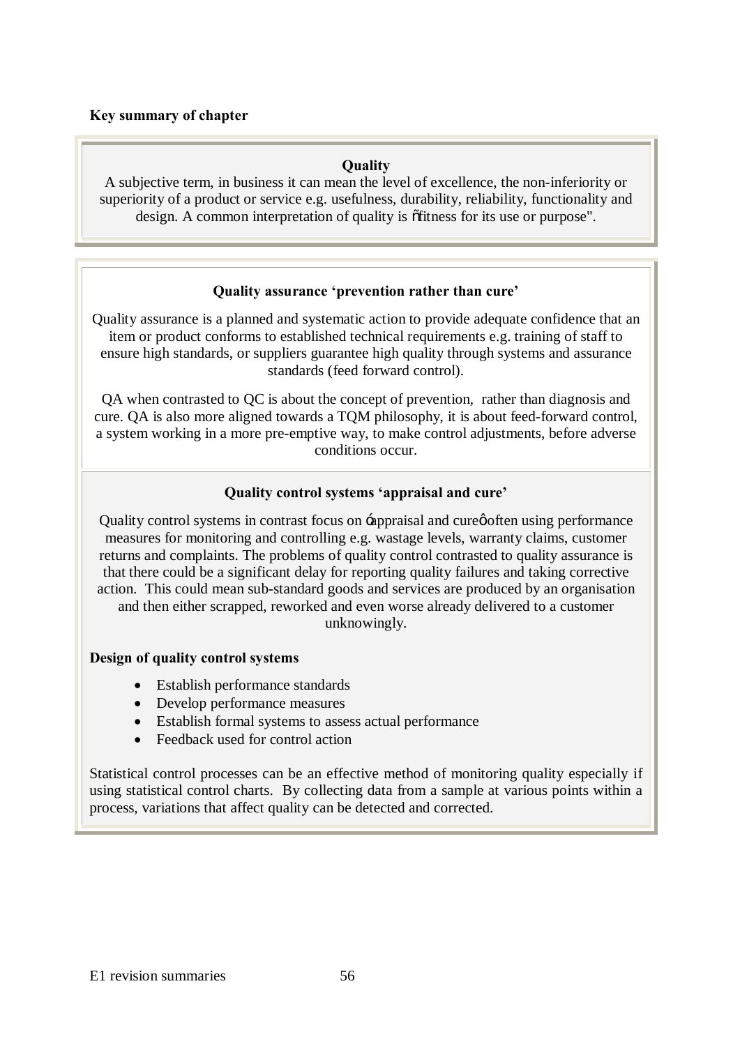**Key summary of chapter**

**Quality**

A subjective term, in business it can mean the level of excellence, the non-inferiority or superiority of a product or service e.g. usefulness, durability, reliability, functionality and design. A common interpretation of quality is "fitness for its use or purpose".

**Quality assurance 'prevention rather than cure'**

Quality assurance is a planned and systematic action to provide adequate confidence that an item or product conforms to established technical requirements e.g. training of staff to ensure high standards, or suppliers guarantee high quality through systems and assurance standards (feed forward control).

QA when contrasted to QC is about the concept of prevention, rather than diagnosis and cure. QA is also more aligned towards a TQM philosophy, it is about feed-forward control, a system working in a more pre-emptive way, to make control adjustments, before adverse conditions occur.

**Quality control systems 'appraisal and cure'**

Quality control systems in contrast focus on 'appraisal and cure' often using performance measures for monitoring and controlling e.g. wastage levels, warranty claims, customer returns and complaints. The problems of quality control contrasted to quality assurance is that there could be a significant delay for reporting quality failures and taking corrective action. This could mean sub-standard goods and services are produced by an organisation and then either scrapped, reworked and even worse already delivered to a customer unknowingly.

**Design of quality control systems**

- Establish performance standards
- Develop performance measures
- Establish formal systems to assess actual performance
- Feedback used for control action

Statistical control processes can be an effective method of monitoring quality especially if using statistical control charts. By collecting data from a sample at various points within a process, variations that affect quality can be detected and corrected.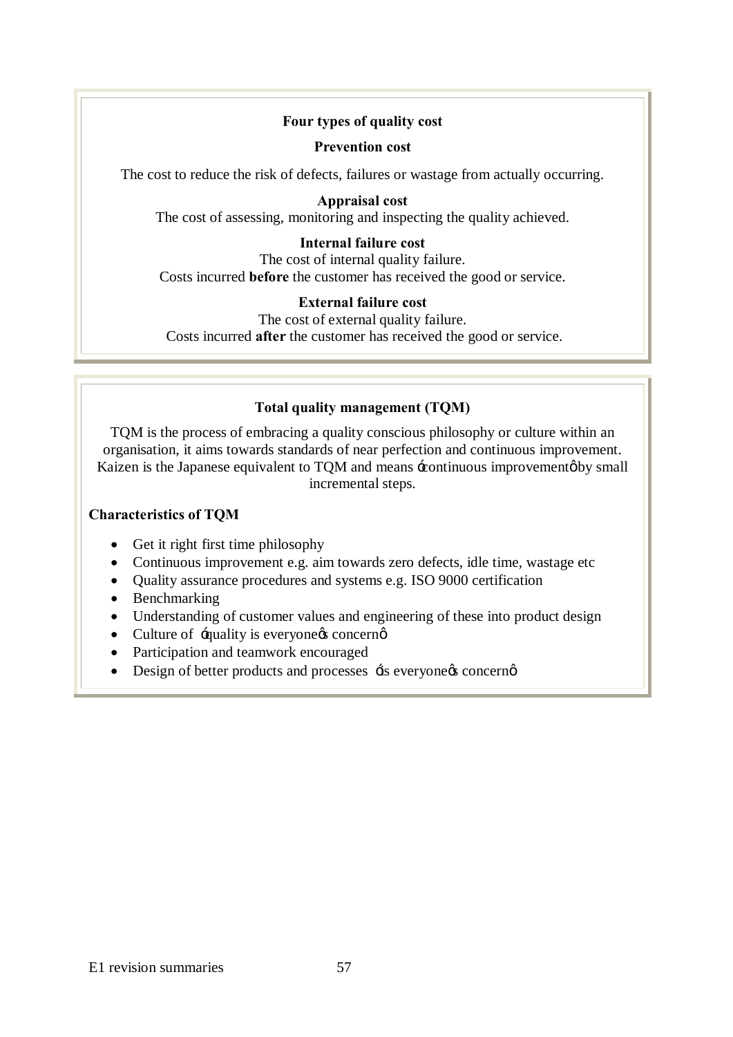**Four types of quality cost**

**Prevention cost**

The cost to reduce the risk of defects, failures or wastage from actually occurring.

**Appraisal cost**

The cost of assessing, monitoring and inspecting the quality achieved.

**Internal failure cost**

The cost of internal quality failure.
Costs incurred **before** the customer has received the good or service.

**External failure cost**

The cost of external quality failure.
Costs incurred **after** the customer has received the good or service.

**Total quality management (TQM)**

TQM is the process of embracing a quality conscious philosophy or culture within an organisation, it aims towards standards of near perfection and continuous improvement. Kaizen is the Japanese equivalent to TQM and means 'continuous improvement' by small incremental steps.

**Characteristics of TQM**

- Get it right first time philosophy
- Continuous improvement e.g. aim towards zero defects, idle time, wastage etc
- Quality assurance procedures and systems e.g. ISO 9000 certification
- Benchmarking
- Understanding of customer values and engineering of these into product design
- Culture of 'quality is everyone's concern'
- Participation and teamwork encouraged
- Design of better products and processes 'is everyone's concern'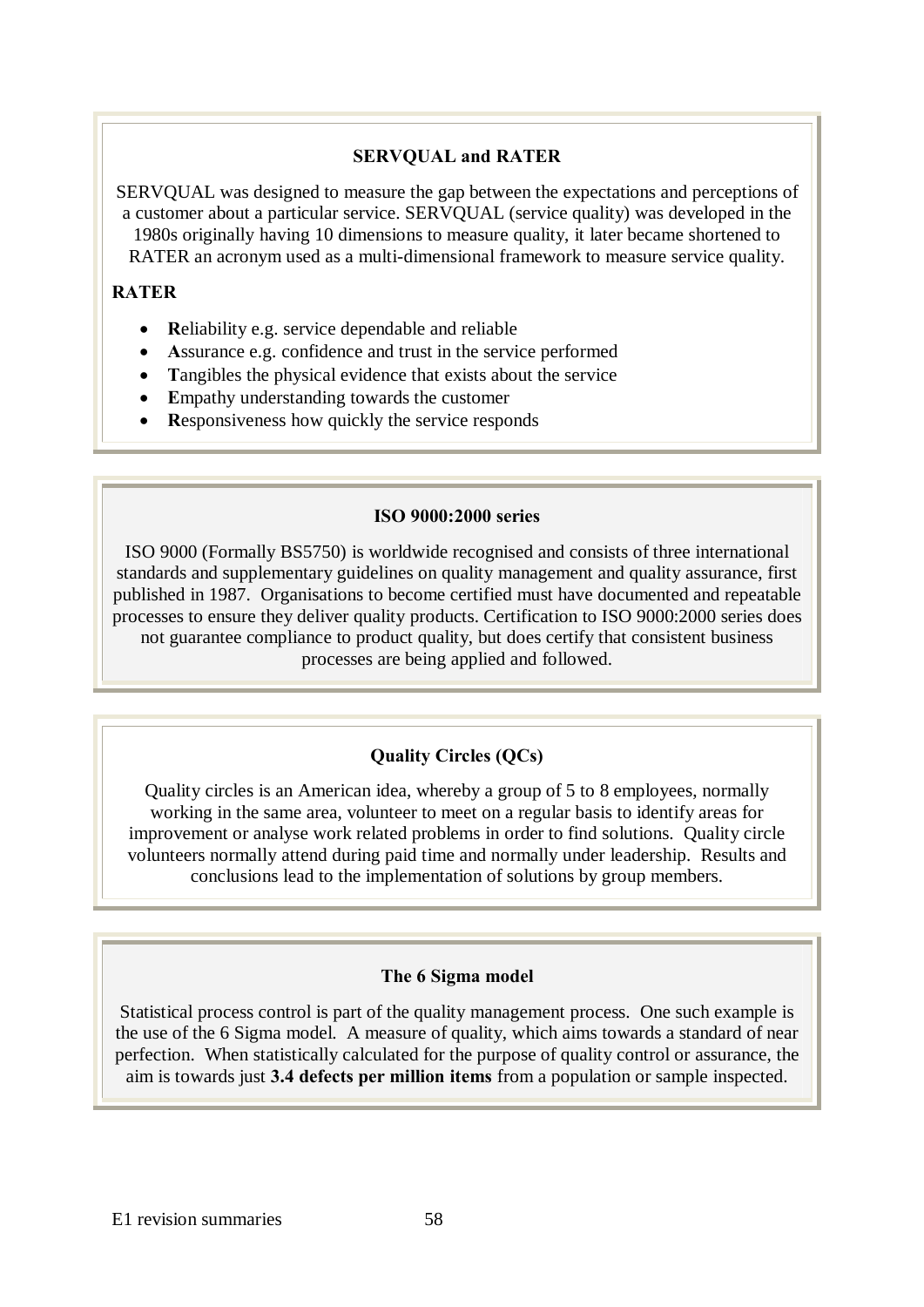## SERVQUAL and RATER

SERVQUAL was designed to measure the gap between the expectations and perceptions of a customer about a particular service. SERVQUAL (service quality) was developed in the 1980s originally having 10 dimensions to measure quality, it later became shortened to RATER an acronym used as a multi-dimensional framework to measure service quality.

**RATER**

- **R**eliability e.g. service dependable and reliable
- **A**ssurance e.g. confidence and trust in the service performed
- **T**angibles the physical evidence that exists about the service
- **E**mpathy understanding towards the customer
- **R**esponsiveness how quickly the service responds

## ISO 9000:2000 series

ISO 9000 (Formally BS5750) is worldwide recognised and consists of three international standards and supplementary guidelines on quality management and quality assurance, first published in 1987. Organisations to become certified must have documented and repeatable processes to ensure they deliver quality products. Certification to ISO 9000:2000 series does not guarantee compliance to product quality, but does certify that consistent business processes are being applied and followed.

## Quality Circles (QCs)

Quality circles is an American idea, whereby a group of 5 to 8 employees, normally working in the same area, volunteer to meet on a regular basis to identify areas for improvement or analyse work related problems in order to find solutions. Quality circle volunteers normally attend during paid time and normally under leadership. Results and conclusions lead to the implementation of solutions by group members.

## The 6 Sigma model

Statistical process control is part of the quality management process. One such example is the use of the 6 Sigma model. A measure of quality, which aims towards a standard of near perfection. When statistically calculated for the purpose of quality control or assurance, the aim is towards just **3.4 defects per million items** from a population or sample inspected.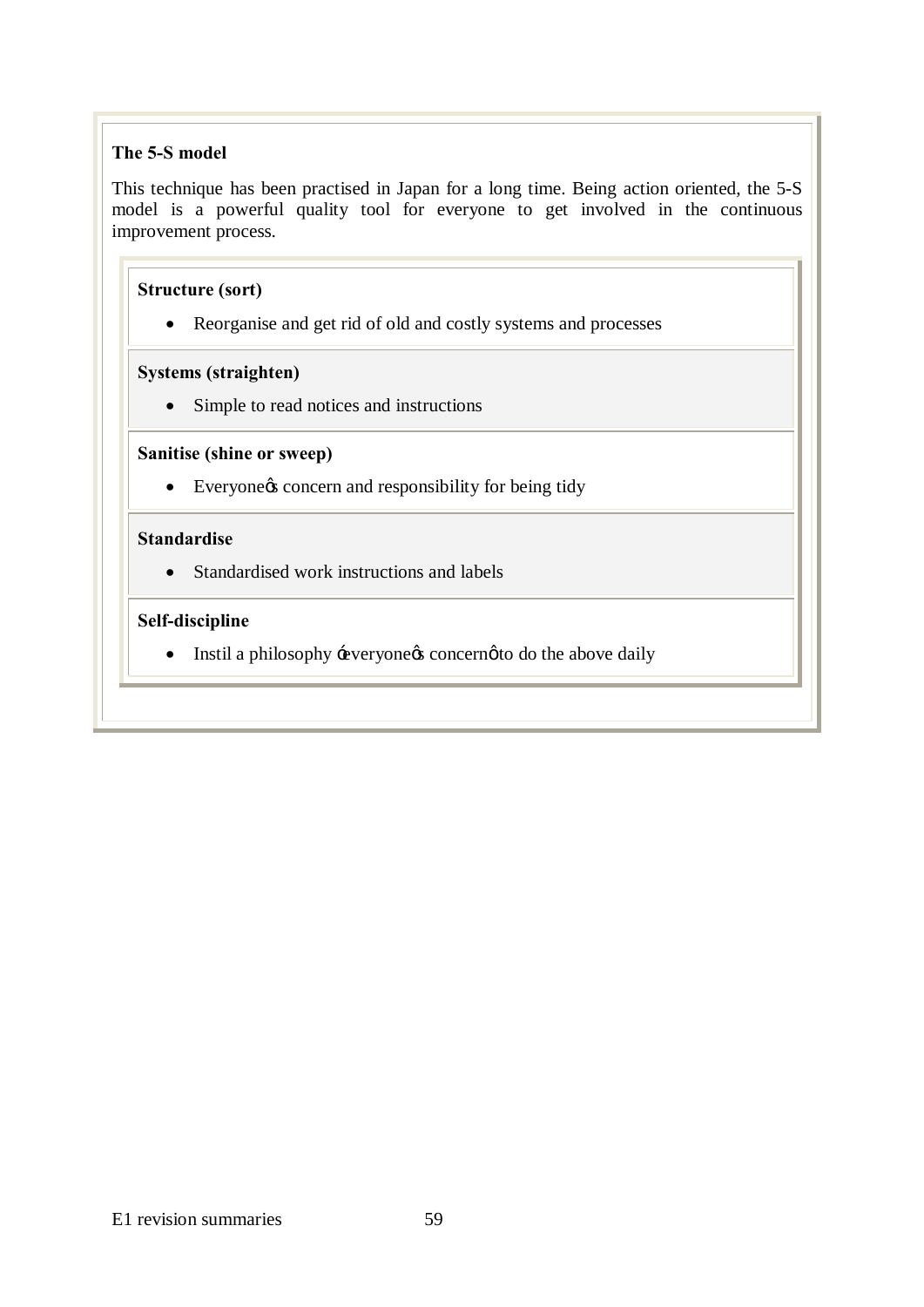### The 5-S model

This technique has been practised in Japan for a long time. Being action oriented, the 5-S model is a powerful quality tool for everyone to get involved in the continuous improvement process.

**Structure (sort)**

- Reorganise and get rid of old and costly systems and processes

**Systems (straighten)**

- Simple to read notices and instructions

**Sanitise (shine or sweep)**

- Everyone's concern and responsibility for being tidy

**Standardise**

- Standardised work instructions and labels

**Self-discipline**

- Instil a philosophy 'everyone's concern' to do the above daily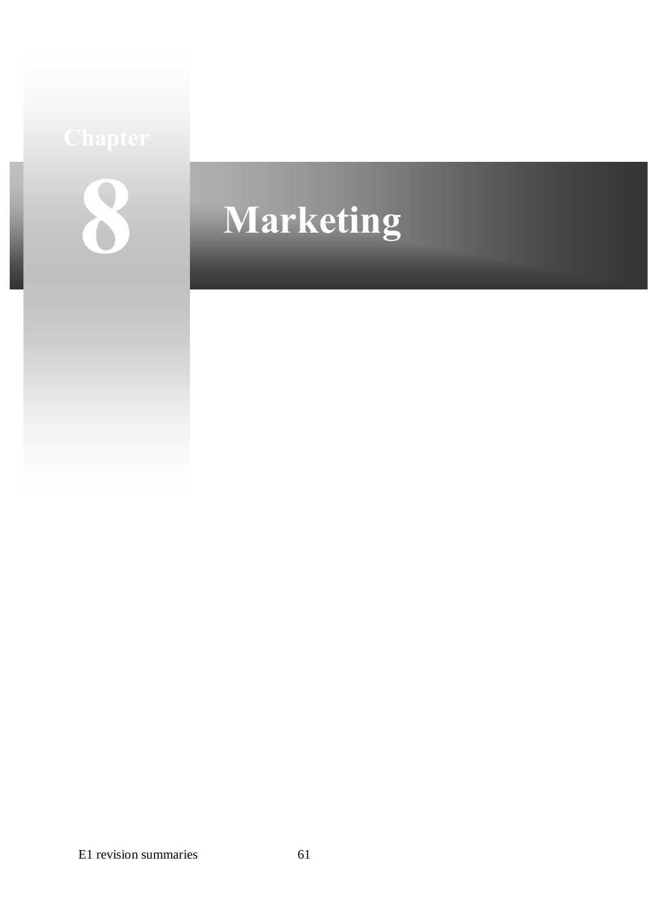# Chapter 8 Marketing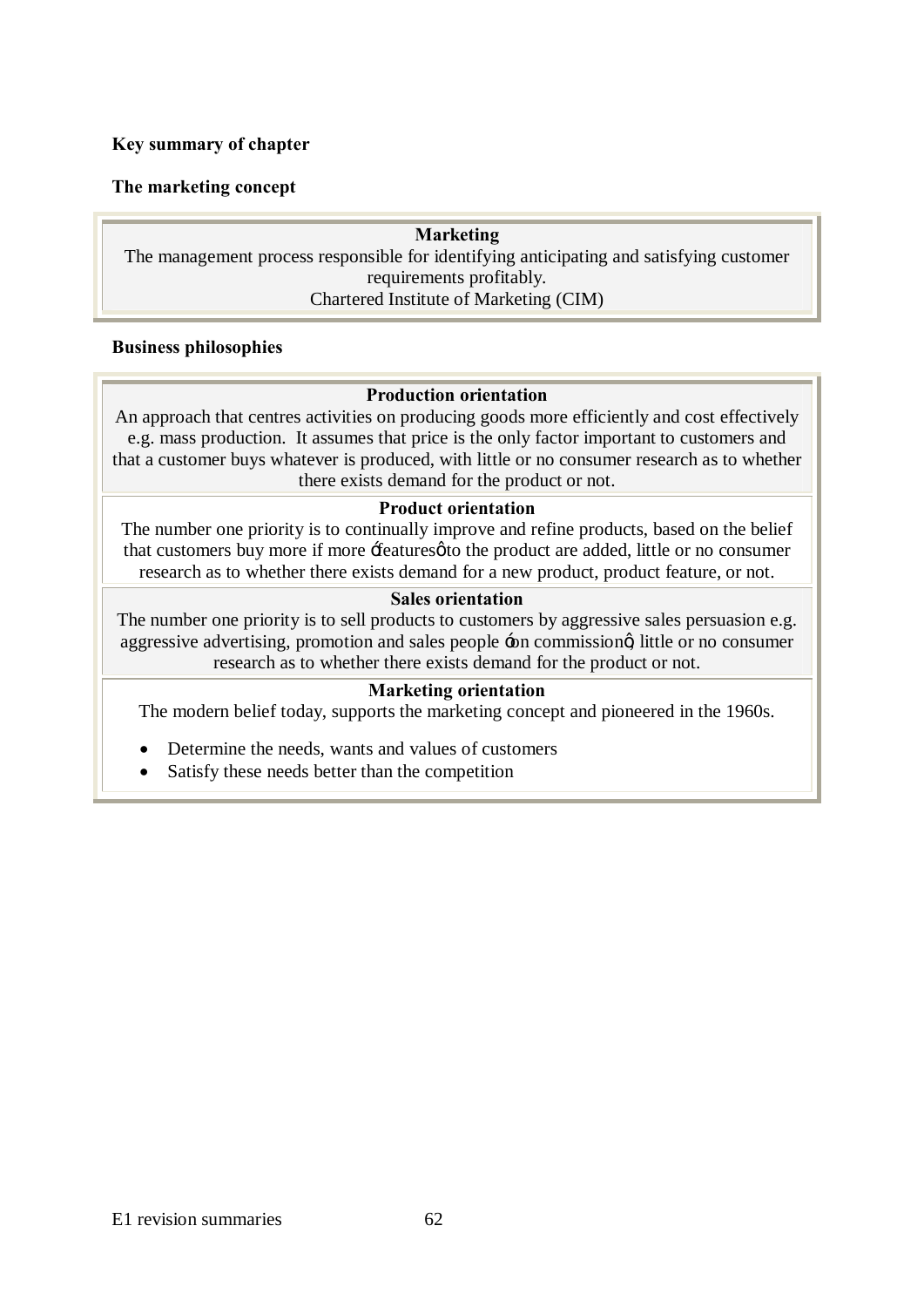**Key summary of chapter**

**The marketing concept**

| **Marketing** |
|---|
| The management process responsible for identifying anticipating and satisfying customer requirements profitably. |
| Chartered Institute of Marketing (CIM) |

**Business philosophies**

| **Production orientation** |
|---|
| An approach that centres activities on producing goods more efficiently and cost effectively e.g. mass production. It assumes that price is the only factor important to customers and that a customer buys whatever is produced, with little or no consumer research as to whether there exists demand for the product or not. |
| **Product orientation** |
| The number one priority is to continually improve and refine products, based on the belief that customers buy more if more 'features' to the product are added, little or no consumer research as to whether there exists demand for a new product, product feature, or not. |
| **Sales orientation** |
| The number one priority is to sell products to customers by aggressive sales persuasion e.g. aggressive advertising, promotion and sales people 'on commission', little or no consumer research as to whether there exists demand for the product or not. |
| **Marketing orientation** |
| The modern belief today, supports the marketing concept and pioneered in the 1960s.<br>• Determine the needs, wants and values of customers<br>• Satisfy these needs better than the competition |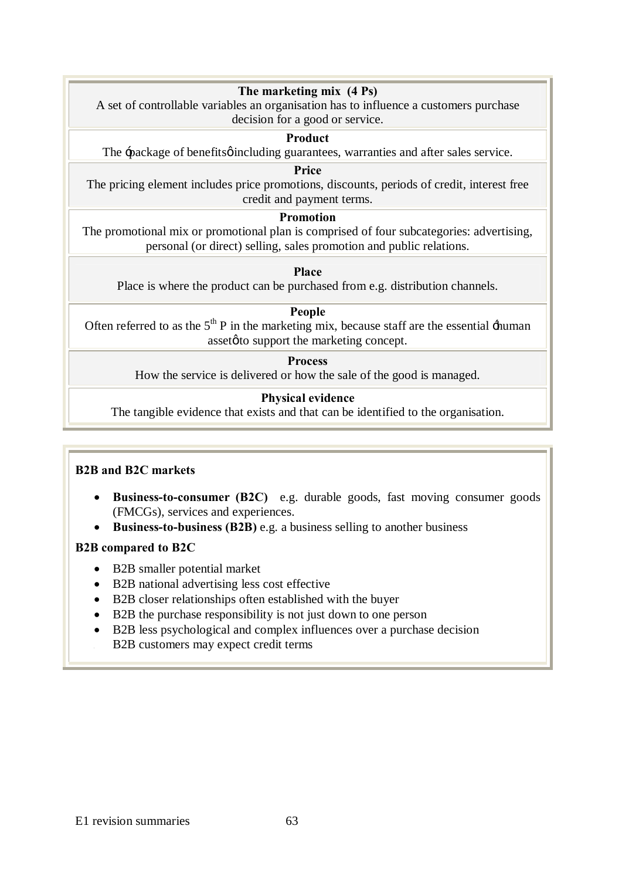**The marketing mix (4 Ps)**

A set of controllable variables an organisation has to influence a customers purchase decision for a good or service.

**Product**

The 'package of benefits' including guarantees, warranties and after sales service.

**Price**

The pricing element includes price promotions, discounts, periods of credit, interest free credit and payment terms.

**Promotion**

The promotional mix or promotional plan is comprised of four subcategories: advertising, personal (or direct) selling, sales promotion and public relations.

**Place**

Place is where the product can be purchased from e.g. distribution channels.

**People**

Often referred to as the 5th P in the marketing mix, because staff are the essential 'human asset' to support the marketing concept.

**Process**

How the service is delivered or how the sale of the good is managed.

**Physical evidence**

The tangible evidence that exists and that can be identified to the organisation.

**B2B and B2C markets**

- **Business-to-consumer (B2C)** e.g. durable goods, fast moving consumer goods (FMCGs), services and experiences.
- **Business-to-business (B2B)** e.g. a business selling to another business

**B2B compared to B2C**

- B2B smaller potential market
- B2B national advertising less cost effective
- B2B closer relationships often established with the buyer
- B2B the purchase responsibility is not just down to one person
- B2B less psychological and complex influences over a purchase decision
- B2B customers may expect credit terms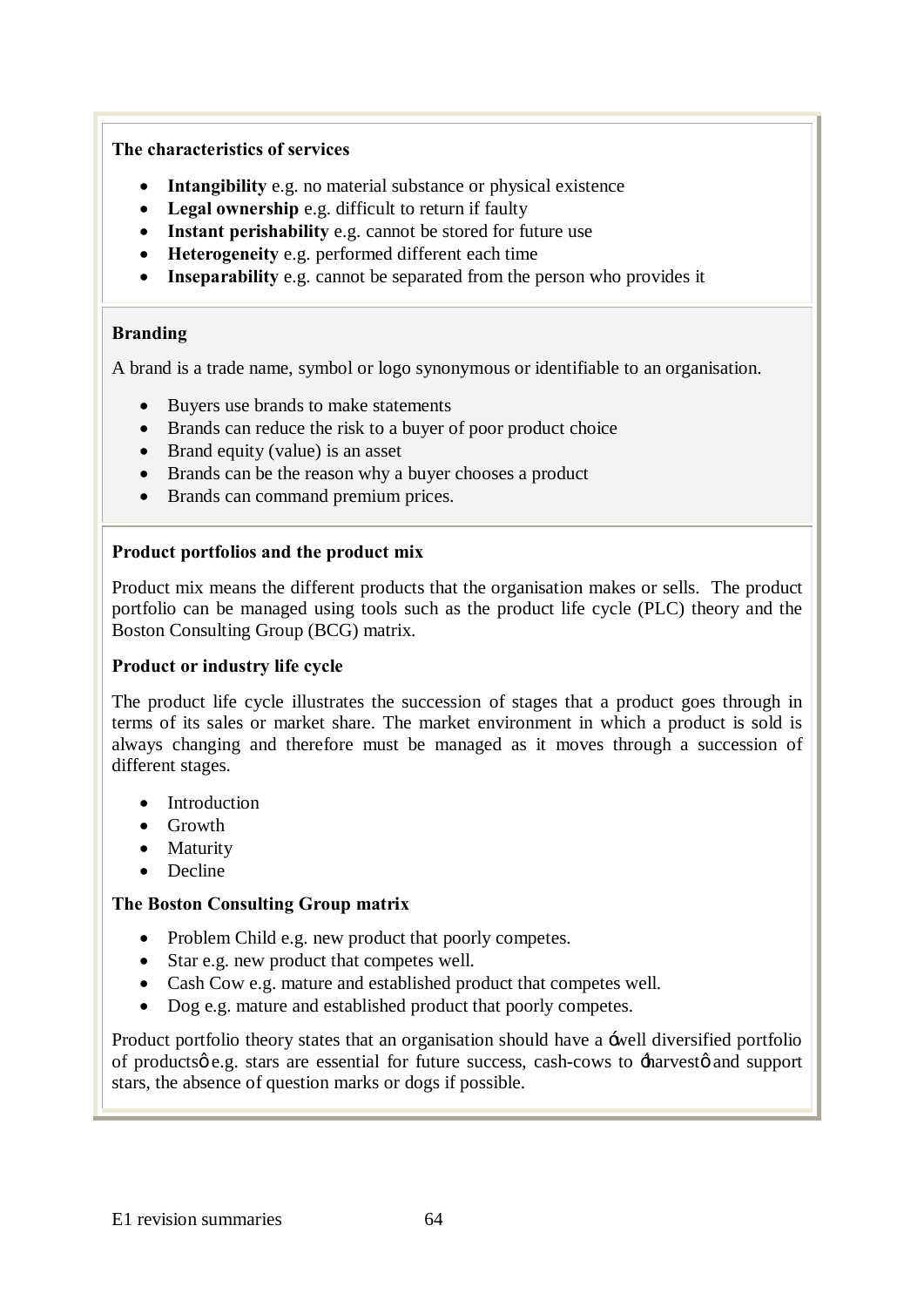### The characteristics of services

- **Intangibility** e.g. no material substance or physical existence
- **Legal ownership** e.g. difficult to return if faulty
- **Instant perishability** e.g. cannot be stored for future use
- **Heterogeneity** e.g. performed different each time
- **Inseparability** e.g. cannot be separated from the person who provides it

### Branding

A brand is a trade name, symbol or logo synonymous or identifiable to an organisation.

- Buyers use brands to make statements
- Brands can reduce the risk to a buyer of poor product choice
- Brand equity (value) is an asset
- Brands can be the reason why a buyer chooses a product
- Brands can command premium prices.

### Product portfolios and the product mix

Product mix means the different products that the organisation makes or sells. The product portfolio can be managed using tools such as the product life cycle (PLC) theory and the Boston Consulting Group (BCG) matrix.

### Product or industry life cycle

The product life cycle illustrates the succession of stages that a product goes through in terms of its sales or market share. The market environment in which a product is sold is always changing and therefore must be managed as it moves through a succession of different stages.

- Introduction
- Growth
- Maturity
- Decline

### The Boston Consulting Group matrix

- Problem Child e.g. new product that poorly competes.
- Star e.g. new product that competes well.
- Cash Cow e.g. mature and established product that competes well.
- Dog e.g. mature and established product that poorly competes.

Product portfolio theory states that an organisation should have a 'well diversified portfolio of products' e.g. stars are essential for future success, cash-cows to 'harvest' and support stars, the absence of question marks or dogs if possible.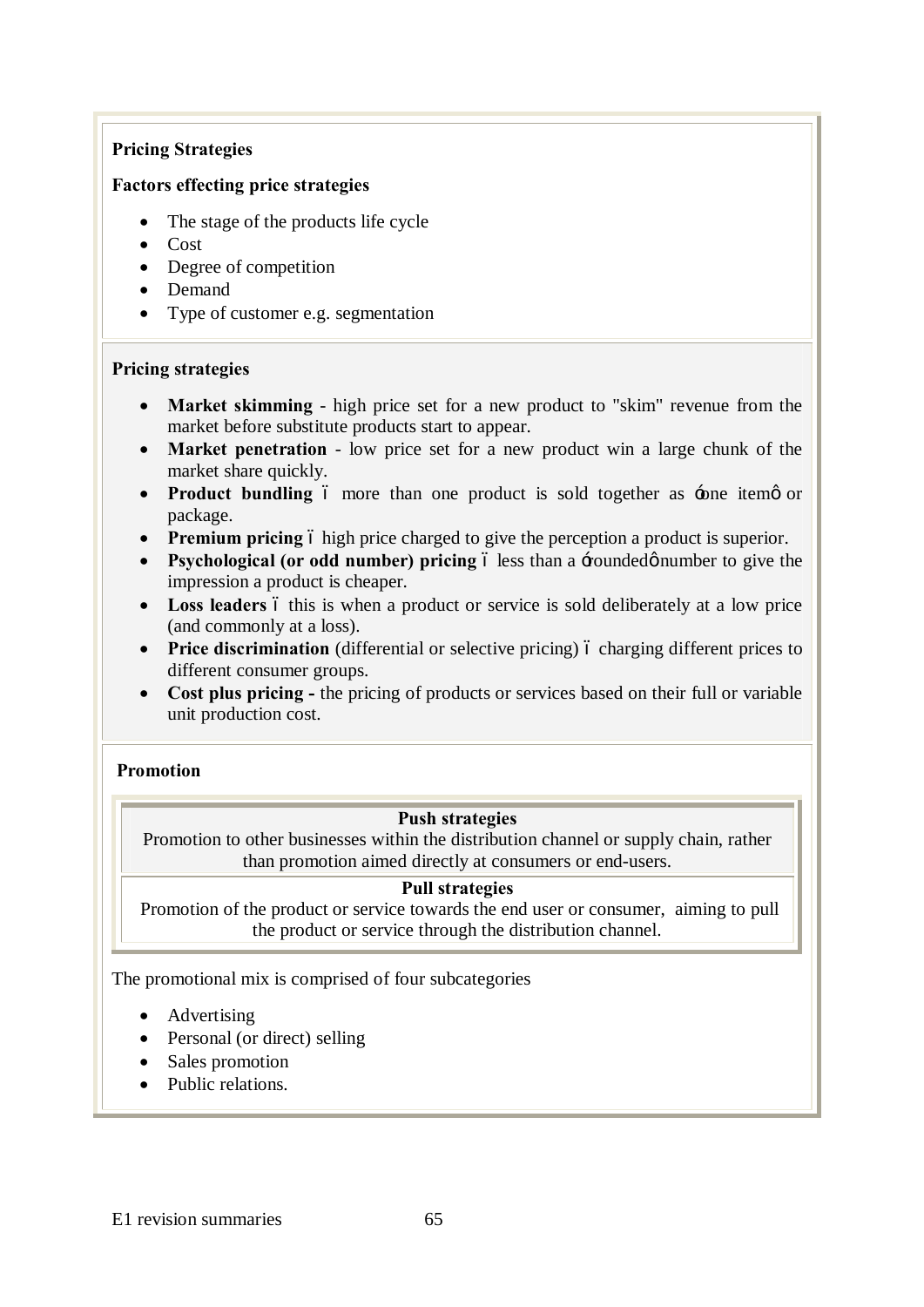**Pricing Strategies**

**Factors effecting price strategies**

- The stage of the products life cycle
- Cost
- Degree of competition
- Demand
- Type of customer e.g. segmentation

**Pricing strategies**

- **Market skimming** - high price set for a new product to "skim" revenue from the market before substitute products start to appear.
- **Market penetration** - low price set for a new product win a large chunk of the market share quickly.
- **Product bundling** – more than one product is sold together as 'one item' or package.
- **Premium pricing** – high price charged to give the perception a product is superior.
- **Psychological (or odd number) pricing** – less than a 'rounded' number to give the impression a product is cheaper.
- **Loss leaders** – this is when a product or service is sold deliberately at a low price (and commonly at a loss).
- **Price discrimination** (differential or selective pricing) – charging different prices to different consumer groups.
- **Cost plus pricing -** the pricing of products or services based on their full or variable unit production cost.

**Promotion**

**Push strategies**

Promotion to other businesses within the distribution channel or supply chain, rather than promotion aimed directly at consumers or end-users.

**Pull strategies**

Promotion of the product or service towards the end user or consumer, aiming to pull the product or service through the distribution channel.

The promotional mix is comprised of four subcategories

- Advertising
- Personal (or direct) selling
- Sales promotion
- Public relations.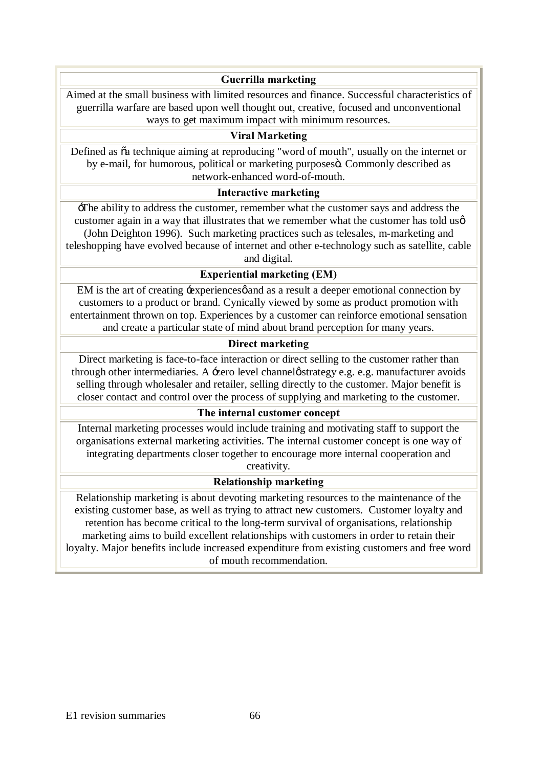| **Guerrilla marketing** |
|---|
| Aimed at the small business with limited resources and finance. Successful characteristics of guerrilla warfare are based upon well thought out, creative, focused and unconventional ways to get maximum impact with minimum resources. |
| **Viral Marketing** |
| Defined as "a technique aiming at reproducing "word of mouth", usually on the internet or by e-mail, for humorous, political or marketing purposes". Commonly described as network-enhanced word-of-mouth. |
| **Interactive marketing** |
| 'The ability to address the customer, remember what the customer says and address the customer again in a way that illustrates that we remember what the customer has told us' (John Deighton 1996). Such marketing practices such as telesales, m-marketing and teleshopping have evolved because of internet and other e-technology such as satellite, cable and digital. |
| **Experiential marketing (EM)** |
| EM is the art of creating 'experiences' and as a result a deeper emotional connection by customers to a product or brand. Cynically viewed by some as product promotion with entertainment thrown on top. Experiences by a customer can reinforce emotional sensation and create a particular state of mind about brand perception for many years. |
| **Direct marketing** |
| Direct marketing is face-to-face interaction or direct selling to the customer rather than through other intermediaries. A 'zero level channel' strategy e.g. e.g. manufacturer avoids selling through wholesaler and retailer, selling directly to the customer. Major benefit is closer contact and control over the process of supplying and marketing to the customer. |
| **The internal customer concept** |
| Internal marketing processes would include training and motivating staff to support the organisations external marketing activities. The internal customer concept is one way of integrating departments closer together to encourage more internal cooperation and creativity. |
| **Relationship marketing** |
| Relationship marketing is about devoting marketing resources to the maintenance of the existing customer base, as well as trying to attract new customers. Customer loyalty and retention has become critical to the long-term survival of organisations, relationship marketing aims to build excellent relationships with customers in order to retain their loyalty. Major benefits include increased expenditure from existing customers and free word of mouth recommendation. |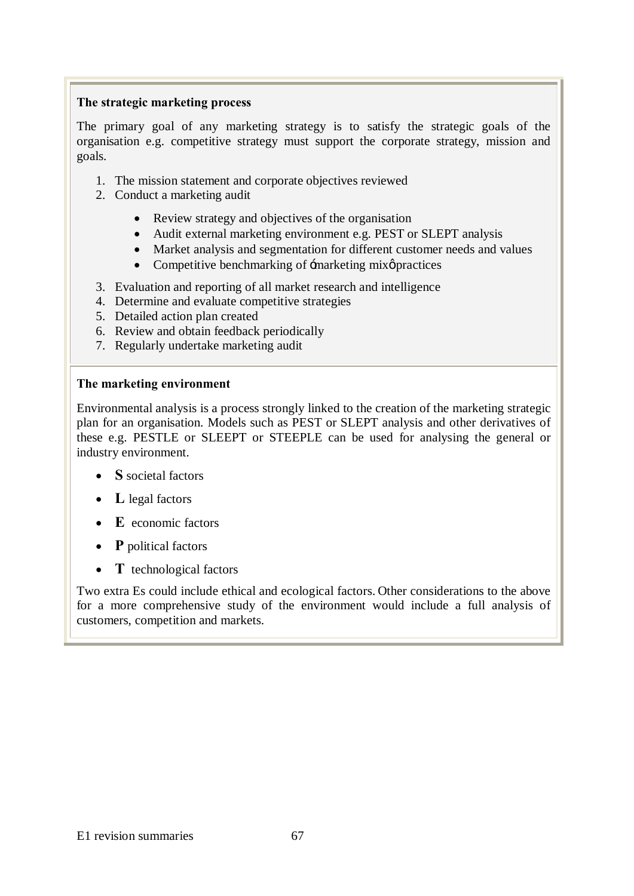**The strategic marketing process**

The primary goal of any marketing strategy is to satisfy the strategic goals of the organisation e.g. competitive strategy must support the corporate strategy, mission and goals.

1. The mission statement and corporate objectives reviewed
2. Conduct a marketing audit
    - Review strategy and objectives of the organisation
    - Audit external marketing environment e.g. PEST or SLEPT analysis
    - Market analysis and segmentation for different customer needs and values
    - Competitive benchmarking of ómarketing mixö practices
3. Evaluation and reporting of all market research and intelligence
4. Determine and evaluate competitive strategies
5. Detailed action plan created
6. Review and obtain feedback periodically
7. Regularly undertake marketing audit

**The marketing environment**

Environmental analysis is a process strongly linked to the creation of the marketing strategic plan for an organisation. Models such as PEST or SLEPT analysis and other derivatives of these e.g. PESTLE or SLEEPT or STEEPLE can be used for analysing the general or industry environment.

- **S** societal factors
- **L** legal factors
- **E** economic factors
- **P** political factors
- **T** technological factors

Two extra Es could include ethical and ecological factors. Other considerations to the above for a more comprehensive study of the environment would include a full analysis of customers, competition and markets.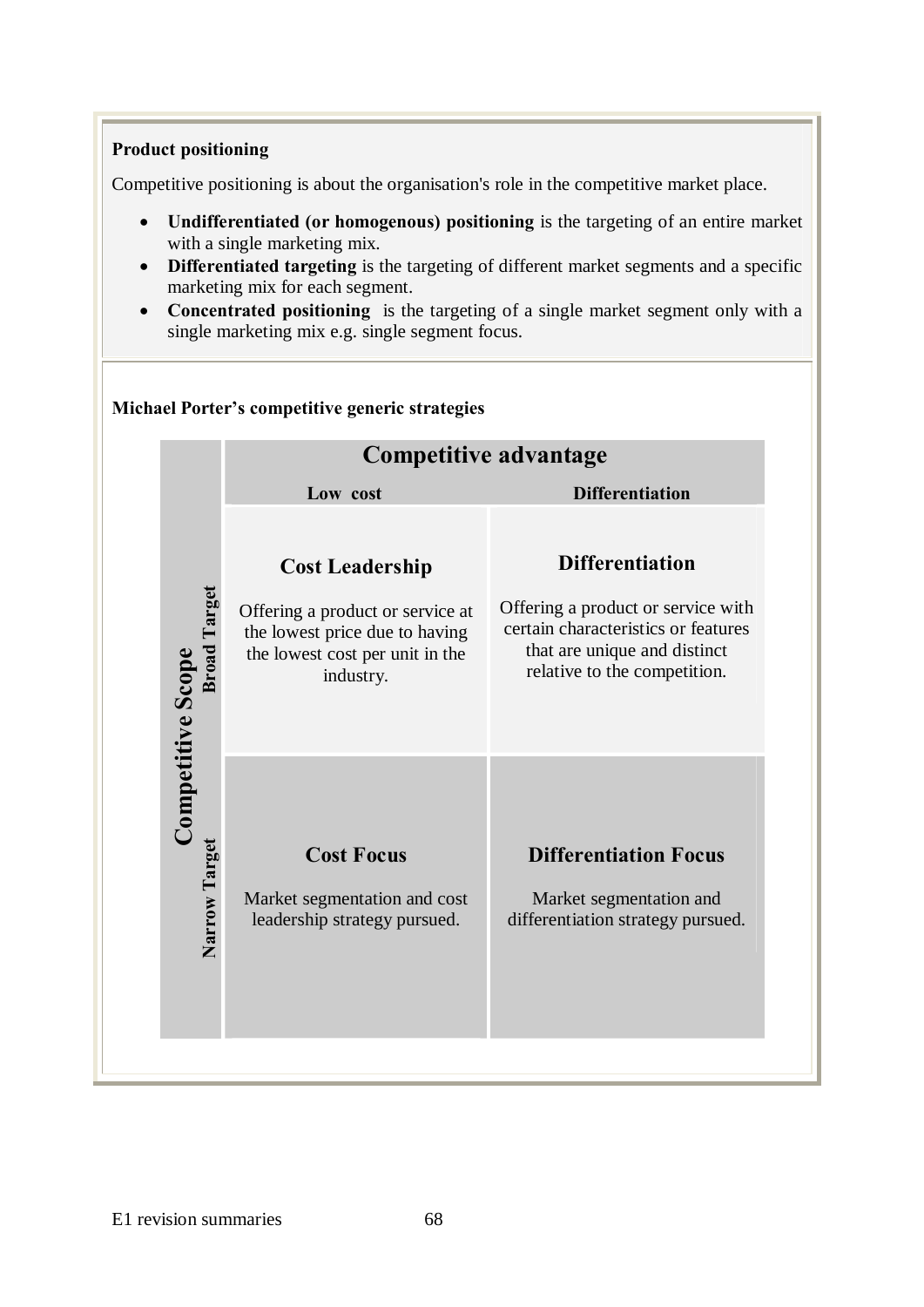**Product positioning**

Competitive positioning is about the organisation's role in the competitive market place.

- **Undifferentiated (or homogenous) positioning** is the targeting of an entire market with a single marketing mix.
- **Differentiated targeting** is the targeting of different market segments and a specific marketing mix for each segment.
- **Concentrated positioning** is the targeting of a single market segment only with a single marketing mix e.g. single segment focus.

**Michael Porter's competitive generic strategies**

| Competitive Scope | Competitive advantage: Low cost | Competitive advantage: Differentiation |
|---|---|---|
| **Broad Target** | **Cost Leadership**<br>Offering a product or service at the lowest price due to having the lowest cost per unit in the industry. | **Differentiation**<br>Offering a product or service with certain characteristics or features that are unique and distinct relative to the competition. |
| **Narrow Target** | **Cost Focus**<br>Market segmentation and cost leadership strategy pursued. | **Differentiation Focus**<br>Market segmentation and differentiation strategy pursued. |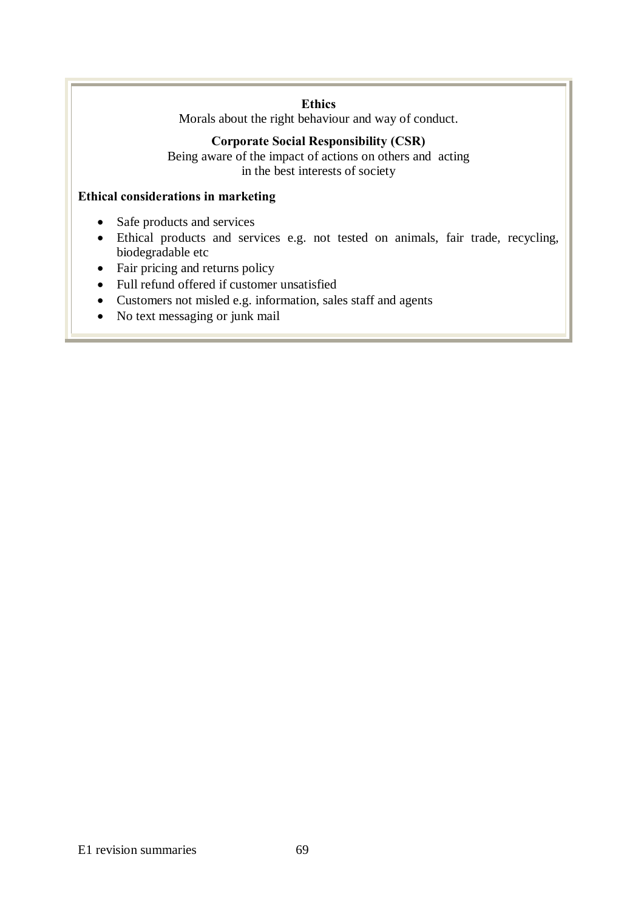**Ethics**

Morals about the right behaviour and way of conduct.

**Corporate Social Responsibility (CSR)**

Being aware of the impact of actions on others and acting in the best interests of society

**Ethical considerations in marketing**

- Safe products and services
- Ethical products and services e.g. not tested on animals, fair trade, recycling, biodegradable etc
- Fair pricing and returns policy
- Full refund offered if customer unsatisfied
- Customers not misled e.g. information, sales staff and agents
- No text messaging or junk mail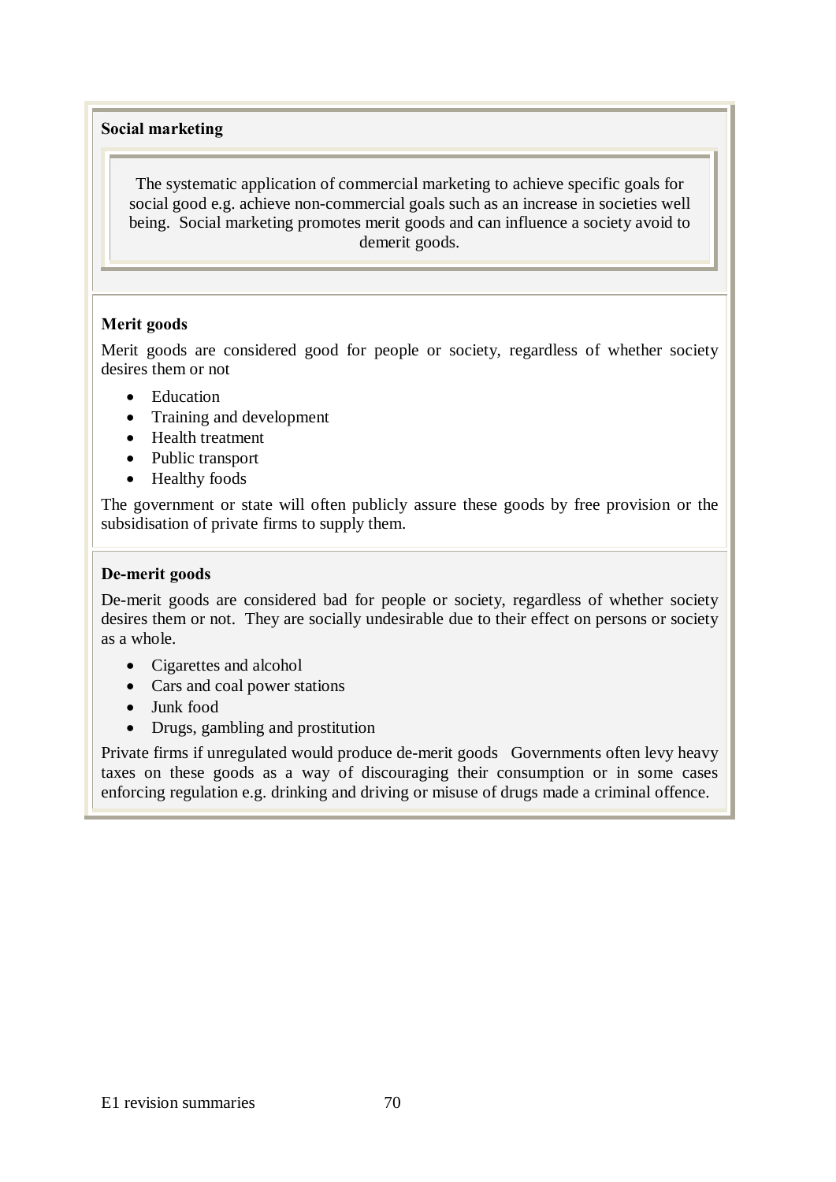**Social marketing**

The systematic application of commercial marketing to achieve specific goals for social good e.g. achieve non-commercial goals such as an increase in societies well being. Social marketing promotes merit goods and can influence a society avoid to demerit goods.

**Merit goods**

Merit goods are considered good for people or society, regardless of whether society desires them or not

- Education
- Training and development
- Health treatment
- Public transport
- Healthy foods

The government or state will often publicly assure these goods by free provision or the subsidisation of private firms to supply them.

**De-merit goods**

De-merit goods are considered bad for people or society, regardless of whether society desires them or not. They are socially undesirable due to their effect on persons or society as a whole.

- Cigarettes and alcohol
- Cars and coal power stations
- Junk food
- Drugs, gambling and prostitution

Private firms if unregulated would produce de-merit goods Governments often levy heavy taxes on these goods as a way of discouraging their consumption or in some cases enforcing regulation e.g. drinking and driving or misuse of drugs made a criminal offence.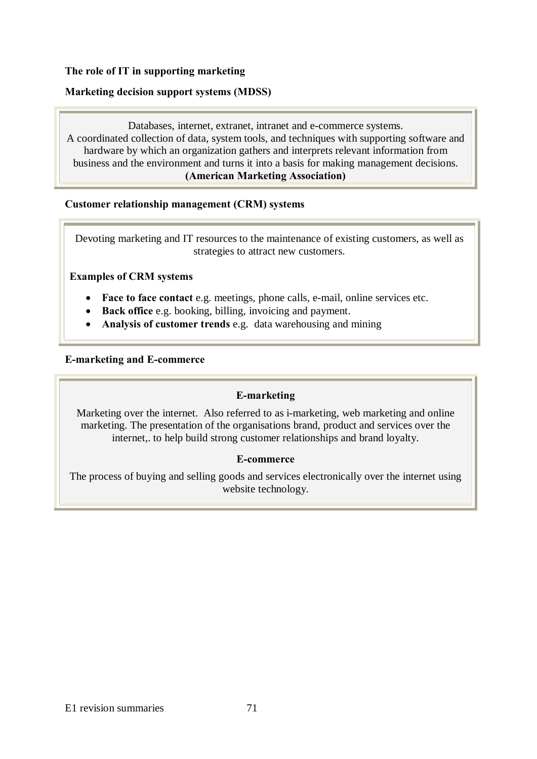**The role of IT in supporting marketing**

**Marketing decision support systems (MDSS)**

Databases, internet, extranet, intranet and e-commerce systems.
A coordinated collection of data, system tools, and techniques with supporting software and hardware by which an organization gathers and interprets relevant information from business and the environment and turns it into a basis for making management decisions.
**(American Marketing Association)**

**Customer relationship management (CRM) systems**

Devoting marketing and IT resources to the maintenance of existing customers, as well as strategies to attract new customers.

**Examples of CRM systems**

- **Face to face contact** e.g. meetings, phone calls, e-mail, online services etc.
- **Back office** e.g. booking, billing, invoicing and payment.
- **Analysis of customer trends** e.g. data warehousing and mining

**E-marketing and E-commerce**

**E-marketing**

Marketing over the internet. Also referred to as i-marketing, web marketing and online marketing. The presentation of the organisations brand, product and services over the internet,. to help build strong customer relationships and brand loyalty.

**E-commerce**

The process of buying and selling goods and services electronically over the internet using website technology.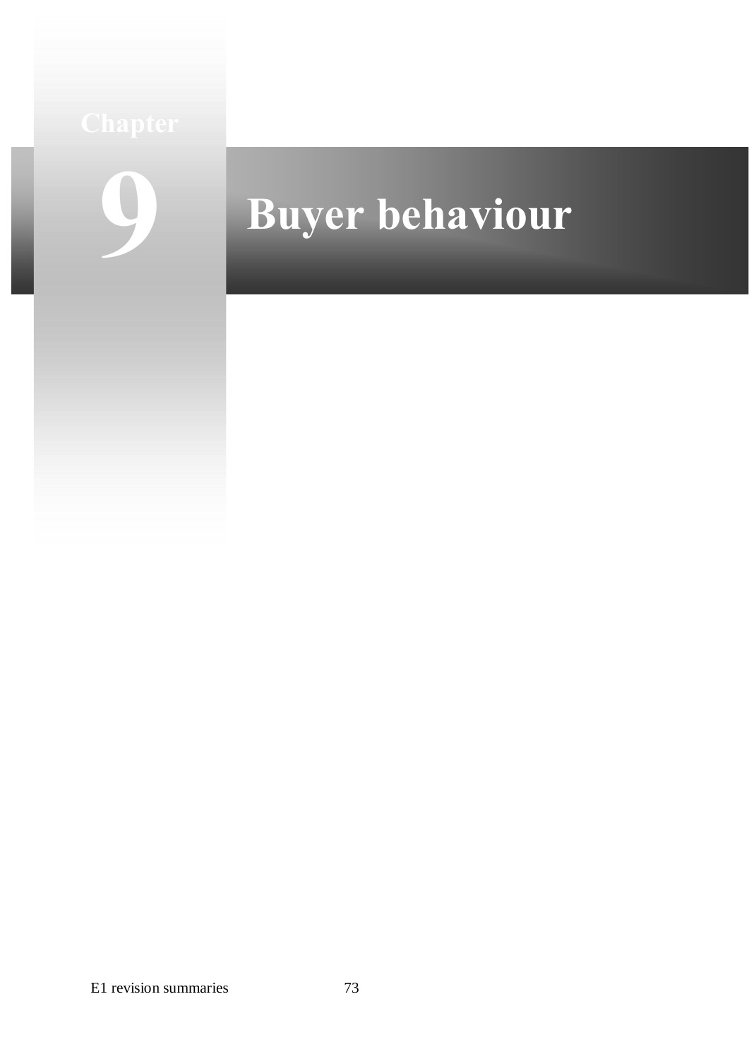# Chapter 9 Buyer behaviour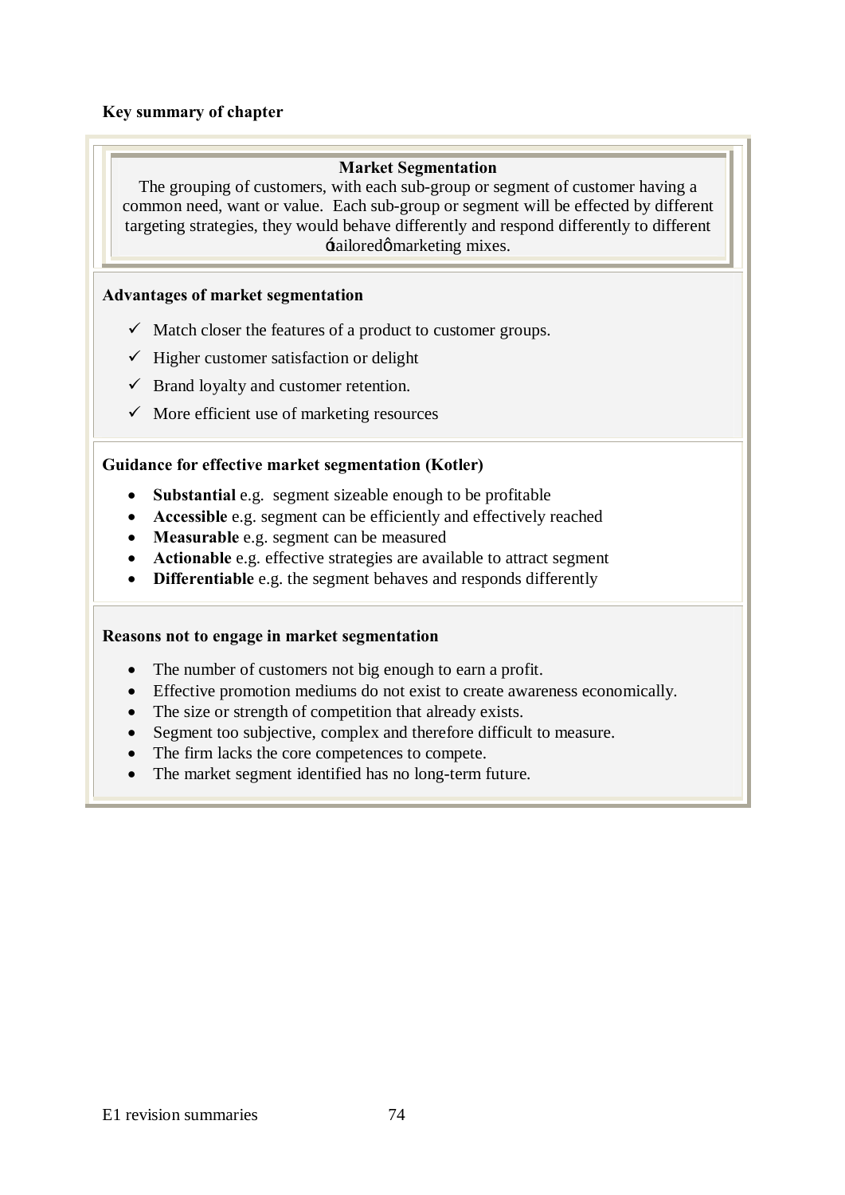**Key summary of chapter**

**Market Segmentation**

The grouping of customers, with each sub-group or segment of customer having a common need, want or value. Each sub-group or segment will be effected by different targeting strategies, they would behave differently and respond differently to different 'tailored' marketing mixes.

**Advantages of market segmentation**

- ✓ Match closer the features of a product to customer groups.
- ✓ Higher customer satisfaction or delight
- ✓ Brand loyalty and customer retention.
- ✓ More efficient use of marketing resources

**Guidance for effective market segmentation (Kotler)**

- **Substantial** e.g. segment sizeable enough to be profitable
- **Accessible** e.g. segment can be efficiently and effectively reached
- **Measurable** e.g. segment can be measured
- **Actionable** e.g. effective strategies are available to attract segment
- **Differentiable** e.g. the segment behaves and responds differently

**Reasons not to engage in market segmentation**

- The number of customers not big enough to earn a profit.
- Effective promotion mediums do not exist to create awareness economically.
- The size or strength of competition that already exists.
- Segment too subjective, complex and therefore difficult to measure.
- The firm lacks the core competences to compete.
- The market segment identified has no long-term future.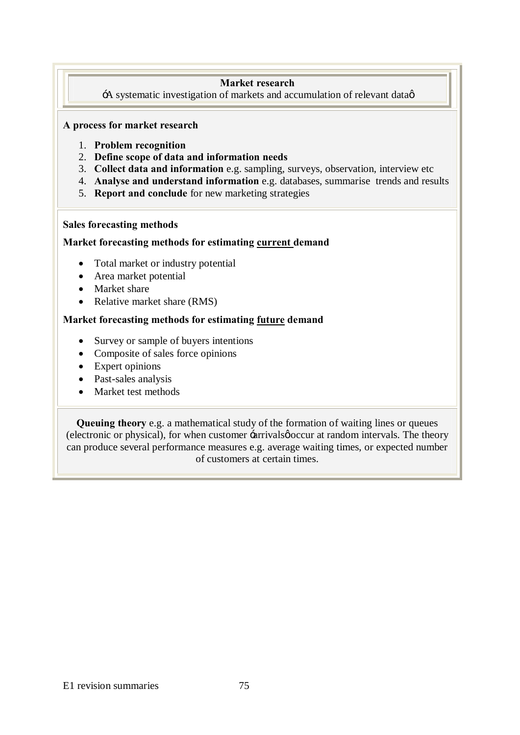**Market research**

'A systematic investigation of markets and accumulation of relevant data'

**A process for market research**

1. **Problem recognition**
2. **Define scope of data and information needs**
3. **Collect data and information** e.g. sampling, surveys, observation, interview etc
4. **Analyse and understand information** e.g. databases, summarise trends and results
5. **Report and conclude** for new marketing strategies

**Sales forecasting methods**

**Market forecasting methods for estimating current demand**

- Total market or industry potential
- Area market potential
- Market share
- Relative market share (RMS)

**Market forecasting methods for estimating future demand**

- Survey or sample of buyers intentions
- Composite of sales force opinions
- Expert opinions
- Past-sales analysis
- Market test methods

**Queuing theory** e.g. a mathematical study of the formation of waiting lines or queues (electronic or physical), for when customer 'arrivals' occur at random intervals. The theory can produce several performance measures e.g. average waiting times, or expected number of customers at certain times.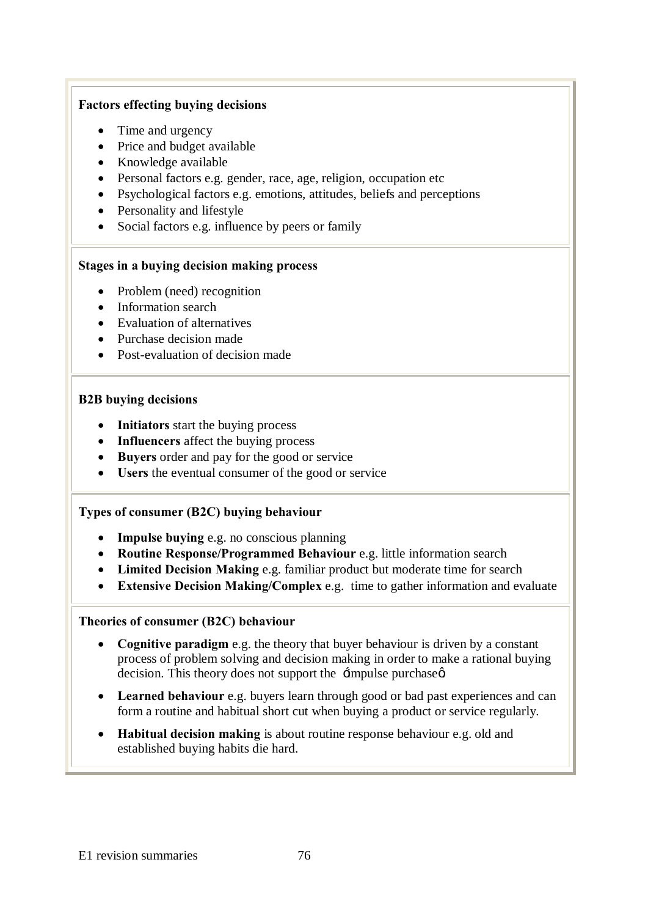**Factors effecting buying decisions**

- Time and urgency
- Price and budget available
- Knowledge available
- Personal factors e.g. gender, race, age, religion, occupation etc
- Psychological factors e.g. emotions, attitudes, beliefs and perceptions
- Personality and lifestyle
- Social factors e.g. influence by peers or family

**Stages in a buying decision making process**

- Problem (need) recognition
- Information search
- Evaluation of alternatives
- Purchase decision made
- Post-evaluation of decision made

**B2B buying decisions**

- **Initiators** start the buying process
- **Influencers** affect the buying process
- **Buyers** order and pay for the good or service
- **Users** the eventual consumer of the good or service

**Types of consumer (B2C) buying behaviour**

- **Impulse buying** e.g. no conscious planning
- **Routine Response/Programmed Behaviour** e.g. little information search
- **Limited Decision Making** e.g. familiar product but moderate time for search
- **Extensive Decision Making/Complex** e.g. time to gather information and evaluate

**Theories of consumer (B2C) behaviour**

- **Cognitive paradigm** e.g. the theory that buyer behaviour is driven by a constant process of problem solving and decision making in order to make a rational buying decision. This theory does not support the 'impulse purchase'
- **Learned behaviour** e.g. buyers learn through good or bad past experiences and can form a routine and habitual short cut when buying a product or service regularly.
- **Habitual decision making** is about routine response behaviour e.g. old and established buying habits die hard.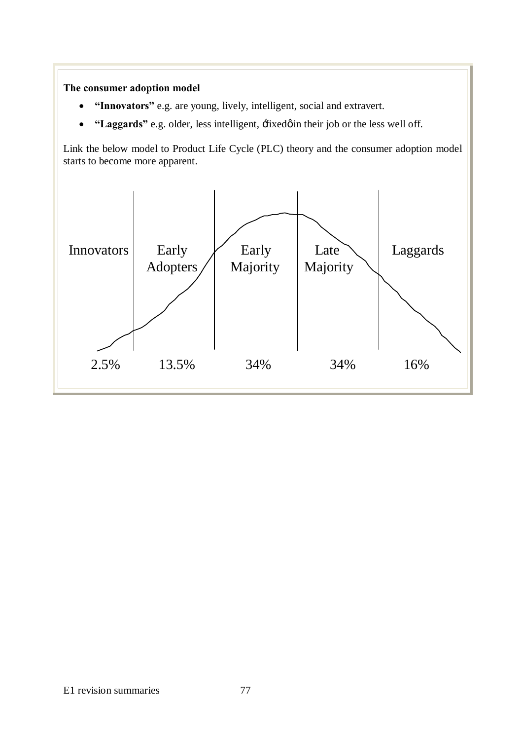**The consumer adoption model**

- **"Innovators"** e.g. are young, lively, intelligent, social and extravert.
- **"Laggards"** e.g. older, less intelligent, ‘fixed’ in their job or the less well off.

Link the below model to Product Life Cycle (PLC) theory and the consumer adoption model starts to become more apparent.

| Innovators | Early Adopters | Early Majority | Late Majority | Laggards |
| --- | --- | --- | --- | --- |
| 2.5% | 13.5% | 34% | 34% | 16% |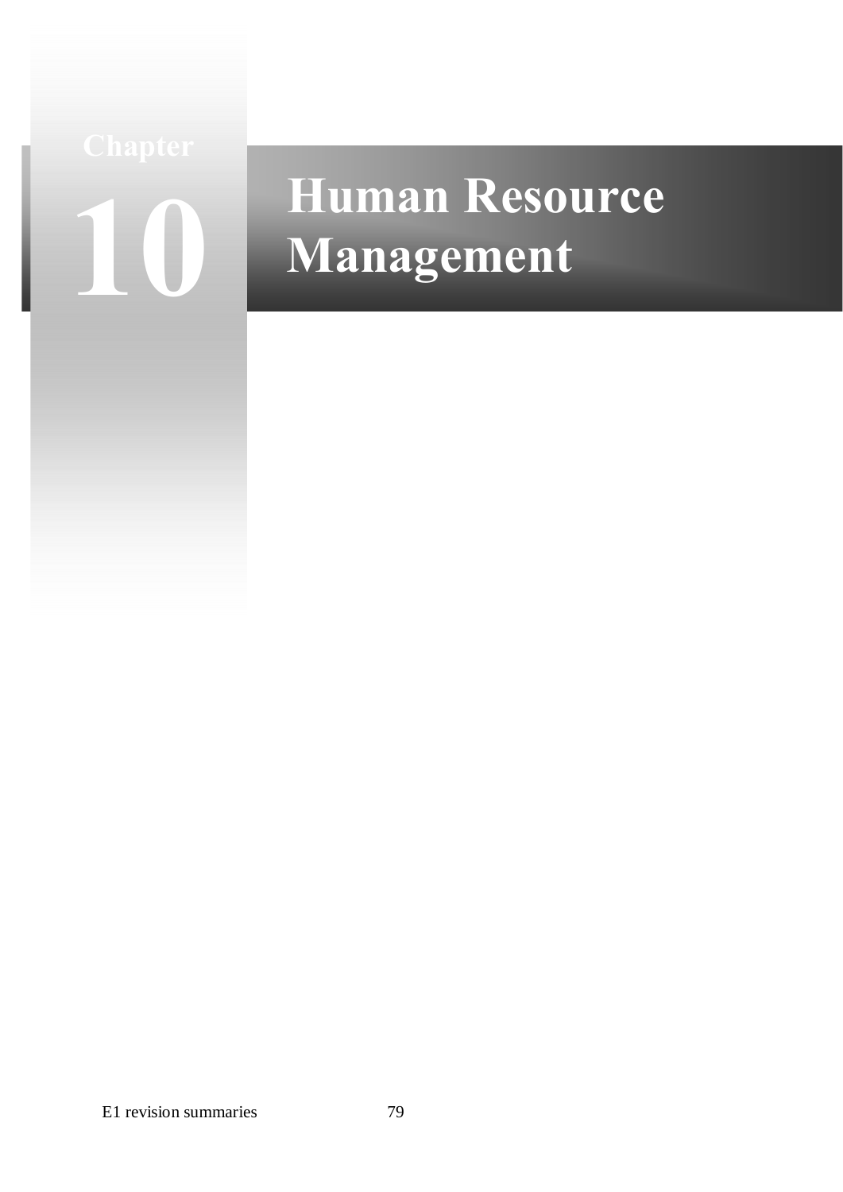# Chapter 10 Human Resource Management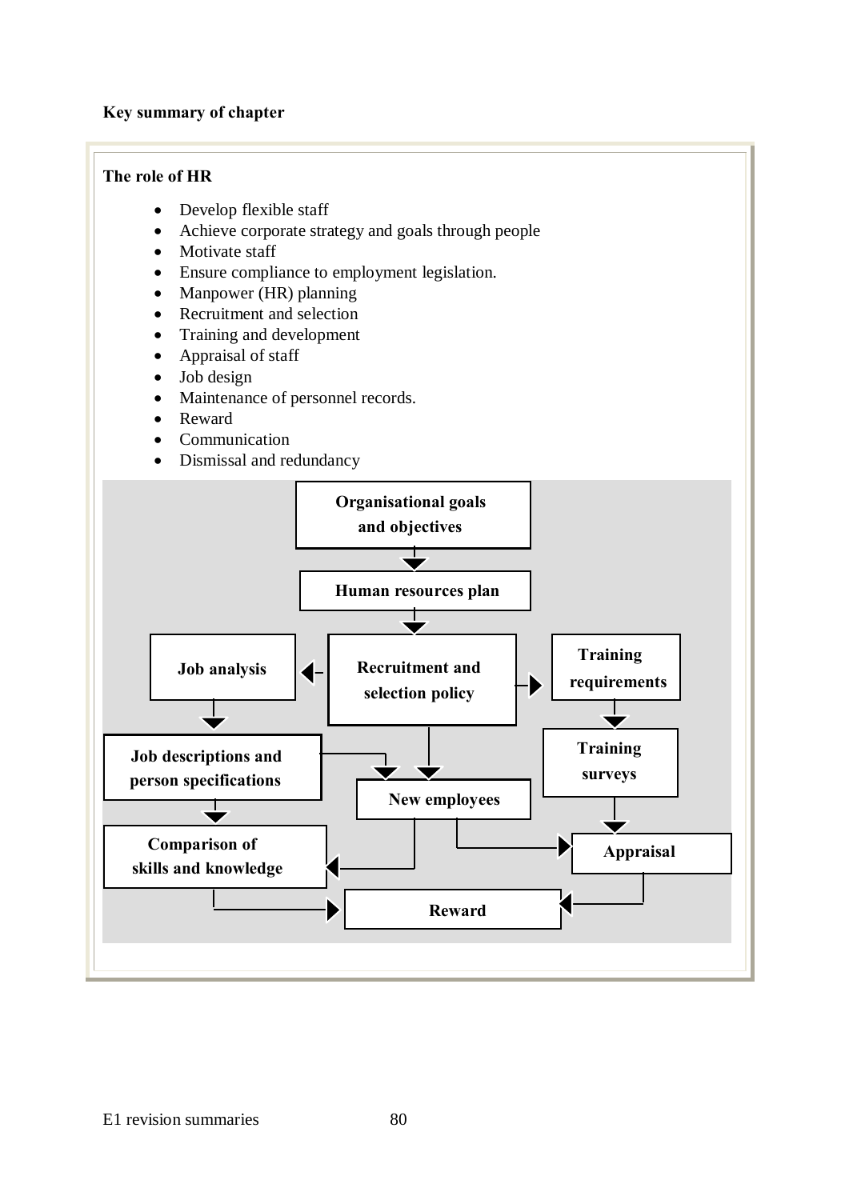**Key summary of chapter**

**The role of HR**

- Develop flexible staff
- Achieve corporate strategy and goals through people
- Motivate staff
- Ensure compliance to employment legislation.
- Manpower (HR) planning
- Recruitment and selection
- Training and development
- Appraisal of staff
- Job design
- Maintenance of personnel records.
- Reward
- Communication
- Dismissal and redundancy

Organisational goals and objectives

Human resources plan

Job analysis

Recruitment and selection policy

Training requirements

Job descriptions and person specifications

Training surveys

New employees

Comparison of skills and knowledge

Appraisal

Reward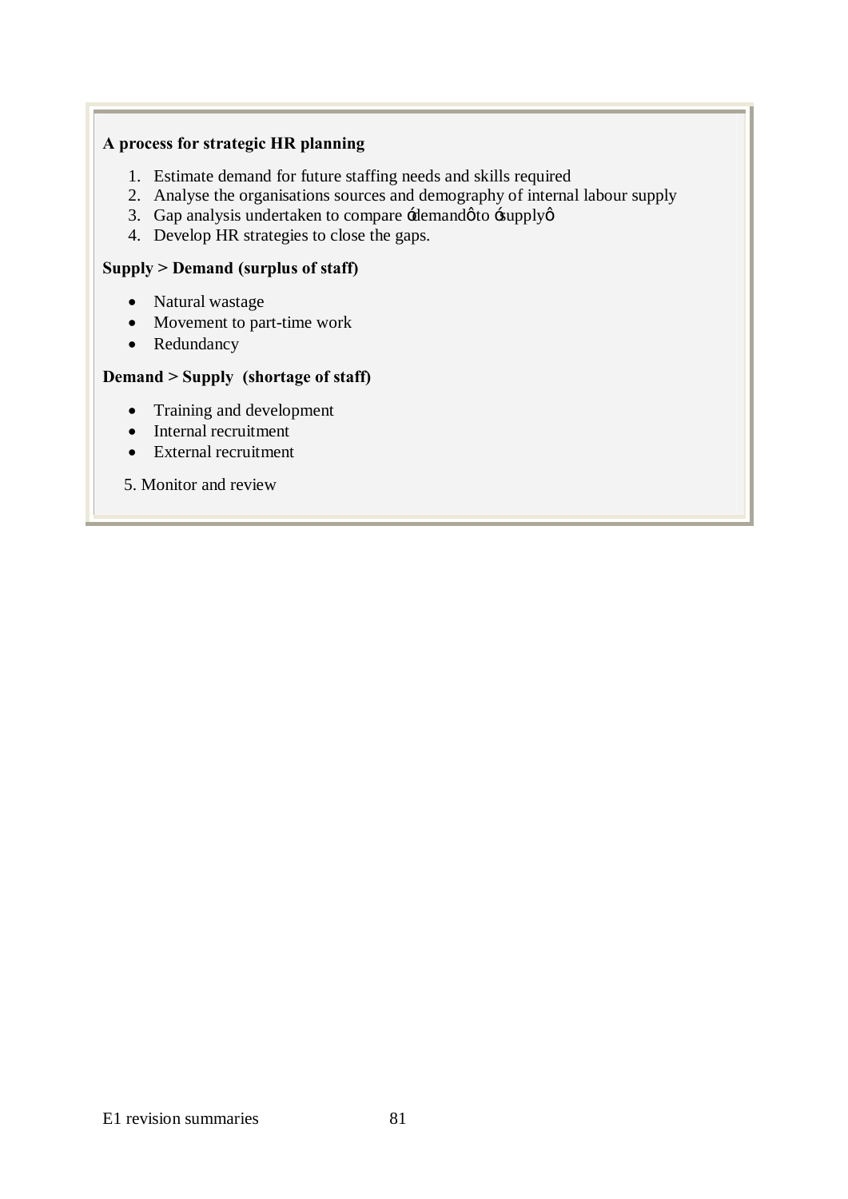**A process for strategic HR planning**

1. Estimate demand for future staffing needs and skills required
2. Analyse the organisations sources and demography of internal labour supply
3. Gap analysis undertaken to compare ‘demand’ to ‘supply’
4. Develop HR strategies to close the gaps.

**Supply > Demand (surplus of staff)**

- Natural wastage
- Movement to part-time work
- Redundancy

**Demand > Supply (shortage of staff)**

- Training and development
- Internal recruitment
- External recruitment

5. Monitor and review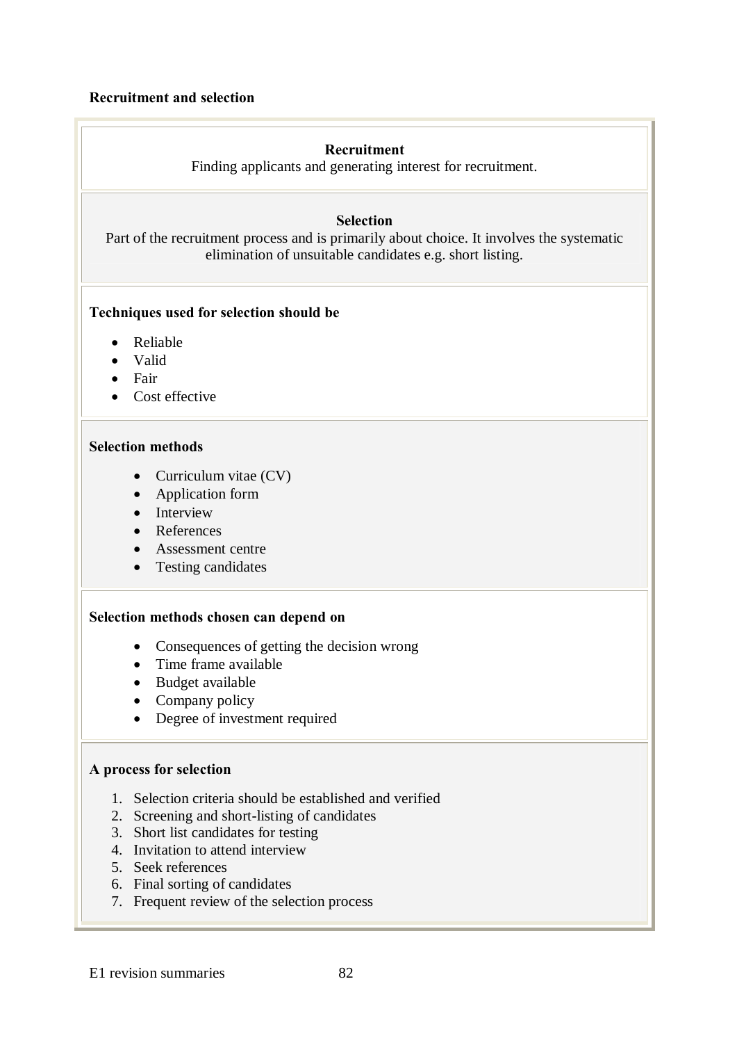**Recruitment and selection**

**Recruitment**

Finding applicants and generating interest for recruitment.

**Selection**

Part of the recruitment process and is primarily about choice. It involves the systematic elimination of unsuitable candidates e.g. short listing.

**Techniques used for selection should be**

- Reliable
- Valid
- Fair
- Cost effective

**Selection methods**

- Curriculum vitae (CV)
- Application form
- Interview
- References
- Assessment centre
- Testing candidates

**Selection methods chosen can depend on**

- Consequences of getting the decision wrong
- Time frame available
- Budget available
- Company policy
- Degree of investment required

**A process for selection**

1. Selection criteria should be established and verified
2. Screening and short-listing of candidates
3. Short list candidates for testing
4. Invitation to attend interview
5. Seek references
6. Final sorting of candidates
7. Frequent review of the selection process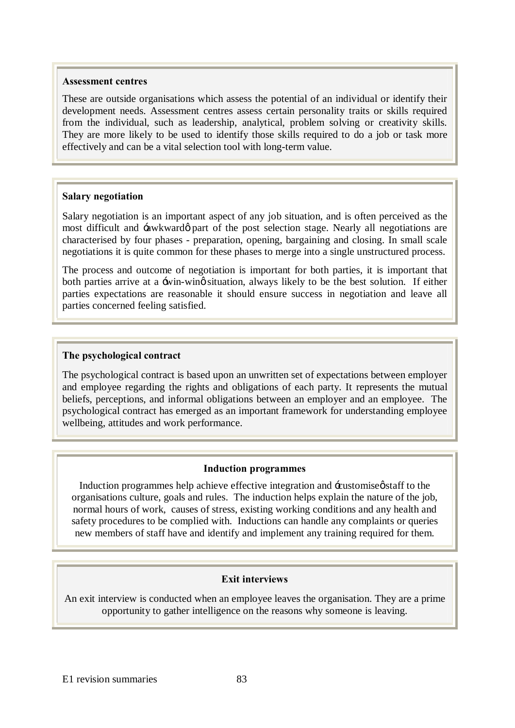**Assessment centres**

These are outside organisations which assess the potential of an individual or identify their development needs. Assessment centres assess certain personality traits or skills required from the individual, such as leadership, analytical, problem solving or creativity skills. They are more likely to be used to identify those skills required to do a job or task more effectively and can be a vital selection tool with long-term value.

**Salary negotiation**

Salary negotiation is an important aspect of any job situation, and is often perceived as the most difficult and 'awkward' part of the post selection stage. Nearly all negotiations are characterised by four phases - preparation, opening, bargaining and closing. In small scale negotiations it is quite common for these phases to merge into a single unstructured process.

The process and outcome of negotiation is important for both parties, it is important that both parties arrive at a 'win-win' situation, always likely to be the best solution. If either parties expectations are reasonable it should ensure success in negotiation and leave all parties concerned feeling satisfied.

**The psychological contract**

The psychological contract is based upon an unwritten set of expectations between employer and employee regarding the rights and obligations of each party. It represents the mutual beliefs, perceptions, and informal obligations between an employer and an employee. The psychological contract has emerged as an important framework for understanding employee wellbeing, attitudes and work performance.

**Induction programmes**

Induction programmes help achieve effective integration and 'customise' staff to the organisations culture, goals and rules. The induction helps explain the nature of the job, normal hours of work, causes of stress, existing working conditions and any health and safety procedures to be complied with. Inductions can handle any complaints or queries new members of staff have and identify and implement any training required for them.

**Exit interviews**

An exit interview is conducted when an employee leaves the organisation. They are a prime opportunity to gather intelligence on the reasons why someone is leaving.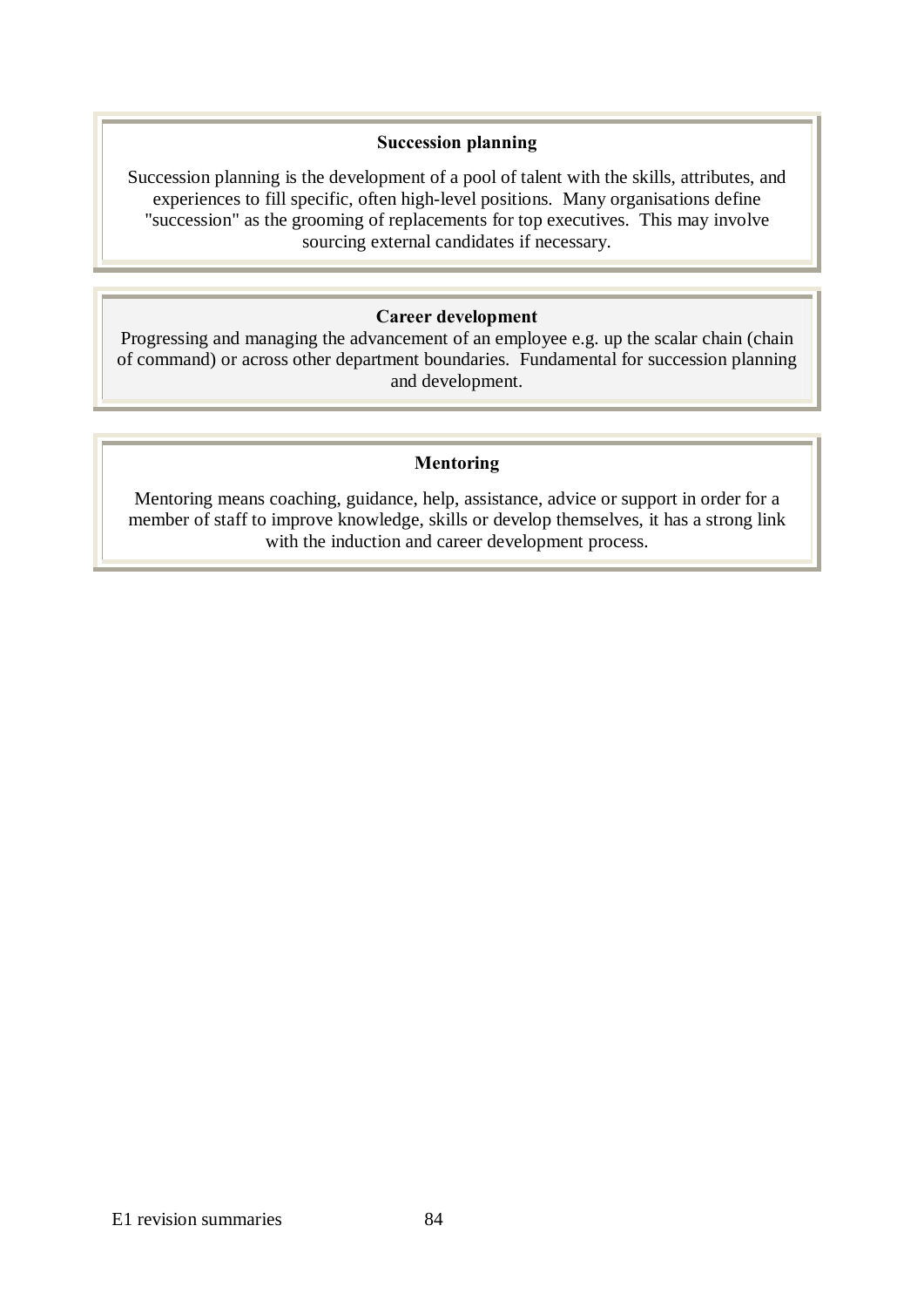### Succession planning

Succession planning is the development of a pool of talent with the skills, attributes, and experiences to fill specific, often high-level positions. Many organisations define "succession" as the grooming of replacements for top executives. This may involve sourcing external candidates if necessary.

### Career development

Progressing and managing the advancement of an employee e.g. up the scalar chain (chain of command) or across other department boundaries. Fundamental for succession planning and development.

### Mentoring

Mentoring means coaching, guidance, help, assistance, advice or support in order for a member of staff to improve knowledge, skills or develop themselves, it has a strong link with the induction and career development process.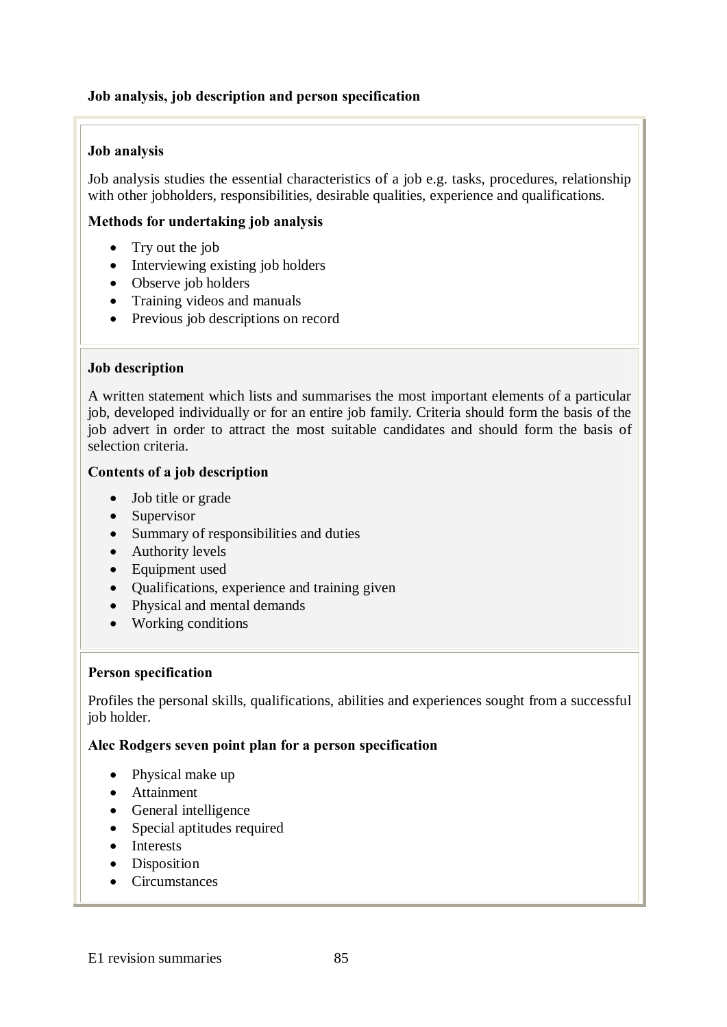## Job analysis, job description and person specification

### Job analysis

Job analysis studies the essential characteristics of a job e.g. tasks, procedures, relationship with other jobholders, responsibilities, desirable qualities, experience and qualifications.

**Methods for undertaking job analysis**

- Try out the job
- Interviewing existing job holders
- Observe job holders
- Training videos and manuals
- Previous job descriptions on record

### Job description

A written statement which lists and summarises the most important elements of a particular job, developed individually or for an entire job family. Criteria should form the basis of the job advert in order to attract the most suitable candidates and should form the basis of selection criteria.

**Contents of a job description**

- Job title or grade
- Supervisor
- Summary of responsibilities and duties
- Authority levels
- Equipment used
- Qualifications, experience and training given
- Physical and mental demands
- Working conditions

### Person specification

Profiles the personal skills, qualifications, abilities and experiences sought from a successful job holder.

**Alec Rodgers seven point plan for a person specification**

- Physical make up
- Attainment
- General intelligence
- Special aptitudes required
- Interests
- Disposition
- Circumstances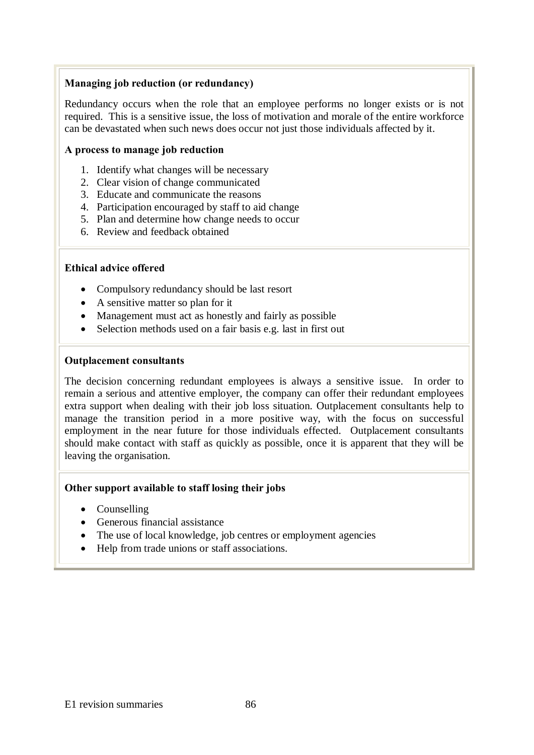**Managing job reduction (or redundancy)**

Redundancy occurs when the role that an employee performs no longer exists or is not required. This is a sensitive issue, the loss of motivation and morale of the entire workforce can be devastated when such news does occur not just those individuals affected by it.

**A process to manage job reduction**

1. Identify what changes will be necessary
2. Clear vision of change communicated
3. Educate and communicate the reasons
4. Participation encouraged by staff to aid change
5. Plan and determine how change needs to occur
6. Review and feedback obtained

**Ethical advice offered**

- Compulsory redundancy should be last resort
- A sensitive matter so plan for it
- Management must act as honestly and fairly as possible
- Selection methods used on a fair basis e.g. last in first out

**Outplacement consultants**

The decision concerning redundant employees is always a sensitive issue. In order to remain a serious and attentive employer, the company can offer their redundant employees extra support when dealing with their job loss situation. Outplacement consultants help to manage the transition period in a more positive way, with the focus on successful employment in the near future for those individuals effected. Outplacement consultants should make contact with staff as quickly as possible, once it is apparent that they will be leaving the organisation.

**Other support available to staff losing their jobs**

- Counselling
- Generous financial assistance
- The use of local knowledge, job centres or employment agencies
- Help from trade unions or staff associations.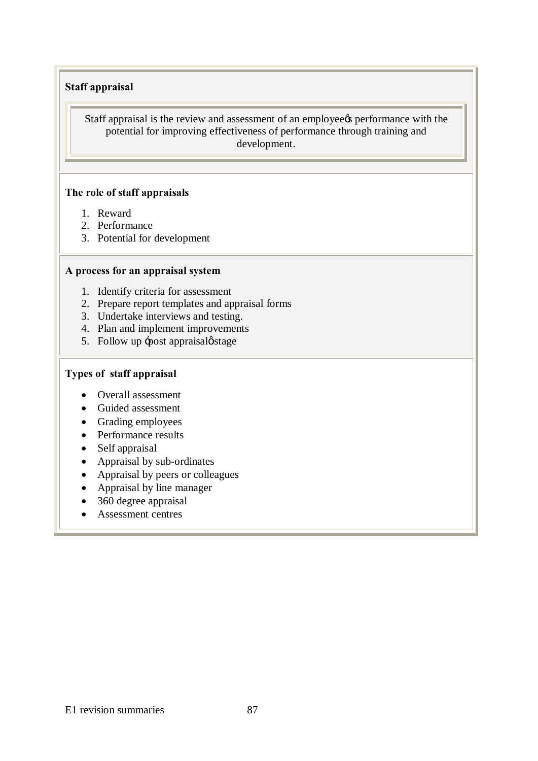## Staff appraisal

Staff appraisal is the review and assessment of an employee's performance with the potential for improving effectiveness of performance through training and development.

### The role of staff appraisals

1. Reward
2. Performance
3. Potential for development

### A process for an appraisal system

1. Identify criteria for assessment
2. Prepare report templates and appraisal forms
3. Undertake interviews and testing.
4. Plan and implement improvements
5. Follow up 'post appraisal' stage

### Types of staff appraisal

- Overall assessment
- Guided assessment
- Grading employees
- Performance results
- Self appraisal
- Appraisal by sub-ordinates
- Appraisal by peers or colleagues
- Appraisal by line manager
- 360 degree appraisal
- Assessment centres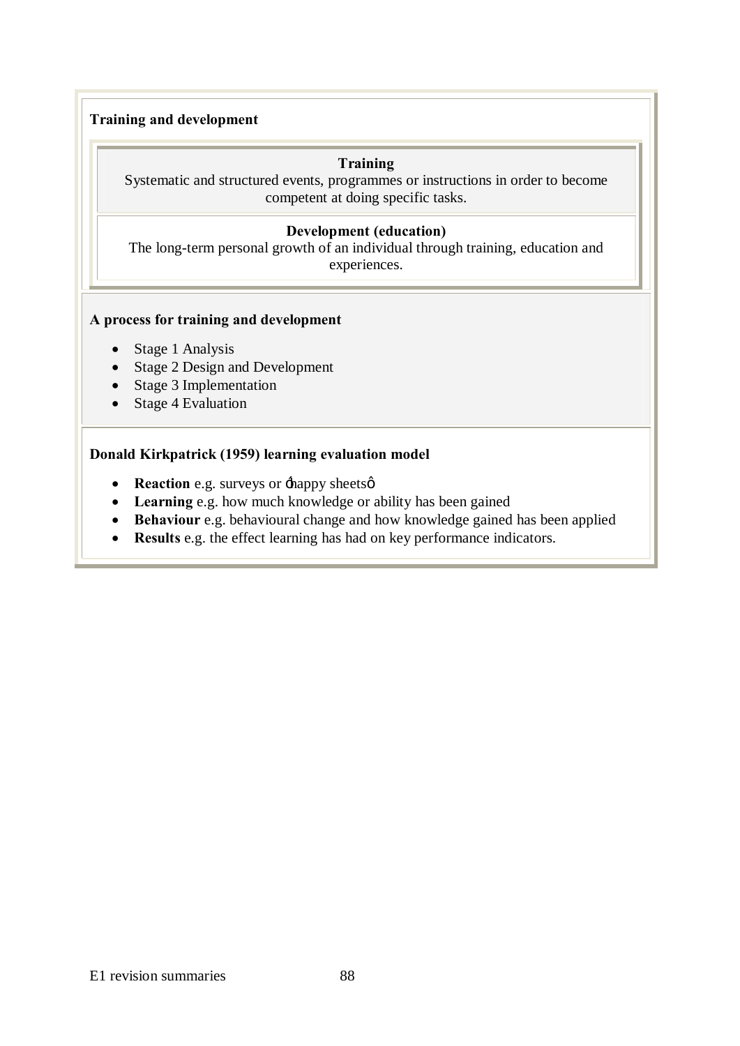**Training and development**

**Training**
Systematic and structured events, programmes or instructions in order to become competent at doing specific tasks.

**Development (education)**
The long-term personal growth of an individual through training, education and experiences.

**A process for training and development**

- Stage 1 Analysis
- Stage 2 Design and Development
- Stage 3 Implementation
- Stage 4 Evaluation

**Donald Kirkpatrick (1959) learning evaluation model**

- **Reaction** e.g. surveys or ‘happy sheets’
- **Learning** e.g. how much knowledge or ability has been gained
- **Behaviour** e.g. behavioural change and how knowledge gained has been applied
- **Results** e.g. the effect learning has had on key performance indicators.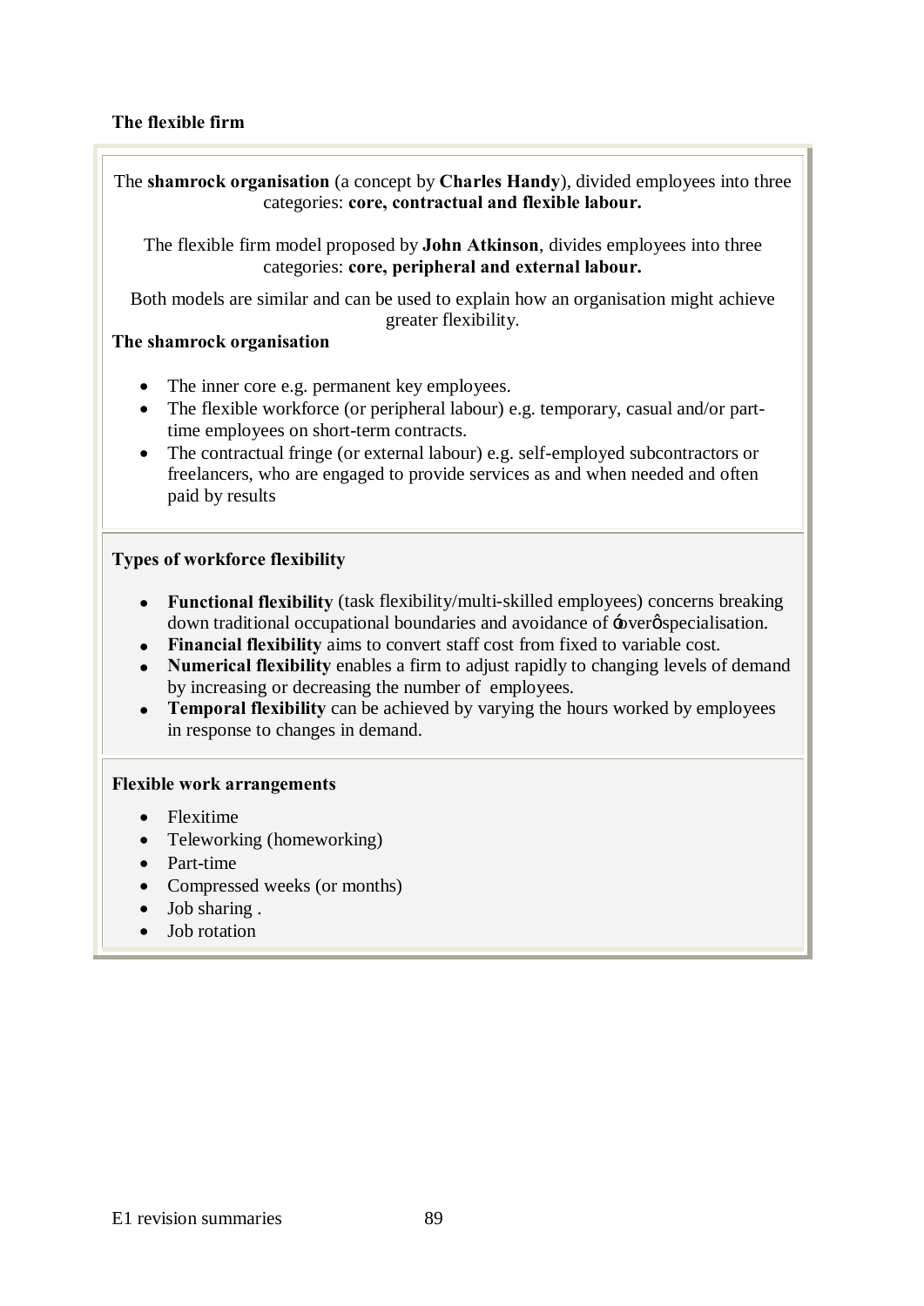**The flexible firm**

The **shamrock organisation** (a concept by **Charles Handy**), divided employees into three categories: **core, contractual and flexible labour.**

The flexible firm model proposed by **John Atkinson**, divides employees into three categories: **core, peripheral and external labour.**

Both models are similar and can be used to explain how an organisation might achieve greater flexibility.

**The shamrock organisation**

- The inner core e.g. permanent key employees.
- The flexible workforce (or peripheral labour) e.g. temporary, casual and/or part-time employees on short-term contracts.
- The contractual fringe (or external labour) e.g. self-employed subcontractors or freelancers, who are engaged to provide services as and when needed and often paid by results

**Types of workforce flexibility**

- **Functional flexibility** (task flexibility/multi-skilled employees) concerns breaking down traditional occupational boundaries and avoidance of 'over' specialisation.
- **Financial flexibility** aims to convert staff cost from fixed to variable cost.
- **Numerical flexibility** enables a firm to adjust rapidly to changing levels of demand by increasing or decreasing the number of employees.
- **Temporal flexibility** can be achieved by varying the hours worked by employees in response to changes in demand.

**Flexible work arrangements**

- Flexitime
- Teleworking (homeworking)
- Part-time
- Compressed weeks (or months)
- Job sharing .
- Job rotation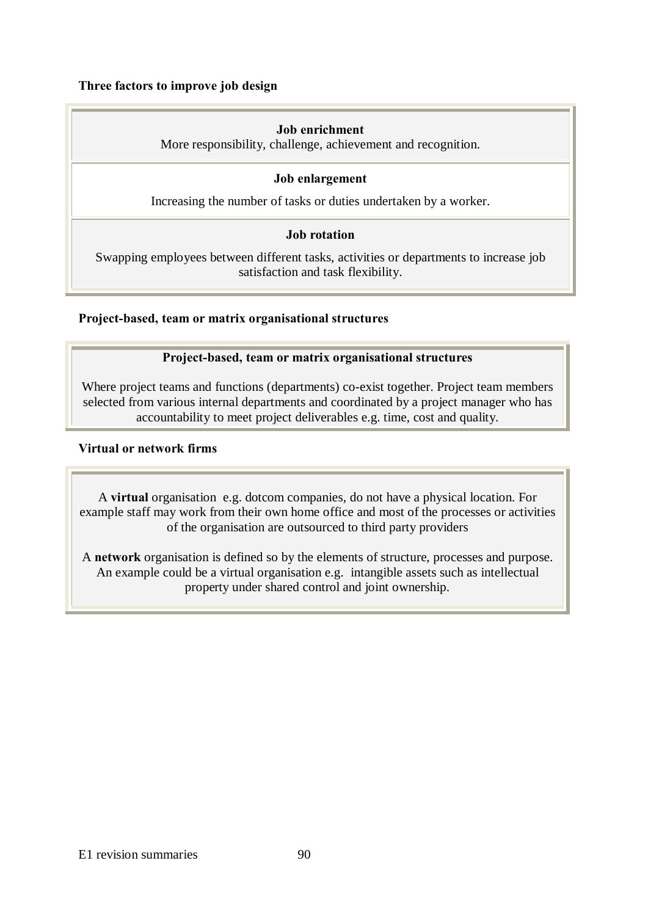**Three factors to improve job design**

| **Job enrichment** |
| --- |
| More responsibility, challenge, achievement and recognition. |
| **Job enlargement** |
| Increasing the number of tasks or duties undertaken by a worker. |
| **Job rotation** |
| Swapping employees between different tasks, activities or departments to increase job satisfaction and task flexibility. |

**Project-based, team or matrix organisational structures**

| **Project-based, team or matrix organisational structures** |
| --- |
| Where project teams and functions (departments) co-exist together. Project team members selected from various internal departments and coordinated by a project manager who has accountability to meet project deliverables e.g. time, cost and quality. |

**Virtual or network firms**

A **virtual** organisation e.g. dotcom companies, do not have a physical location. For example staff may work from their own home office and most of the processes or activities of the organisation are outsourced to third party providers

A **network** organisation is defined so by the elements of structure, processes and purpose. An example could be a virtual organisation e.g. intangible assets such as intellectual property under shared control and joint ownership.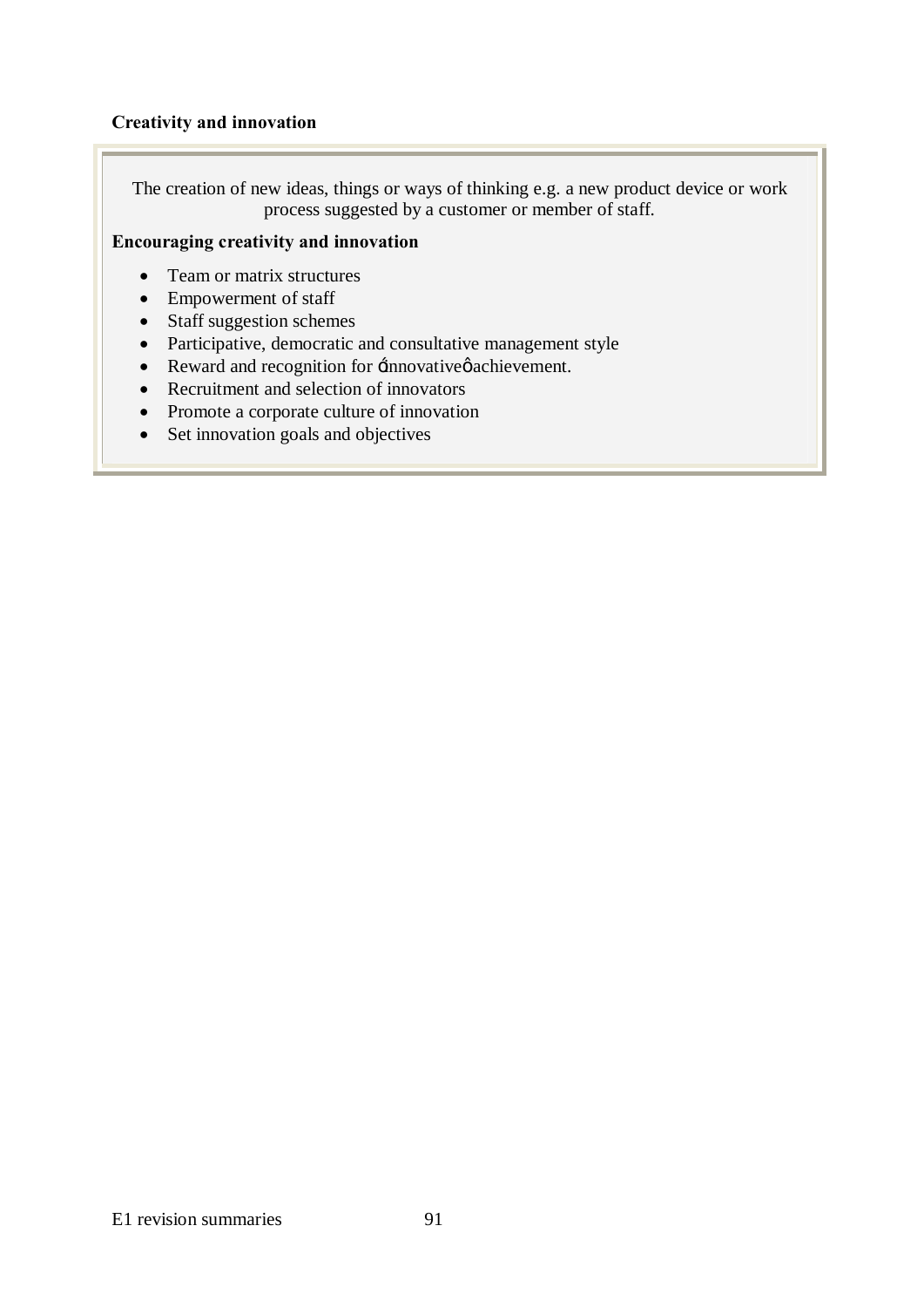**Creativity and innovation**

The creation of new ideas, things or ways of thinking e.g. a new product device or work process suggested by a customer or member of staff.

**Encouraging creativity and innovation**

- Team or matrix structures
- Empowerment of staff
- Staff suggestion schemes
- Participative, democratic and consultative management style
- Reward and recognition for ‘innovative’ achievement.
- Recruitment and selection of innovators
- Promote a corporate culture of innovation
- Set innovation goals and objectives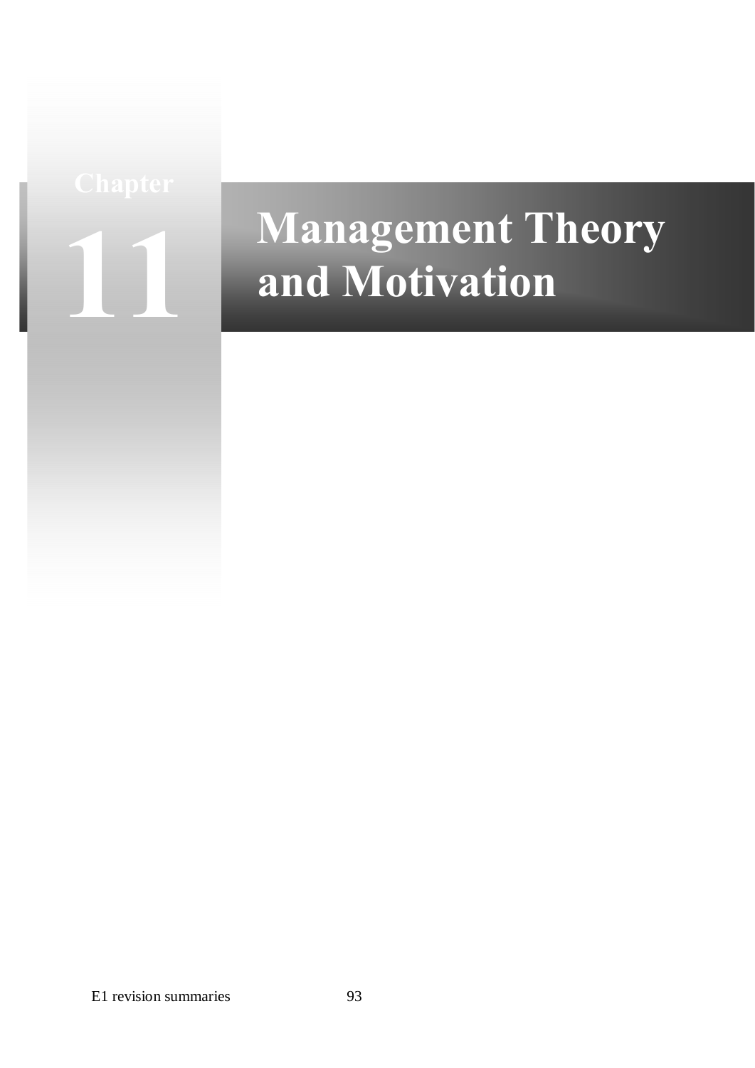# Chapter 11

# Management Theory and Motivation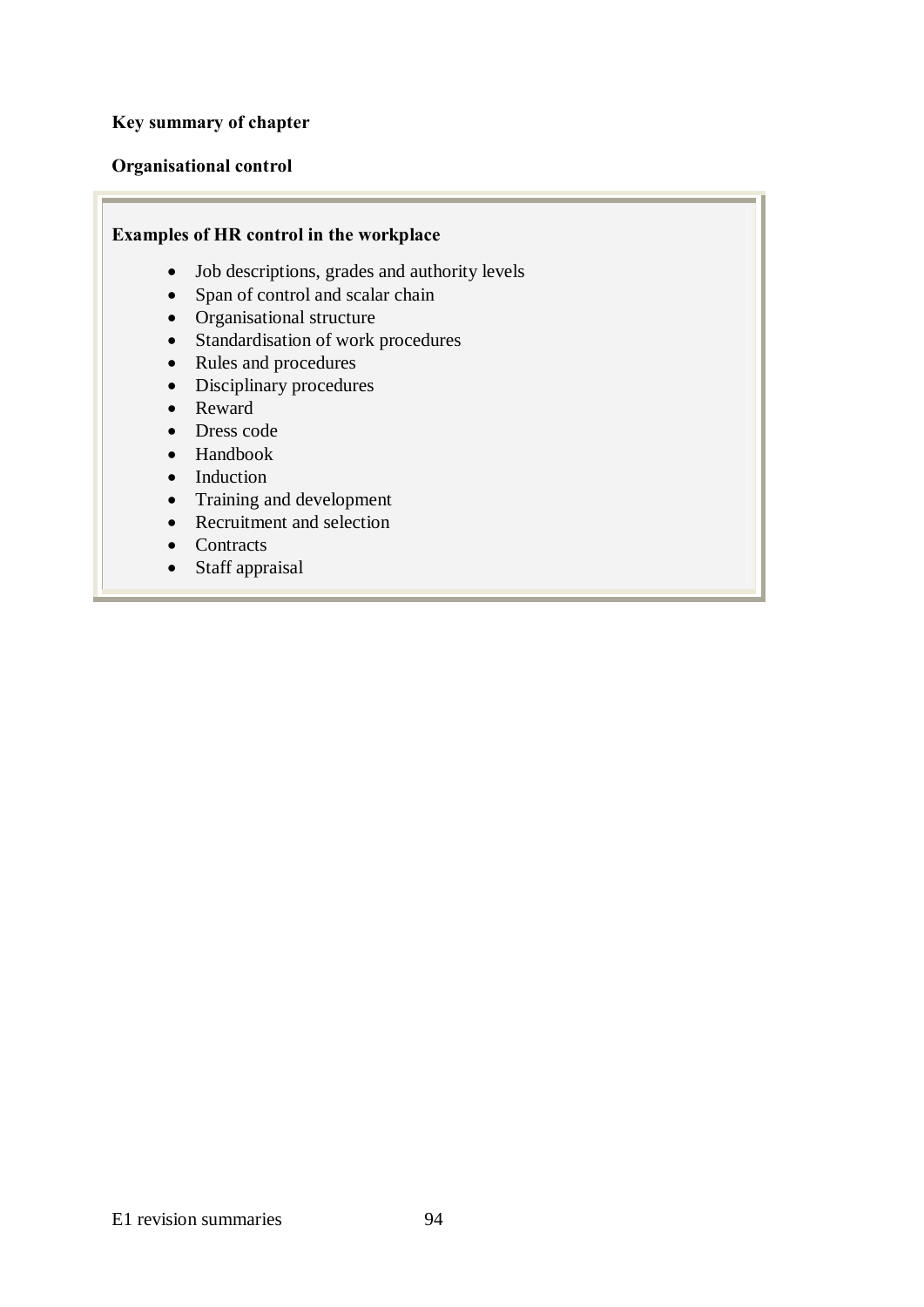**Key summary of chapter**

**Organisational control**

**Examples of HR control in the workplace**

- Job descriptions, grades and authority levels
- Span of control and scalar chain
- Organisational structure
- Standardisation of work procedures
- Rules and procedures
- Disciplinary procedures
- Reward
- Dress code
- Handbook
- Induction
- Training and development
- Recruitment and selection
- Contracts
- Staff appraisal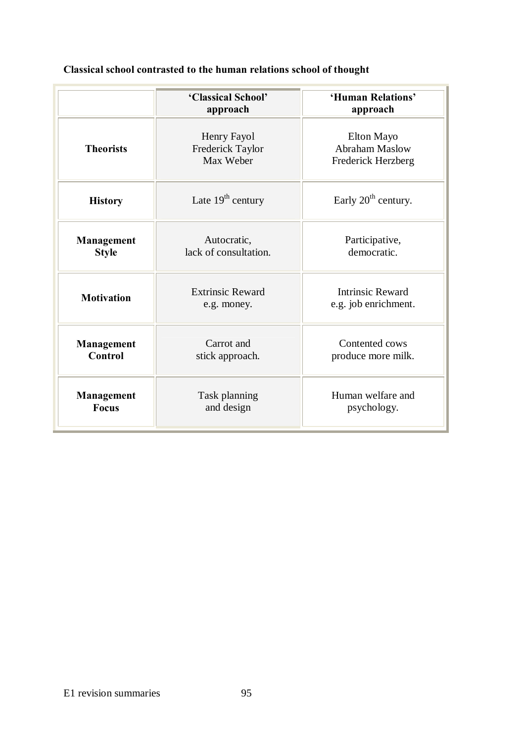**Classical school contrasted to the human relations school of thought**

| | 'Classical School' approach | 'Human Relations' approach |
|---|---|---|
| **Theorists** | Henry Fayol<br>Frederick Taylor<br>Max Weber | Elton Mayo<br>Abraham Maslow<br>Frederick Herzberg |
| **History** | Late 19th century | Early 20th century. |
| **Management Style** | Autocratic,<br>lack of consultation. | Participative,<br>democratic. |
| **Motivation** | Extrinsic Reward<br>e.g. money. | Intrinsic Reward<br>e.g. job enrichment. |
| **Management Control** | Carrot and<br>stick approach. | Contented cows<br>produce more milk. |
| **Management Focus** | Task planning<br>and design | Human welfare and<br>psychology. |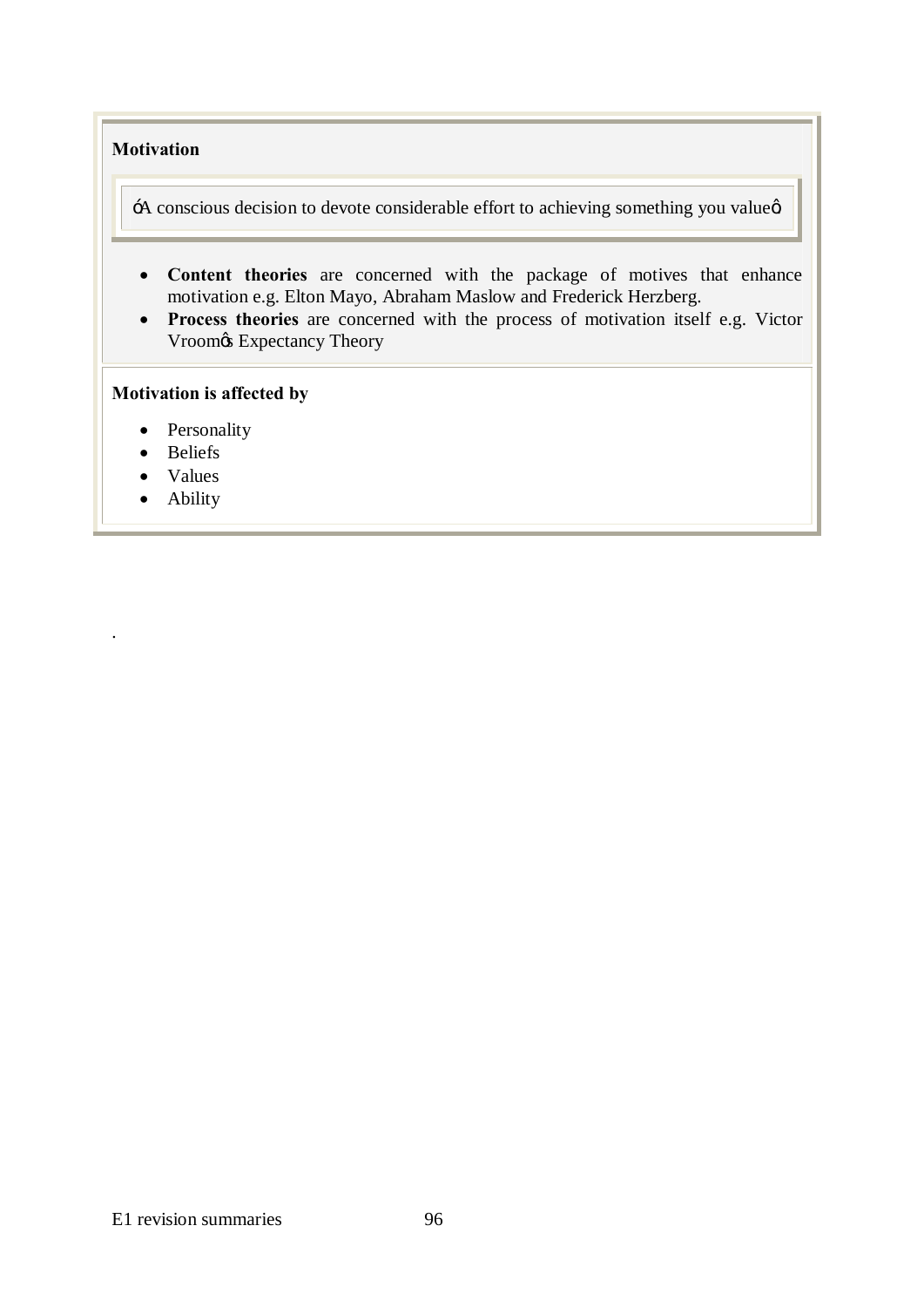**Motivation**

'A conscious decision to devote considerable effort to achieving something you value'

- **Content theories** are concerned with the package of motives that enhance motivation e.g. Elton Mayo, Abraham Maslow and Frederick Herzberg.
- **Process theories** are concerned with the process of motivation itself e.g. Victor Vroom's Expectancy Theory

**Motivation is affected by**

- Personality
- Beliefs
- Values
- Ability

.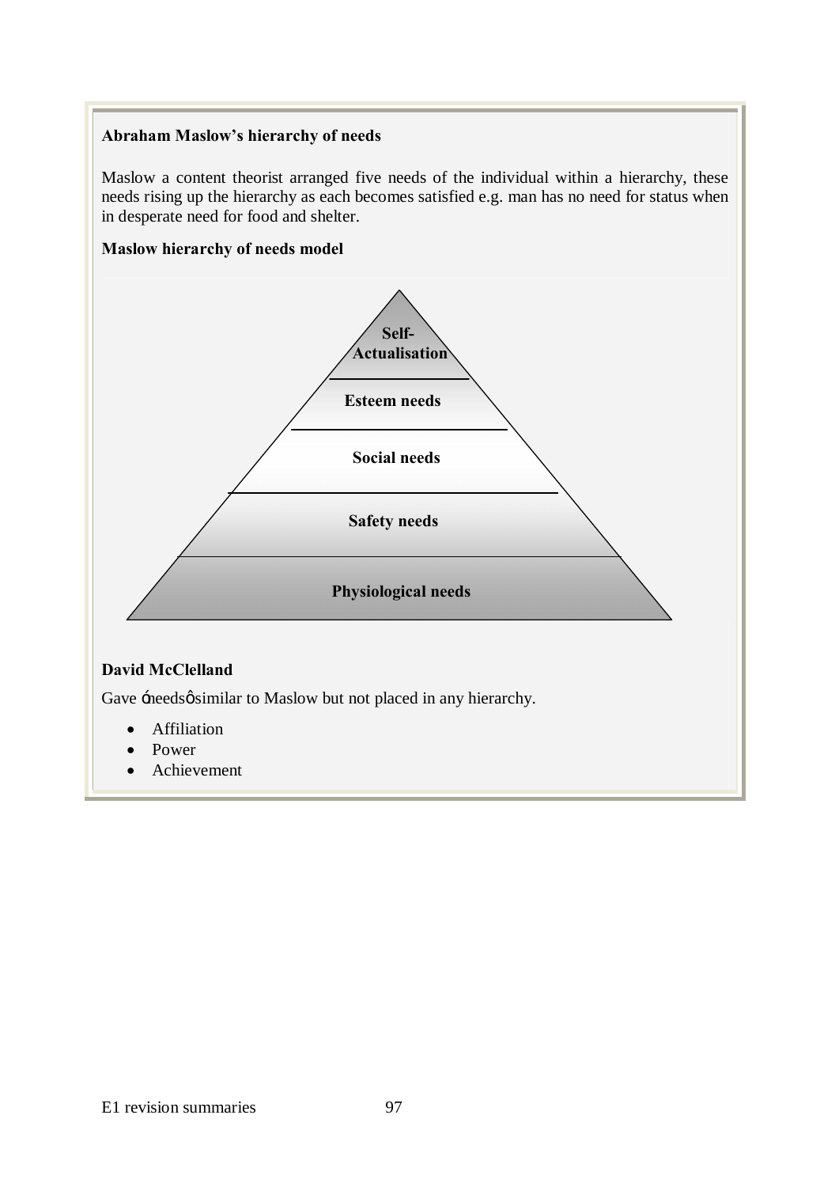**Abraham Maslow's hierarchy of needs**

Maslow a content theorist arranged five needs of the individual within a hierarchy, these needs rising up the hierarchy as each becomes satisfied e.g. man has no need for status when in desperate need for food and shelter.

**Maslow hierarchy of needs model**

- Self-Actualisation
- Esteem needs
- Social needs
- Safety needs
- Physiological needs

**David McClelland**

Gave 'needs' similar to Maslow but not placed in any hierarchy.

- Affiliation
- Power
- Achievement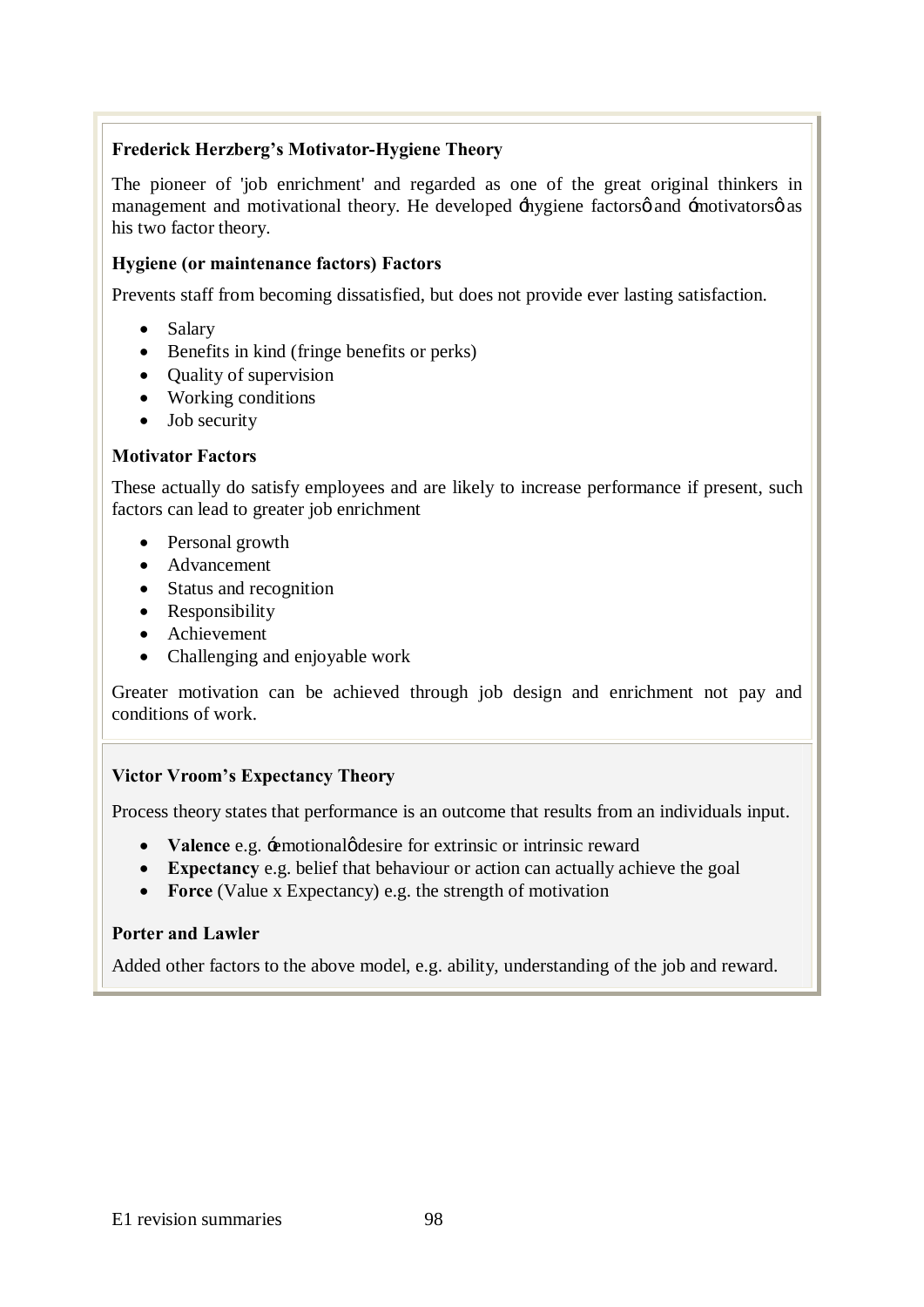### Frederick Herzberg's Motivator-Hygiene Theory

The pioneer of 'job enrichment' and regarded as one of the great original thinkers in management and motivational theory. He developed ‘hygiene factors’ and ‘motivators’ as his two factor theory.

#### Hygiene (or maintenance factors) Factors

Prevents staff from becoming dissatisfied, but does not provide ever lasting satisfaction.

- Salary
- Benefits in kind (fringe benefits or perks)
- Quality of supervision
- Working conditions
- Job security

#### Motivator Factors

These actually do satisfy employees and are likely to increase performance if present, such factors can lead to greater job enrichment

- Personal growth
- Advancement
- Status and recognition
- Responsibility
- Achievement
- Challenging and enjoyable work

Greater motivation can be achieved through job design and enrichment not pay and conditions of work.

### Victor Vroom's Expectancy Theory

Process theory states that performance is an outcome that results from an individuals input.

- **Valence** e.g. ‘emotional’ desire for extrinsic or intrinsic reward
- **Expectancy** e.g. belief that behaviour or action can actually achieve the goal
- **Force** (Value x Expectancy) e.g. the strength of motivation

#### Porter and Lawler

Added other factors to the above model, e.g. ability, understanding of the job and reward.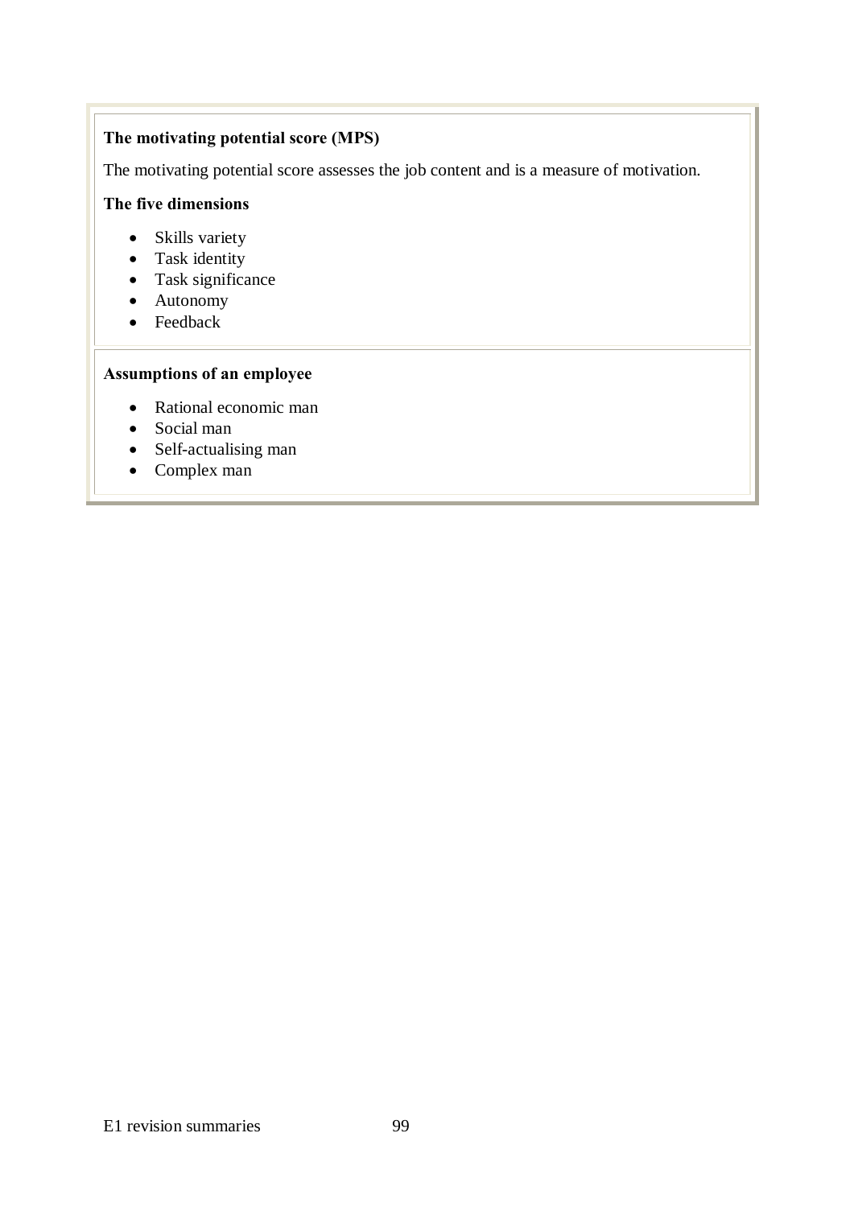**The motivating potential score (MPS)**

The motivating potential score assesses the job content and is a measure of motivation.

**The five dimensions**

- Skills variety
- Task identity
- Task significance
- Autonomy
- Feedback

**Assumptions of an employee**

- Rational economic man
- Social man
- Self-actualising man
- Complex man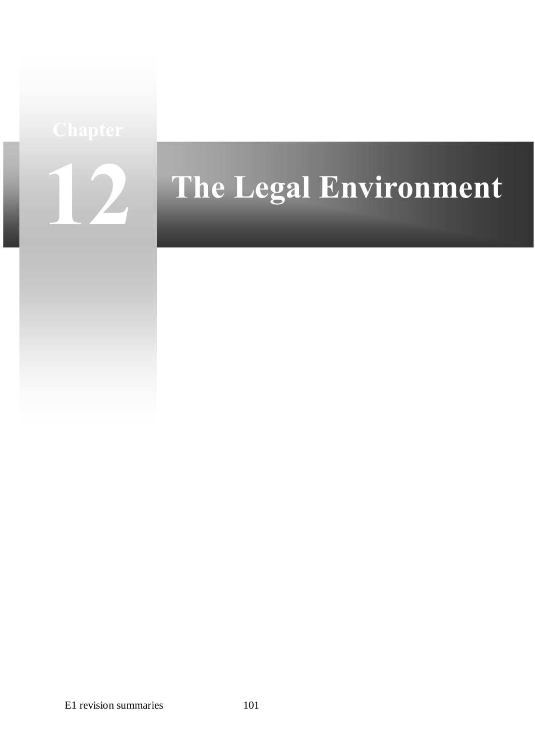# Chapter 12 The Legal Environment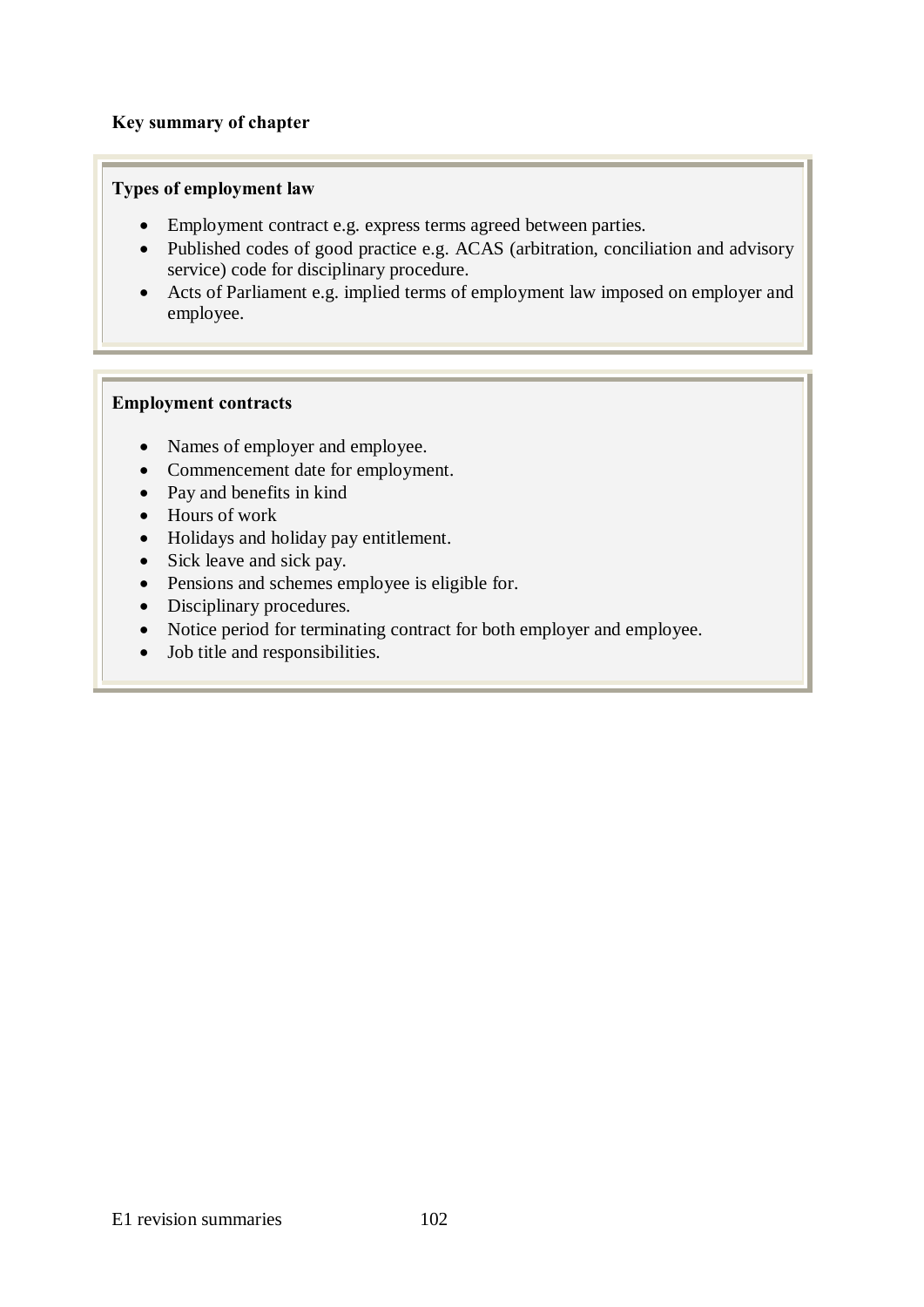**Key summary of chapter**

**Types of employment law**

- Employment contract e.g. express terms agreed between parties.
- Published codes of good practice e.g. ACAS (arbitration, conciliation and advisory service) code for disciplinary procedure.
- Acts of Parliament e.g. implied terms of employment law imposed on employer and employee.

**Employment contracts**

- Names of employer and employee.
- Commencement date for employment.
- Pay and benefits in kind
- Hours of work
- Holidays and holiday pay entitlement.
- Sick leave and sick pay.
- Pensions and schemes employee is eligible for.
- Disciplinary procedures.
- Notice period for terminating contract for both employer and employee.
- Job title and responsibilities.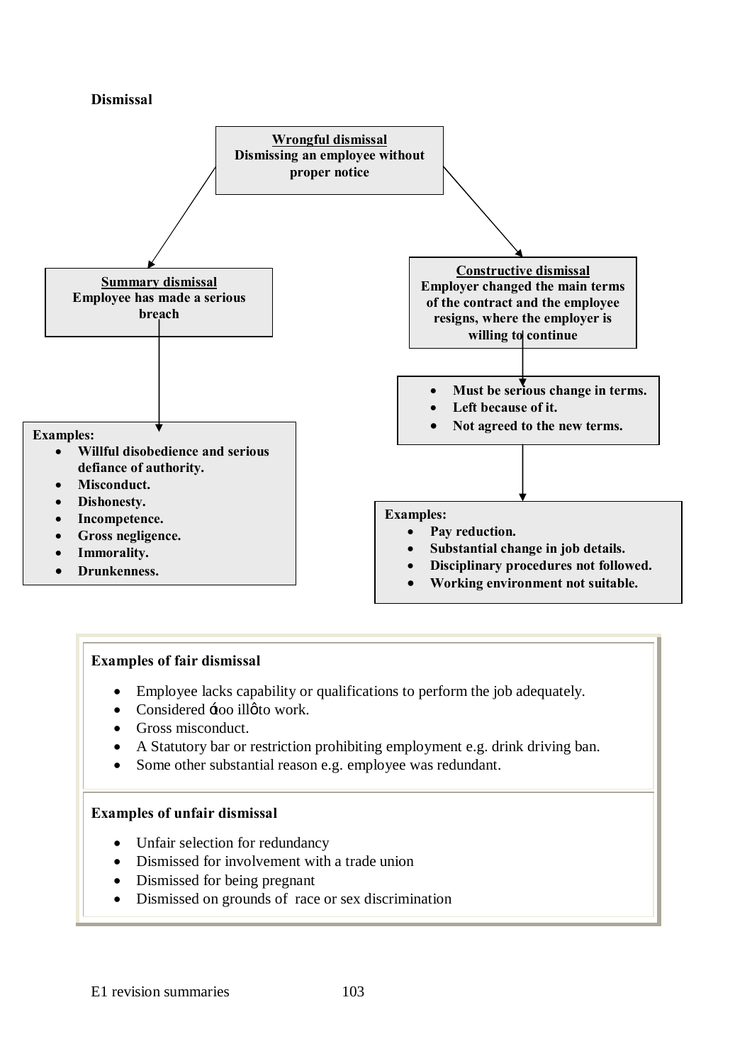**Dismissal**

**Wrongful dismissal**
**Dismissing an employee without proper notice**

**Summary dismissal**
**Employee has made a serious breach**

**Examples:**

- **Willful disobedience and serious defiance of authority.**
- **Misconduct.**
- **Dishonesty.**
- **Incompetence.**
- **Gross negligence.**
- **Immorality.**
- **Drunkenness.**

**Constructive dismissal**
**Employer changed the main terms of the contract and the employee resigns, where the employer is willing to continue**

- **Must be serious change in terms.**
- **Left because of it.**
- **Not agreed to the new terms.**

**Examples:**

- **Pay reduction.**
- **Substantial change in job details.**
- **Disciplinary procedures not followed.**
- **Working environment not suitable.**

**Examples of fair dismissal**

- Employee lacks capability or qualifications to perform the job adequately.
- Considered 'too ill' to work.
- Gross misconduct.
- A Statutory bar or restriction prohibiting employment e.g. drink driving ban.
- Some other substantial reason e.g. employee was redundant.

**Examples of unfair dismissal**

- Unfair selection for redundancy
- Dismissed for involvement with a trade union
- Dismissed for being pregnant
- Dismissed on grounds of race or sex discrimination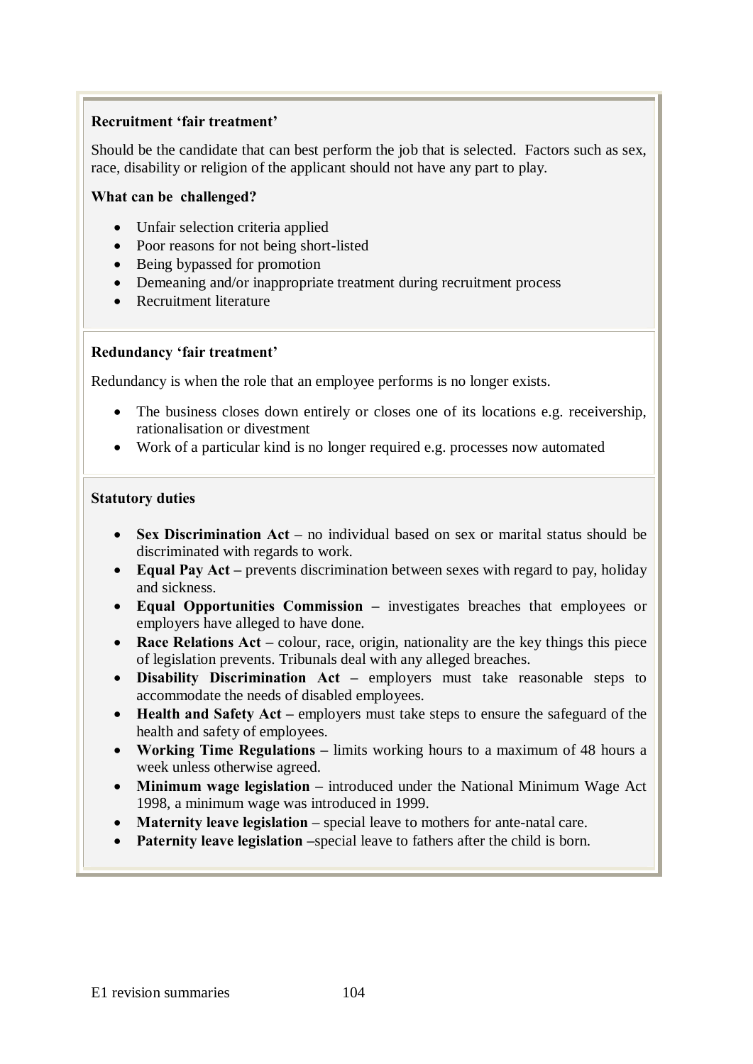**Recruitment 'fair treatment'**

Should be the candidate that can best perform the job that is selected. Factors such as sex, race, disability or religion of the applicant should not have any part to play.

**What can be challenged?**

- Unfair selection criteria applied
- Poor reasons for not being short-listed
- Being bypassed for promotion
- Demeaning and/or inappropriate treatment during recruitment process
- Recruitment literature

**Redundancy 'fair treatment'**

Redundancy is when the role that an employee performs is no longer exists.

- The business closes down entirely or closes one of its locations e.g. receivership, rationalisation or divestment
- Work of a particular kind is no longer required e.g. processes now automated

**Statutory duties**

- **Sex Discrimination Act –** no individual based on sex or marital status should be discriminated with regards to work.
- **Equal Pay Act –** prevents discrimination between sexes with regard to pay, holiday and sickness.
- **Equal Opportunities Commission –** investigates breaches that employees or employers have alleged to have done.
- **Race Relations Act –** colour, race, origin, nationality are the key things this piece of legislation prevents. Tribunals deal with any alleged breaches.
- **Disability Discrimination Act –** employers must take reasonable steps to accommodate the needs of disabled employees.
- **Health and Safety Act –** employers must take steps to ensure the safeguard of the health and safety of employees.
- **Working Time Regulations –** limits working hours to a maximum of 48 hours a week unless otherwise agreed.
- **Minimum wage legislation –** introduced under the National Minimum Wage Act 1998, a minimum wage was introduced in 1999.
- **Maternity leave legislation –** special leave to mothers for ante-natal care.
- **Paternity leave legislation –**special leave to fathers after the child is born.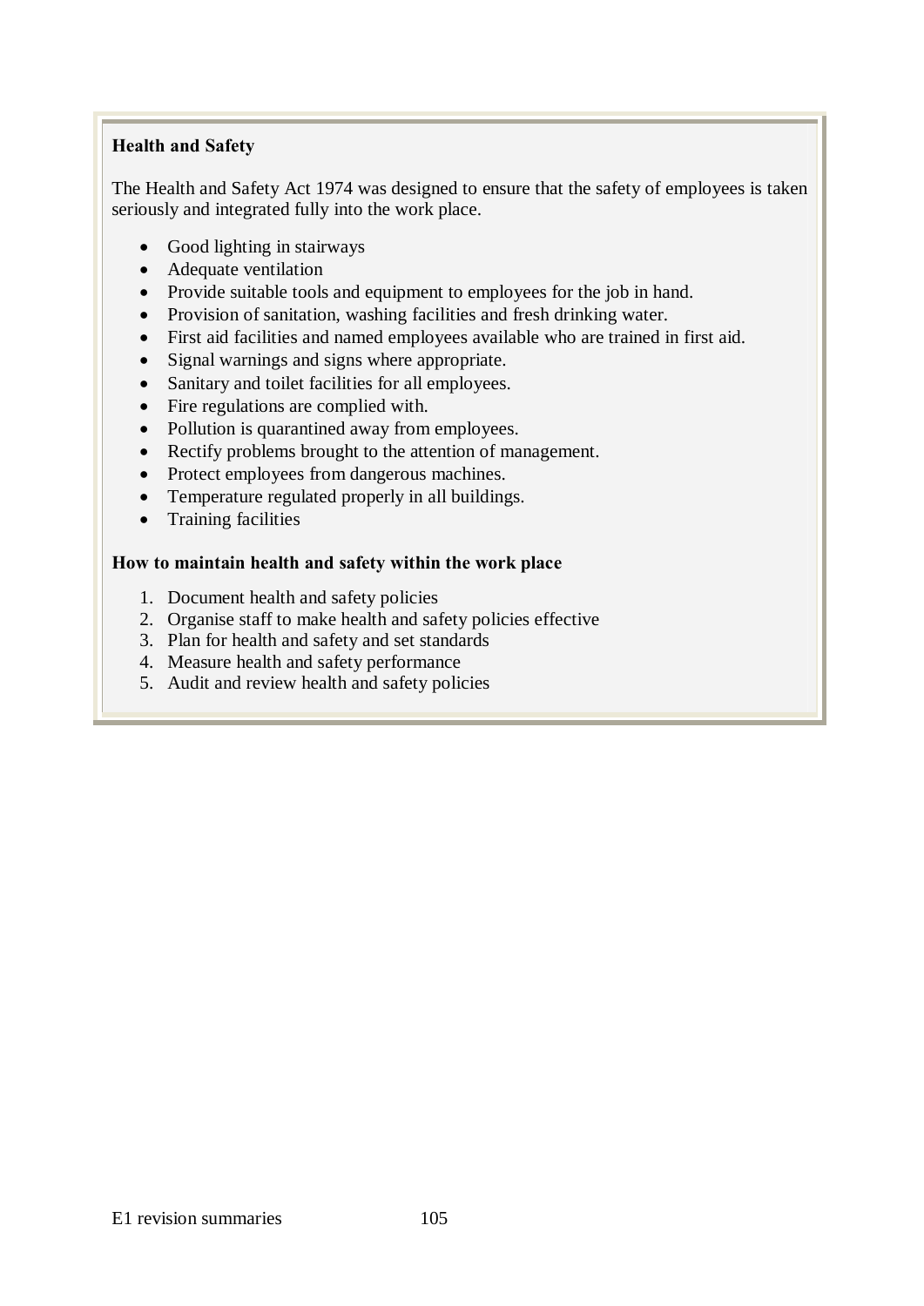**Health and Safety**

The Health and Safety Act 1974 was designed to ensure that the safety of employees is taken seriously and integrated fully into the work place.

- Good lighting in stairways
- Adequate ventilation
- Provide suitable tools and equipment to employees for the job in hand.
- Provision of sanitation, washing facilities and fresh drinking water.
- First aid facilities and named employees available who are trained in first aid.
- Signal warnings and signs where appropriate.
- Sanitary and toilet facilities for all employees.
- Fire regulations are complied with.
- Pollution is quarantined away from employees.
- Rectify problems brought to the attention of management.
- Protect employees from dangerous machines.
- Temperature regulated properly in all buildings.
- Training facilities

**How to maintain health and safety within the work place**

1. Document health and safety policies
2. Organise staff to make health and safety policies effective
3. Plan for health and safety and set standards
4. Measure health and safety performance
5. Audit and review health and safety policies